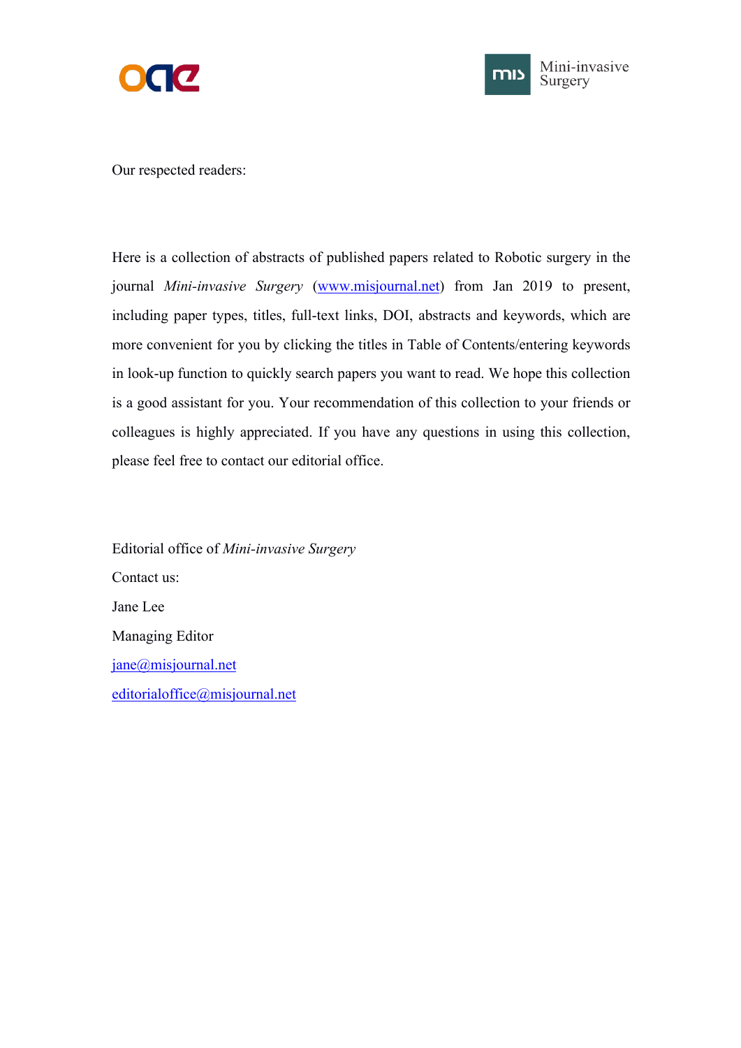Our respected readers:

Here is a collection of abstracts of published papers related to Robotic surgery in the journal *Mini-invasive Surgery* (www.misjournal.net) from Jan 2019 to present, including paper types, titles, full-text links, DOI, abstracts and keywords, which are more convenient for you by clicking the titles in Table of Contents/entering keywords in look-up function to quickly search papers you want to read. We hope this collection is a good assistant for you. Your recommendation of this collection to your friends or colleagues is highly appreciated. If you have any questions in using this collection, please feel free to contact our editorial office.

Editorial office of *Mini-invasive Surgery*

Contact us:

Jane Lee

Managing Editor

jane@misjournal.net

editorialoffice@misjournal.net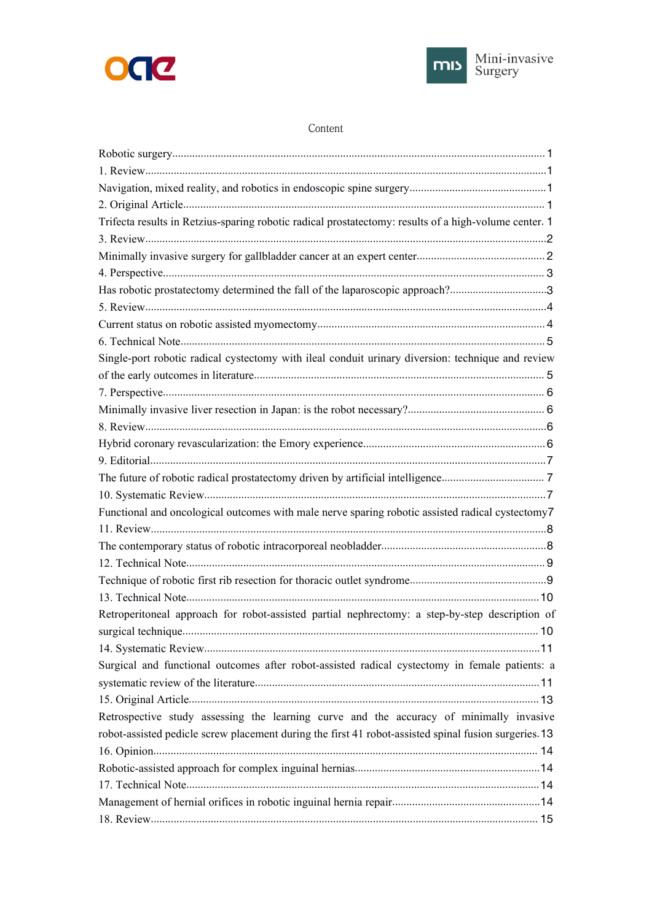# Content

Robotic surgery........................................................................................................................ 1

1. Review.................................................................................................................................1

Navigation, mixed reality, and robotics in endoscopic spine surgery...............................................1

2. Original Article.................................................................................................................... 1

Trifecta results in Retzius-sparing robotic radical prostatectomy: results of a high-volume center. 1

3. Review.................................................................................................................................2

Minimally invasive surgery for gallbladder cancer at an expert center............................................. 2

4. Perspective.......................................................................................................................... 3

Has robotic prostatectomy determined the fall of the laparoscopic approach?.................................3

5. Review.................................................................................................................................4

Current status on robotic assisted myomectomy............................................................................... 4

6. Technical Note..................................................................................................................... 5

Single-port robotic radical cystectomy with ileal conduit urinary diversion: technique and review of the early outcomes in literature..................................................................................... 5

7. Perspective.......................................................................................................................... 6

Minimally invasive liver resection in Japan: is the robot necessary?................................................ 6

8. Review.................................................................................................................................6

Hybrid coronary revascularization: the Emory experience...............................................................6

9. Editorial...............................................................................................................................7

The future of robotic radical prostatectomy driven by artificial intelligence.................................... 7

10. Systematic Review.............................................................................................................7

Functional and oncological outcomes with male nerve sparing robotic assisted radical cystectomy7

11. Review...............................................................................................................................8

The contemporary status of robotic intracorporeal neobladder.........................................................8

12. Technical Note................................................................................................................... 9

Technique of robotic first rib resection for thoracic outlet syndrome...............................................9

13. Technical Note.................................................................................................................10

Retroperitoneal approach for robot-assisted partial nephrectomy: a step-by-step description of surgical technique.......................................................................................................... 10

14. Systematic Review...........................................................................................................11

Surgical and functional outcomes after robot-assisted radical cystectomy in female patients: a systematic review of the literature.................................................................................11

15. Original Article.................................................................................................................13

Retrospective study assessing the learning curve and the accuracy of minimally invasive robot-assisted pedicle screw placement during the first 41 robot-assisted spinal fusion surgeries. 13

16. Opinion............................................................................................................................ 14

Robotic-assisted approach for complex inguinal hernias................................................................14

17. Technical Note.................................................................................................................14

Management of hernial orifices in robotic inguinal hernia repair...................................................14

18. Review............................................................................................................................. 15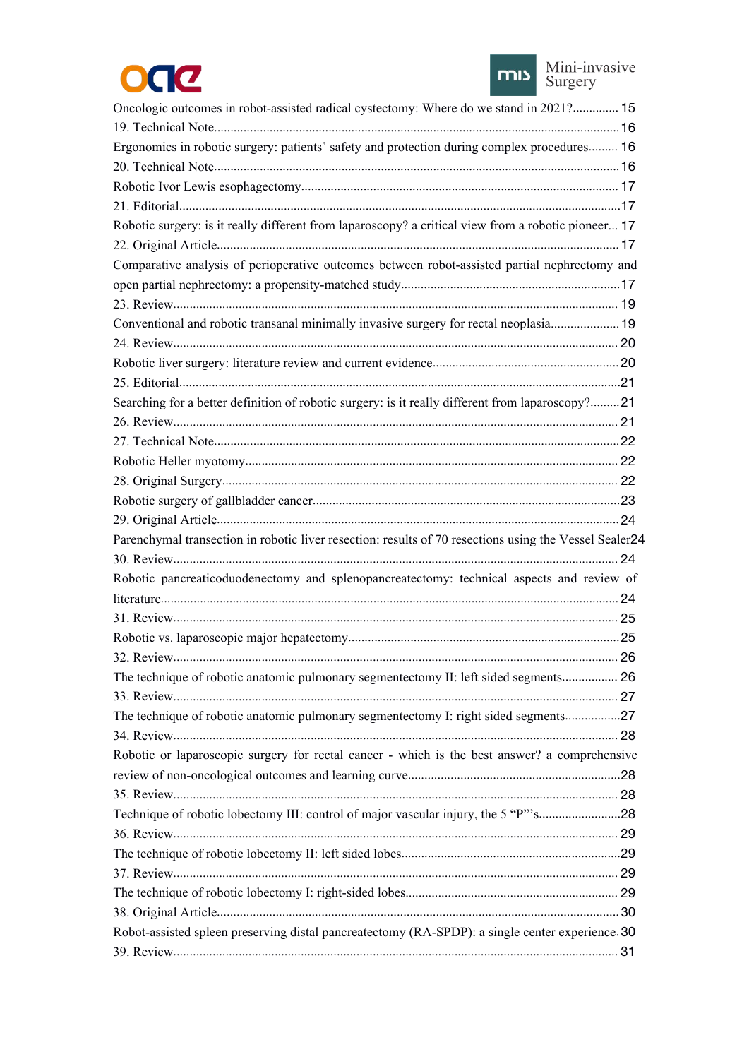Oncologic outcomes in robot-assisted radical cystectomy: Where do we stand in 2021?.............. 15

19. Technical Note.......................................................................................................................... 16

Ergonomics in robotic surgery: patients' safety and protection during complex procedures......... 16

20. Technical Note.......................................................................................................................... 16

Robotic Ivor Lewis esophagectomy................................................................................................ 17

21. Editorial..................................................................................................................................... 17

Robotic surgery: is it really different from laparoscopy? a critical view from a robotic pioneer... 17

22. Original Article.......................................................................................................................... 17

Comparative analysis of perioperative outcomes between robot-assisted partial nephrectomy and open partial nephrectomy: a propensity-matched study.................................................................. 17

23. Review....................................................................................................................................... 19

Conventional and robotic transanal minimally invasive surgery for rectal neoplasia..................... 19

24. Review....................................................................................................................................... 20

Robotic liver surgery: literature review and current evidence........................................................ 20

25. Editorial..................................................................................................................................... 21

Searching for a better definition of robotic surgery: is it really different from laparoscopy?......... 21

26. Review....................................................................................................................................... 21

27. Technical Note.......................................................................................................................... 22

Robotic Heller myotomy................................................................................................................. 22

28. Original Surgery........................................................................................................................ 22

Robotic surgery of gallbladder cancer............................................................................................ 23

29. Original Article.......................................................................................................................... 24

Parenchymal transection in robotic liver resection: results of 70 resections using the Vessel Sealer24

30. Review....................................................................................................................................... 24

Robotic pancreaticoduodenectomy and splenopancreatectomy: technical aspects and review of literature......................................................................................................................................... 24

31. Review....................................................................................................................................... 25

Robotic vs. laparoscopic major hepatectomy.................................................................................. 25

32. Review....................................................................................................................................... 26

The technique of robotic anatomic pulmonary segmentectomy II: left sided segments................. 26

33. Review....................................................................................................................................... 27

The technique of robotic anatomic pulmonary segmentectomy I: right sided segments................. 27

34. Review....................................................................................................................................... 28

Robotic or laparoscopic surgery for rectal cancer - which is the best answer? a comprehensive review of non-oncological outcomes and learning curve................................................................. 28

35. Review....................................................................................................................................... 28

Technique of robotic lobectomy III: control of major vascular injury, the 5 "P"'s.......................... 28

36. Review....................................................................................................................................... 29

The technique of robotic lobectomy II: left sided lobes.................................................................. 29

37. Review....................................................................................................................................... 29

The technique of robotic lobectomy I: right-sided lobes................................................................. 29

38. Original Article.......................................................................................................................... 30

Robot-assisted spleen preserving distal pancreatectomy (RA-SPDP): a single center experience. 30

39. Review....................................................................................................................................... 31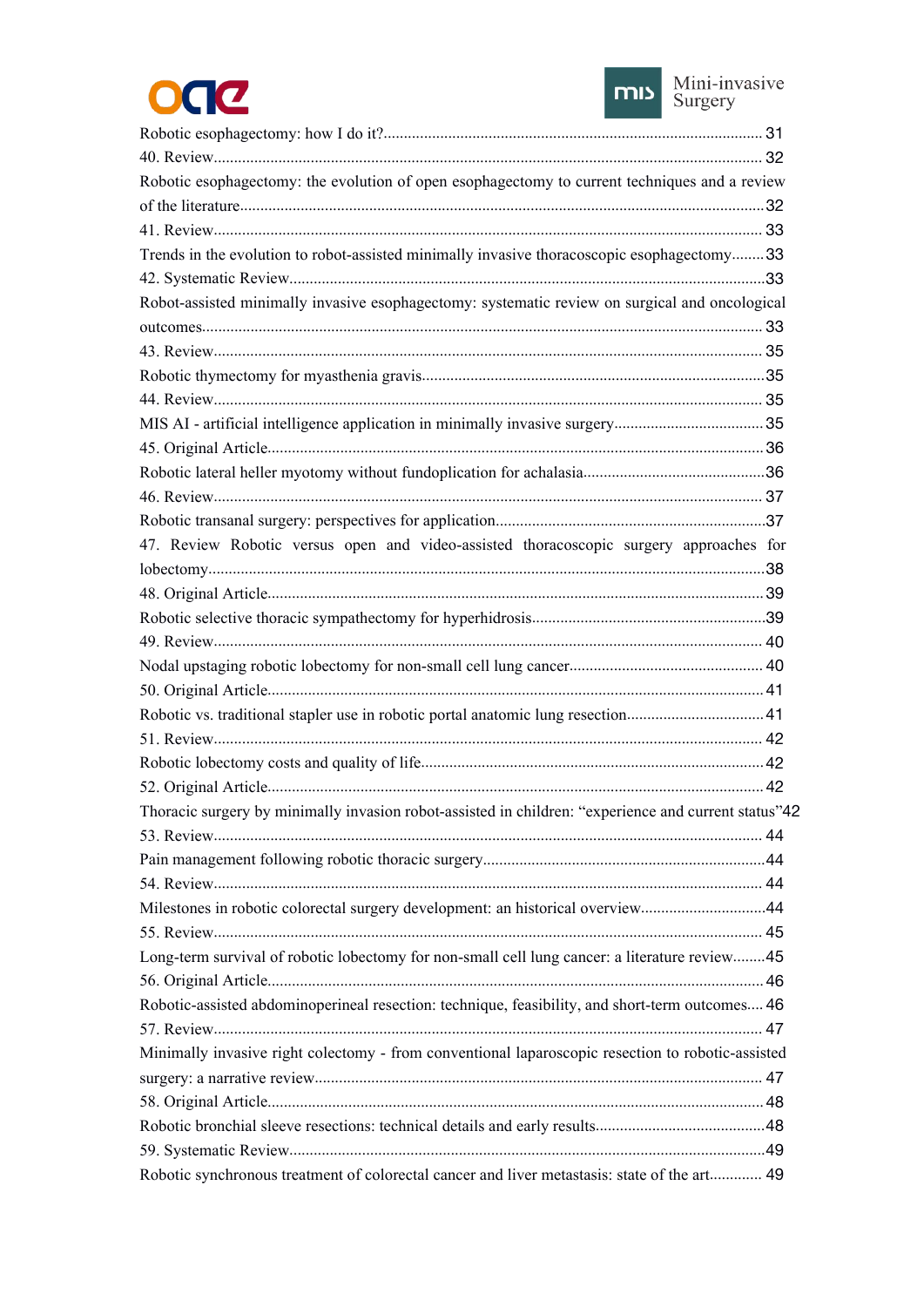Robotic esophagectomy: how I do it?............................................................................................ 31

40. Review...................................................................................................................................... 32

Robotic esophagectomy: the evolution of open esophagectomy to current techniques and a review of the literature..............................................................................................................................32

41. Review...................................................................................................................................... 33

Trends in the evolution to robot-assisted minimally invasive thoracoscopic esophagectomy........33

42. Systematic Review....................................................................................................................33

Robot-assisted minimally invasive esophagectomy: systematic review on surgical and oncological outcomes......................................................................................................................................... 33

43. Review...................................................................................................................................... 35

Robotic thymectomy for myasthenia gravis....................................................................................35

44. Review...................................................................................................................................... 35

MIS AI - artificial intelligence application in minimally invasive surgery.....................................35

45. Original Article.........................................................................................................................36

Robotic lateral heller myotomy without fundoplication for achalasia............................................36

46. Review...................................................................................................................................... 37

Robotic transanal surgery: perspectives for application..................................................................37

47. Review Robotic versus open and video-assisted thoracoscopic surgery approaches for lobectomy........................................................................................................................................38

48. Original Article.........................................................................................................................39

Robotic selective thoracic sympathectomy for hyperhidrosis.........................................................39

49. Review...................................................................................................................................... 40

Nodal upstaging robotic lobectomy for non-small cell lung cancer............................................... 40

50. Original Article.........................................................................................................................41

Robotic vs. traditional stapler use in robotic portal anatomic lung resection..................................41

51. Review...................................................................................................................................... 42

Robotic lobectomy costs and quality of life....................................................................................42

52. Original Article.........................................................................................................................42

Thoracic surgery by minimally invasion robot-assisted in children: “experience and current status”42

53. Review...................................................................................................................................... 44

Pain management following robotic thoracic surgery.....................................................................44

54. Review...................................................................................................................................... 44

Milestones in robotic colorectal surgery development: an historical overview..............................44

55. Review...................................................................................................................................... 45

Long-term survival of robotic lobectomy for non-small cell lung cancer: a literature review........45

56. Original Article.........................................................................................................................46

Robotic-assisted abdominoperineal resection: technique, feasibility, and short-term outcomes.... 46

57. Review...................................................................................................................................... 47

Minimally invasive right colectomy - from conventional laparoscopic resection to robotic-assisted surgery: a narrative review............................................................................................................. 47

58. Original Article.........................................................................................................................48

Robotic bronchial sleeve resections: technical details and early results..........................................48

59. Systematic Review....................................................................................................................49

Robotic synchronous treatment of colorectal cancer and liver metastasis: state of the art............. 49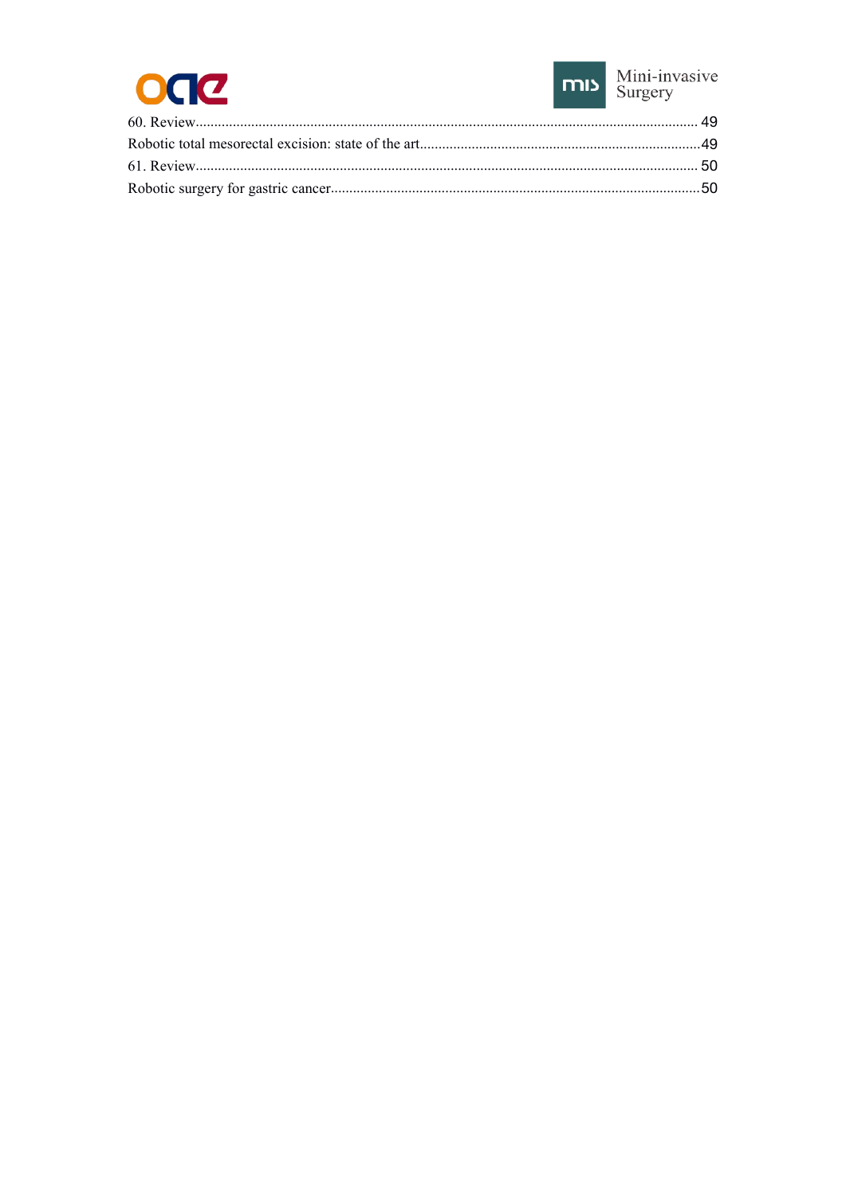60. Review........................................................................................................................................ 49

Robotic total mesorectal excision: state of the art.............................................................................49

61. Review........................................................................................................................................ 50

Robotic surgery for gastric cancer....................................................................................................50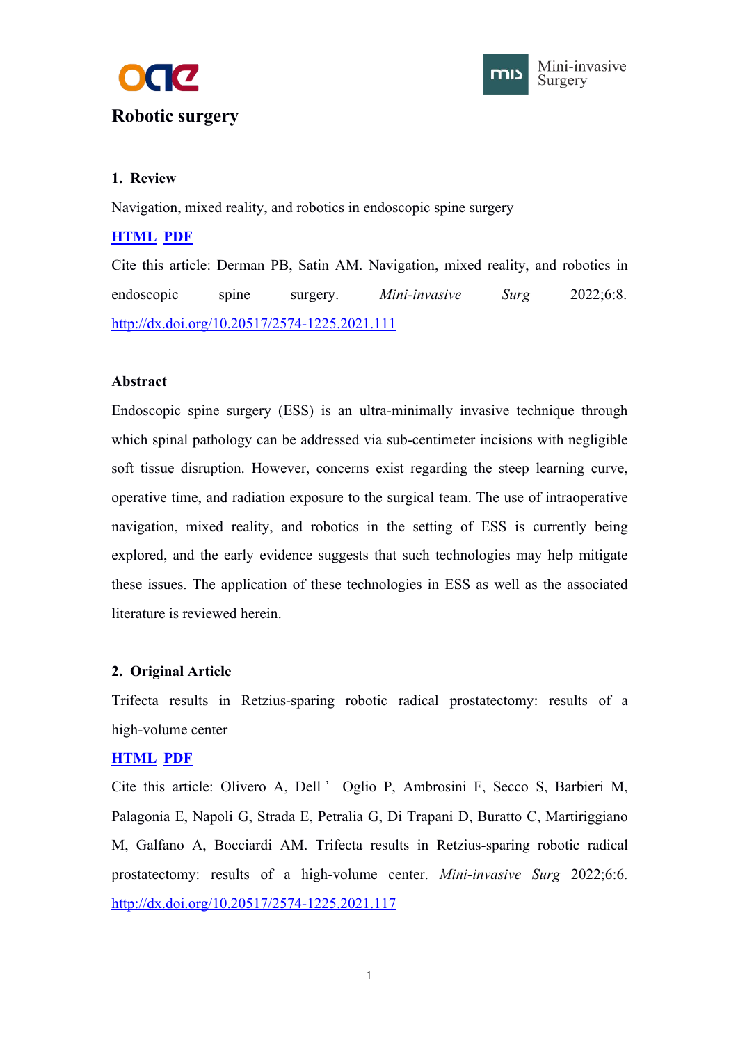# Robotic surgery

## 1. Review

Navigation, mixed reality, and robotics in endoscopic spine surgery

**HTML** **PDF**

Cite this article: Derman PB, Satin AM. Navigation, mixed reality, and robotics in endoscopic spine surgery. *Mini-invasive Surg* 2022;6:8. http://dx.doi.org/10.20517/2574-1225.2021.111

### Abstract

Endoscopic spine surgery (ESS) is an ultra-minimally invasive technique through which spinal pathology can be addressed via sub-centimeter incisions with negligible soft tissue disruption. However, concerns exist regarding the steep learning curve, operative time, and radiation exposure to the surgical team. The use of intraoperative navigation, mixed reality, and robotics in the setting of ESS is currently being explored, and the early evidence suggests that such technologies may help mitigate these issues. The application of these technologies in ESS as well as the associated literature is reviewed herein.

## 2. Original Article

Trifecta results in Retzius-sparing robotic radical prostatectomy: results of a high-volume center

**HTML** **PDF**

Cite this article: Olivero A, Dell' Oglio P, Ambrosini F, Secco S, Barbieri M, Palagonia E, Napoli G, Strada E, Petralia G, Di Trapani D, Buratto C, Martiriggiano M, Galfano A, Bocciardi AM. Trifecta results in Retzius-sparing robotic radical prostatectomy: results of a high-volume center. *Mini-invasive Surg* 2022;6:6. http://dx.doi.org/10.20517/2574-1225.2021.117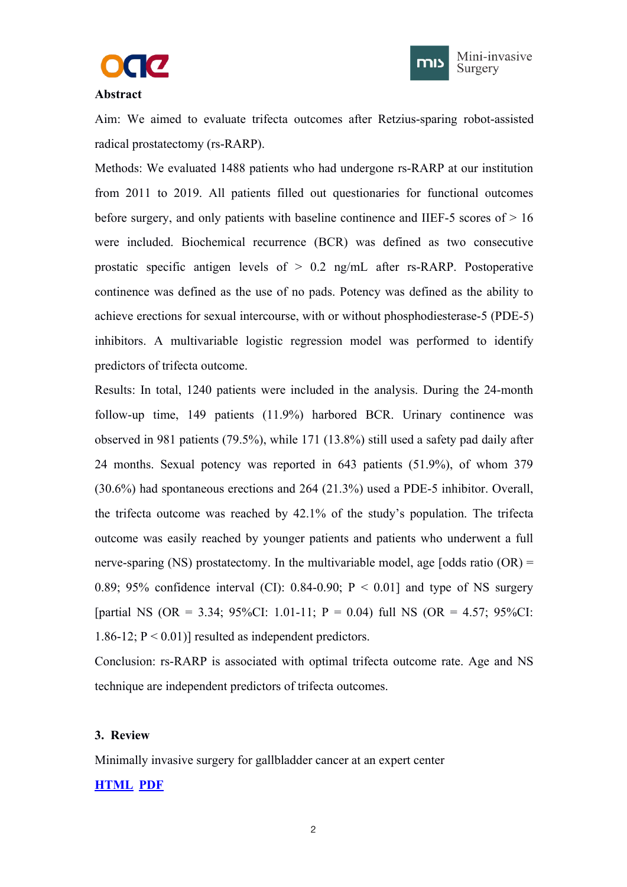**Abstract**

Aim: We aimed to evaluate trifecta outcomes after Retzius-sparing robot-assisted radical prostatectomy (rs-RARP).

Methods: We evaluated 1488 patients who had undergone rs-RARP at our institution from 2011 to 2019. All patients filled out questionaries for functional outcomes before surgery, and only patients with baseline continence and IIEF-5 scores of > 16 were included. Biochemical recurrence (BCR) was defined as two consecutive prostatic specific antigen levels of > 0.2 ng/mL after rs-RARP. Postoperative continence was defined as the use of no pads. Potency was defined as the ability to achieve erections for sexual intercourse, with or without phosphodiesterase-5 (PDE-5) inhibitors. A multivariable logistic regression model was performed to identify predictors of trifecta outcome.

Results: In total, 1240 patients were included in the analysis. During the 24-month follow-up time, 149 patients (11.9%) harbored BCR. Urinary continence was observed in 981 patients (79.5%), while 171 (13.8%) still used a safety pad daily after 24 months. Sexual potency was reported in 643 patients (51.9%), of whom 379 (30.6%) had spontaneous erections and 264 (21.3%) used a PDE-5 inhibitor. Overall, the trifecta outcome was reached by 42.1% of the study's population. The trifecta outcome was easily reached by younger patients and patients who underwent a full nerve-sparing (NS) prostatectomy. In the multivariable model, age [odds ratio (OR) = 0.89; 95% confidence interval (CI): 0.84-0.90; $P < 0.01$] and type of NS surgery [partial NS (OR = 3.34; 95%CI: 1.01-11; $P = 0.04$) full NS (OR = 4.57; 95%CI: 1.86-12; $P < 0.01$)] resulted as independent predictors.

Conclusion: rs-RARP is associated with optimal trifecta outcome rate. Age and NS technique are independent predictors of trifecta outcomes.

**3. Review**

Minimally invasive surgery for gallbladder cancer at an expert center

**HTML PDF**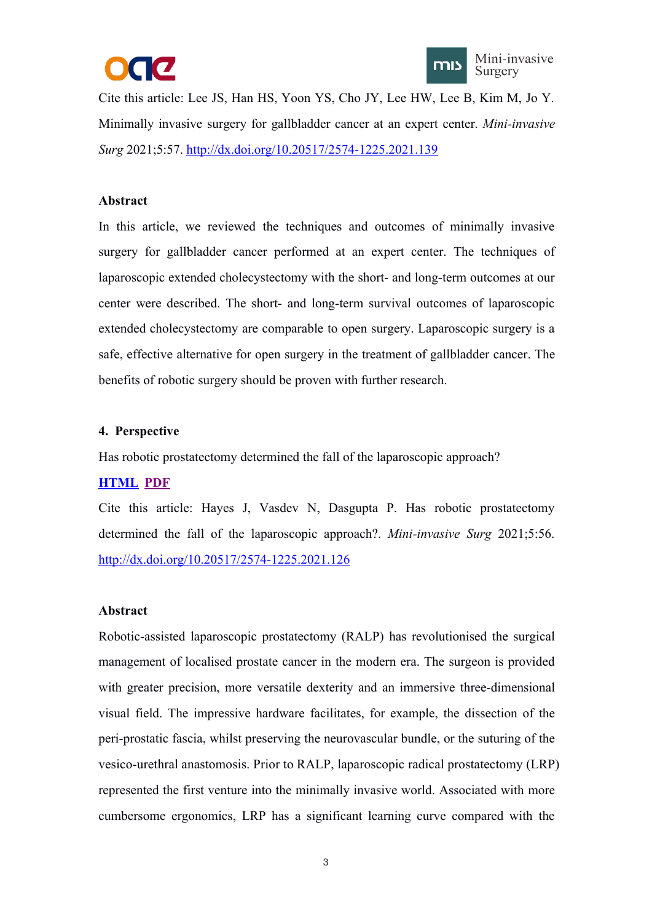Cite this article: Lee JS, Han HS, Yoon YS, Cho JY, Lee HW, Lee B, Kim M, Jo Y. Minimally invasive surgery for gallbladder cancer at an expert center. *Mini-invasive Surg* 2021;5:57. http://dx.doi.org/10.20517/2574-1225.2021.139

**Abstract**

In this article, we reviewed the techniques and outcomes of minimally invasive surgery for gallbladder cancer performed at an expert center. The techniques of laparoscopic extended cholecystectomy with the short- and long-term outcomes at our center were described. The short- and long-term survival outcomes of laparoscopic extended cholecystectomy are comparable to open surgery. Laparoscopic surgery is a safe, effective alternative for open surgery in the treatment of gallbladder cancer. The benefits of robotic surgery should be proven with further research.

**4. Perspective**

Has robotic prostatectomy determined the fall of the laparoscopic approach?

**HTML** **PDF**

Cite this article: Hayes J, Vasdev N, Dasgupta P. Has robotic prostatectomy determined the fall of the laparoscopic approach?. *Mini-invasive Surg* 2021;5:56. http://dx.doi.org/10.20517/2574-1225.2021.126

**Abstract**

Robotic-assisted laparoscopic prostatectomy (RALP) has revolutionised the surgical management of localised prostate cancer in the modern era. The surgeon is provided with greater precision, more versatile dexterity and an immersive three-dimensional visual field. The impressive hardware facilitates, for example, the dissection of the peri-prostatic fascia, whilst preserving the neurovascular bundle, or the suturing of the vesico-urethral anastomosis. Prior to RALP, laparoscopic radical prostatectomy (LRP) represented the first venture into the minimally invasive world. Associated with more cumbersome ergonomics, LRP has a significant learning curve compared with the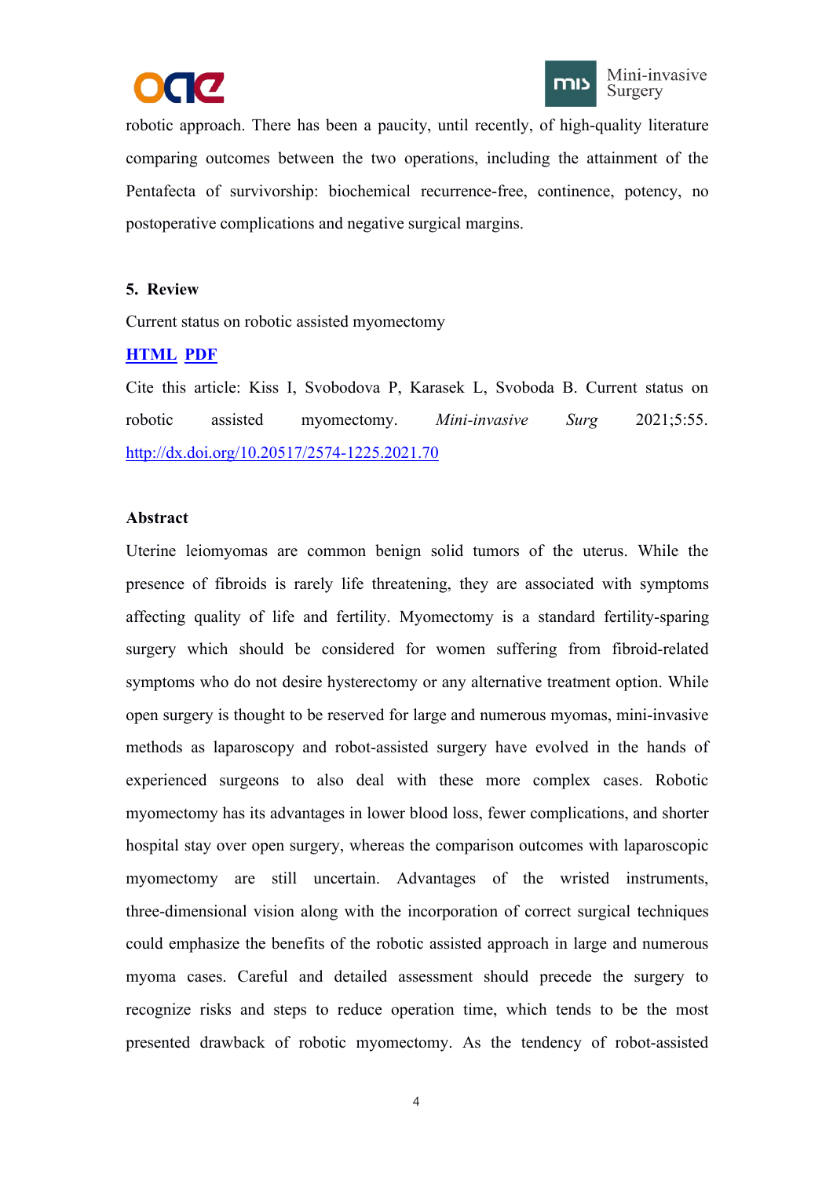robotic approach. There has been a paucity, until recently, of high-quality literature comparing outcomes between the two operations, including the attainment of the Pentafecta of survivorship: biochemical recurrence-free, continence, potency, no postoperative complications and negative surgical margins.

**5. Review**

Current status on robotic assisted myomectomy

**HTML** **PDF**

Cite this article: Kiss I, Svobodova P, Karasek L, Svoboda B. Current status on robotic assisted myomectomy. *Mini-invasive Surg* 2021;5:55. http://dx.doi.org/10.20517/2574-1225.2021.70

**Abstract**

Uterine leiomyomas are common benign solid tumors of the uterus. While the presence of fibroids is rarely life threatening, they are associated with symptoms affecting quality of life and fertility. Myomectomy is a standard fertility-sparing surgery which should be considered for women suffering from fibroid-related symptoms who do not desire hysterectomy or any alternative treatment option. While open surgery is thought to be reserved for large and numerous myomas, mini-invasive methods as laparoscopy and robot-assisted surgery have evolved in the hands of experienced surgeons to also deal with these more complex cases. Robotic myomectomy has its advantages in lower blood loss, fewer complications, and shorter hospital stay over open surgery, whereas the comparison outcomes with laparoscopic myomectomy are still uncertain. Advantages of the wristed instruments, three-dimensional vision along with the incorporation of correct surgical techniques could emphasize the benefits of the robotic assisted approach in large and numerous myoma cases. Careful and detailed assessment should precede the surgery to recognize risks and steps to reduce operation time, which tends to be the most presented drawback of robotic myomectomy. As the tendency of robot-assisted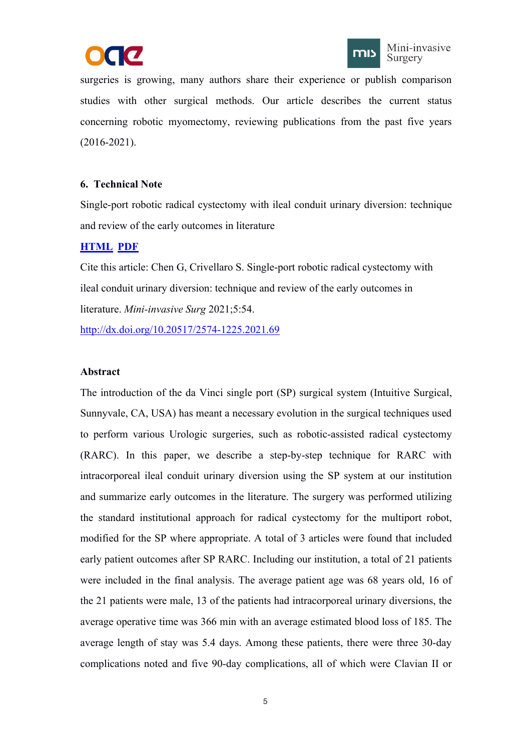surgeries is growing, many authors share their experience or publish comparison studies with other surgical methods. Our article describes the current status concerning robotic myomectomy, reviewing publications from the past five years (2016-2021).

### 6. Technical Note

Single-port robotic radical cystectomy with ileal conduit urinary diversion: technique and review of the early outcomes in literature

**HTML** **PDF**

Cite this article: Chen G, Crivellaro S. Single-port robotic radical cystectomy with ileal conduit urinary diversion: technique and review of the early outcomes in literature. *Mini-invasive Surg* 2021;5:54.

http://dx.doi.org/10.20517/2574-1225.2021.69

**Abstract**

The introduction of the da Vinci single port (SP) surgical system (Intuitive Surgical, Sunnyvale, CA, USA) has meant a necessary evolution in the surgical techniques used to perform various Urologic surgeries, such as robotic-assisted radical cystectomy (RARC). In this paper, we describe a step-by-step technique for RARC with intracorporeal ileal conduit urinary diversion using the SP system at our institution and summarize early outcomes in the literature. The surgery was performed utilizing the standard institutional approach for radical cystectomy for the multiport robot, modified for the SP where appropriate. A total of 3 articles were found that included early patient outcomes after SP RARC. Including our institution, a total of 21 patients were included in the final analysis. The average patient age was 68 years old, 16 of the 21 patients were male, 13 of the patients had intracorporeal urinary diversions, the average operative time was 366 min with an average estimated blood loss of 185. The average length of stay was 5.4 days. Among these patients, there were three 30-day complications noted and five 90-day complications, all of which were Clavian II or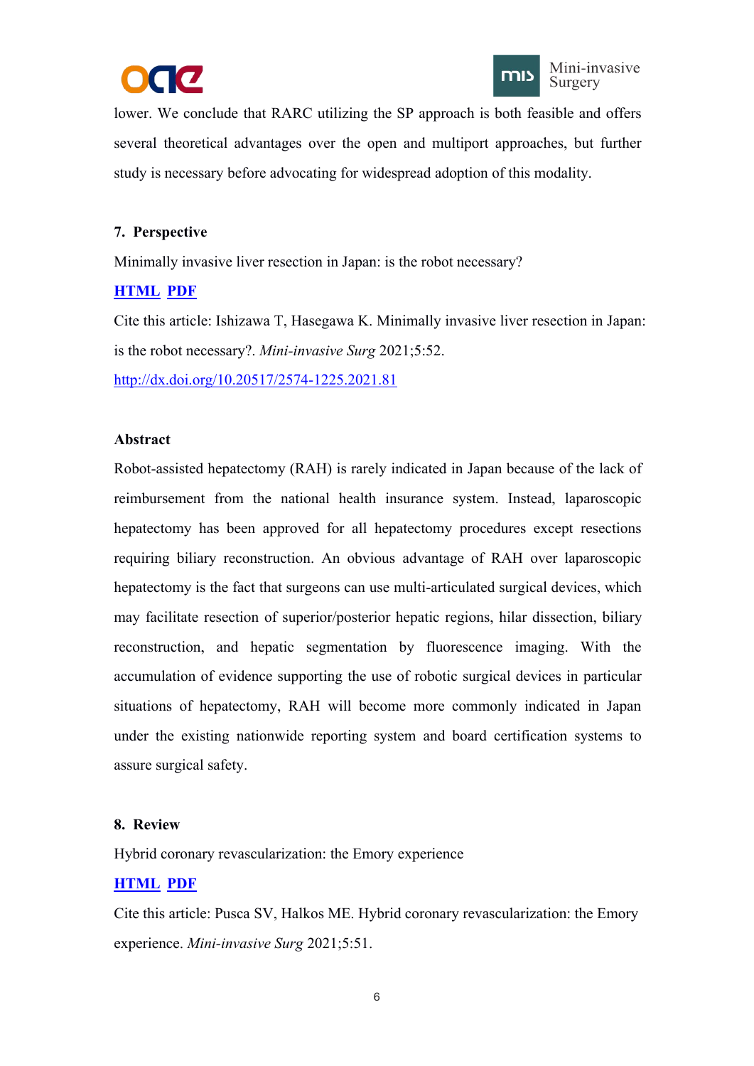lower. We conclude that RARC utilizing the SP approach is both feasible and offers several theoretical advantages over the open and multiport approaches, but further study is necessary before advocating for widespread adoption of this modality.

**7. Perspective**

Minimally invasive liver resection in Japan: is the robot necessary?

**HTML PDF**

Cite this article: Ishizawa T, Hasegawa K. Minimally invasive liver resection in Japan: is the robot necessary?. *Mini-invasive Surg* 2021;5:52.

http://dx.doi.org/10.20517/2574-1225.2021.81

**Abstract**

Robot-assisted hepatectomy (RAH) is rarely indicated in Japan because of the lack of reimbursement from the national health insurance system. Instead, laparoscopic hepatectomy has been approved for all hepatectomy procedures except resections requiring biliary reconstruction. An obvious advantage of RAH over laparoscopic hepatectomy is the fact that surgeons can use multi-articulated surgical devices, which may facilitate resection of superior/posterior hepatic regions, hilar dissection, biliary reconstruction, and hepatic segmentation by fluorescence imaging. With the accumulation of evidence supporting the use of robotic surgical devices in particular situations of hepatectomy, RAH will become more commonly indicated in Japan under the existing nationwide reporting system and board certification systems to assure surgical safety.

**8. Review**

Hybrid coronary revascularization: the Emory experience

**HTML PDF**

Cite this article: Pusca SV, Halkos ME. Hybrid coronary revascularization: the Emory experience. *Mini-invasive Surg* 2021;5:51.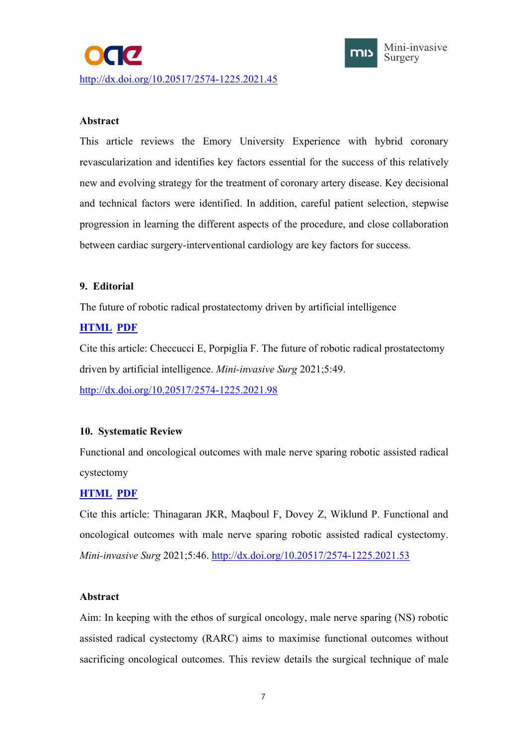http://dx.doi.org/10.20517/2574-1225.2021.45

**Abstract**

This article reviews the Emory University Experience with hybrid coronary revascularization and identifies key factors essential for the success of this relatively new and evolving strategy for the treatment of coronary artery disease. Key decisional and technical factors were identified. In addition, careful patient selection, stepwise progression in learning the different aspects of the procedure, and close collaboration between cardiac surgery-interventional cardiology are key factors for success.

**9. Editorial**

The future of robotic radical prostatectomy driven by artificial intelligence

**HTML** **PDF**

Cite this article: Checcucci E, Porpiglia F. The future of robotic radical prostatectomy driven by artificial intelligence. *Mini-invasive Surg* 2021;5:49. http://dx.doi.org/10.20517/2574-1225.2021.98

**10. Systematic Review**

Functional and oncological outcomes with male nerve sparing robotic assisted radical cystectomy

**HTML** **PDF**

Cite this article: Thinagaran JKR, Maqboul F, Dovey Z, Wiklund P. Functional and oncological outcomes with male nerve sparing robotic assisted radical cystectomy. *Mini-invasive Surg* 2021;5:46. http://dx.doi.org/10.20517/2574-1225.2021.53

**Abstract**

Aim: In keeping with the ethos of surgical oncology, male nerve sparing (NS) robotic assisted radical cystectomy (RARC) aims to maximise functional outcomes without sacrificing oncological outcomes. This review details the surgical technique of male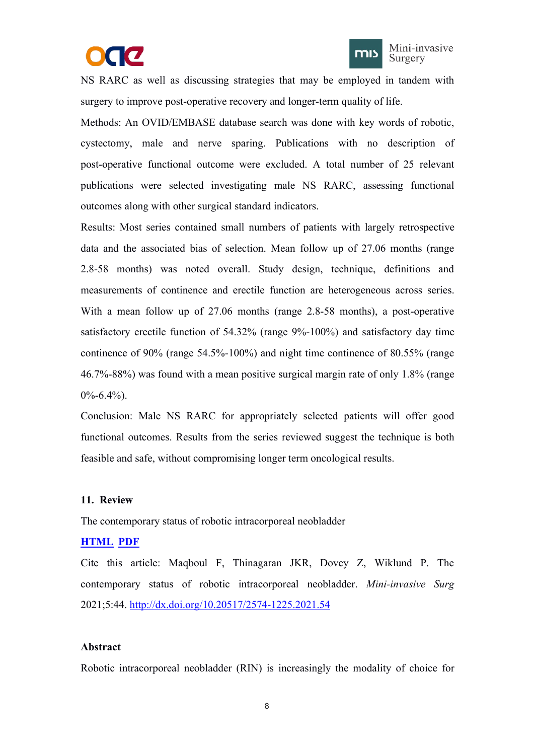NS RARC as well as discussing strategies that may be employed in tandem with surgery to improve post-operative recovery and longer-term quality of life.

Methods: An OVID/EMBASE database search was done with key words of robotic, cystectomy, male and nerve sparing. Publications with no description of post-operative functional outcome were excluded. A total number of 25 relevant publications were selected investigating male NS RARC, assessing functional outcomes along with other surgical standard indicators.

Results: Most series contained small numbers of patients with largely retrospective data and the associated bias of selection. Mean follow up of 27.06 months (range 2.8-58 months) was noted overall. Study design, technique, definitions and measurements of continence and erectile function are heterogeneous across series. With a mean follow up of 27.06 months (range 2.8-58 months), a post-operative satisfactory erectile function of 54.32% (range 9%-100%) and satisfactory day time continence of 90% (range 54.5%-100%) and night time continence of 80.55% (range 46.7%-88%) was found with a mean positive surgical margin rate of only 1.8% (range 0%-6.4%).

Conclusion: Male NS RARC for appropriately selected patients will offer good functional outcomes. Results from the series reviewed suggest the technique is both feasible and safe, without compromising longer term oncological results.

### 11. Review

The contemporary status of robotic intracorporeal neobladder

**HTML** **PDF**

Cite this article: Maqboul F, Thinagaran JKR, Dovey Z, Wiklund P. The contemporary status of robotic intracorporeal neobladder. *Mini-invasive Surg* 2021;5:44. http://dx.doi.org/10.20517/2574-1225.2021.54

#### Abstract

Robotic intracorporeal neobladder (RIN) is increasingly the modality of choice for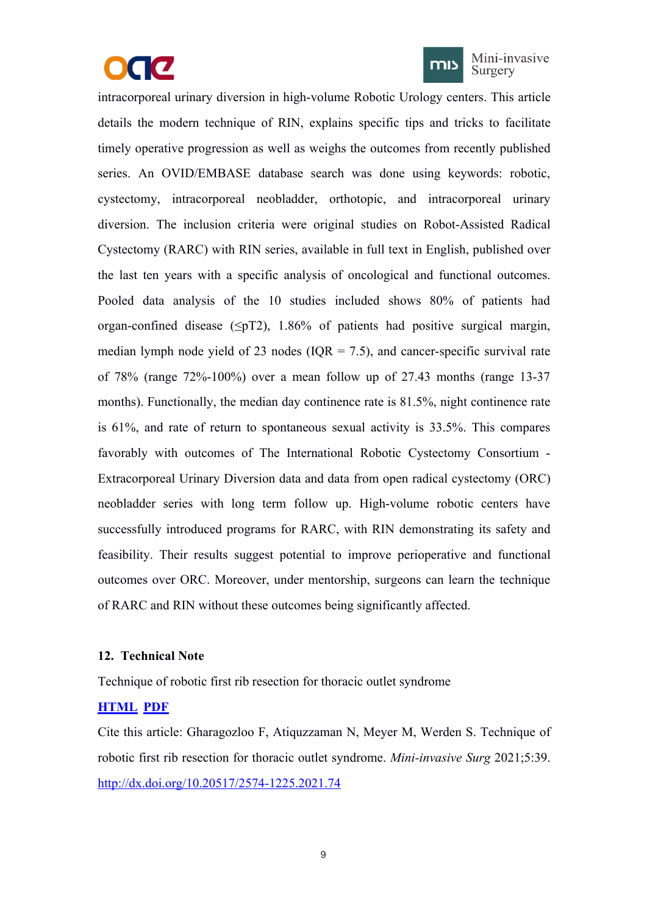intracorporeal urinary diversion in high-volume Robotic Urology centers. This article details the modern technique of RIN, explains specific tips and tricks to facilitate timely operative progression as well as weighs the outcomes from recently published series. An OVID/EMBASE database search was done using keywords: robotic, cystectomy, intracorporeal neobladder, orthotopic, and intracorporeal urinary diversion. The inclusion criteria were original studies on Robot-Assisted Radical Cystectomy (RARC) with RIN series, available in full text in English, published over the last ten years with a specific analysis of oncological and functional outcomes. Pooled data analysis of the 10 studies included shows 80% of patients had organ-confined disease (≤pT2), 1.86% of patients had positive surgical margin, median lymph node yield of 23 nodes (IQR = 7.5), and cancer-specific survival rate of 78% (range 72%-100%) over a mean follow up of 27.43 months (range 13-37 months). Functionally, the median day continence rate is 81.5%, night continence rate is 61%, and rate of return to spontaneous sexual activity is 33.5%. This compares favorably with outcomes of The International Robotic Cystectomy Consortium - Extracorporeal Urinary Diversion data and data from open radical cystectomy (ORC) neobladder series with long term follow up. High-volume robotic centers have successfully introduced programs for RARC, with RIN demonstrating its safety and feasibility. Their results suggest potential to improve perioperative and functional outcomes over ORC. Moreover, under mentorship, surgeons can learn the technique of RARC and RIN without these outcomes being significantly affected.

**12. Technical Note**

Technique of robotic first rib resection for thoracic outlet syndrome

**HTML** **PDF**

Cite this article: Gharagozloo F, Atiquzzaman N, Meyer M, Werden S. Technique of robotic first rib resection for thoracic outlet syndrome. *Mini-invasive Surg* 2021;5:39. http://dx.doi.org/10.20517/2574-1225.2021.74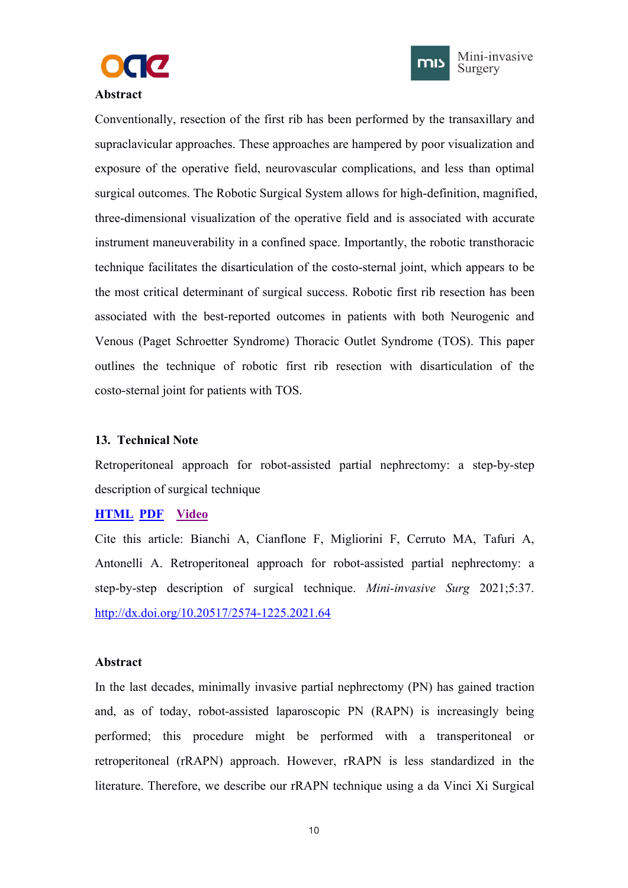**Abstract**

Conventionally, resection of the first rib has been performed by the transaxillary and supraclavicular approaches. These approaches are hampered by poor visualization and exposure of the operative field, neurovascular complications, and less than optimal surgical outcomes. The Robotic Surgical System allows for high-definition, magnified, three-dimensional visualization of the operative field and is associated with accurate instrument maneuverability in a confined space. Importantly, the robotic transthoracic technique facilitates the disarticulation of the costo-sternal joint, which appears to be the most critical determinant of surgical success. Robotic first rib resection has been associated with the best-reported outcomes in patients with both Neurogenic and Venous (Paget Schroetter Syndrome) Thoracic Outlet Syndrome (TOS). This paper outlines the technique of robotic first rib resection with disarticulation of the costo-sternal joint for patients with TOS.

**13. Technical Note**

Retroperitoneal approach for robot-assisted partial nephrectomy: a step-by-step description of surgical technique

**HTML** **PDF** **Video**

Cite this article: Bianchi A, Cianflone F, Migliorini F, Cerruto MA, Tafuri A, Antonelli A. Retroperitoneal approach for robot-assisted partial nephrectomy: a step-by-step description of surgical technique. *Mini-invasive Surg* 2021;5:37. http://dx.doi.org/10.20517/2574-1225.2021.64

**Abstract**

In the last decades, minimally invasive partial nephrectomy (PN) has gained traction and, as of today, robot-assisted laparoscopic PN (RAPN) is increasingly being performed; this procedure might be performed with a transperitoneal or retroperitoneal (rRAPN) approach. However, rRAPN is less standardized in the literature. Therefore, we describe our rRAPN technique using a da Vinci Xi Surgical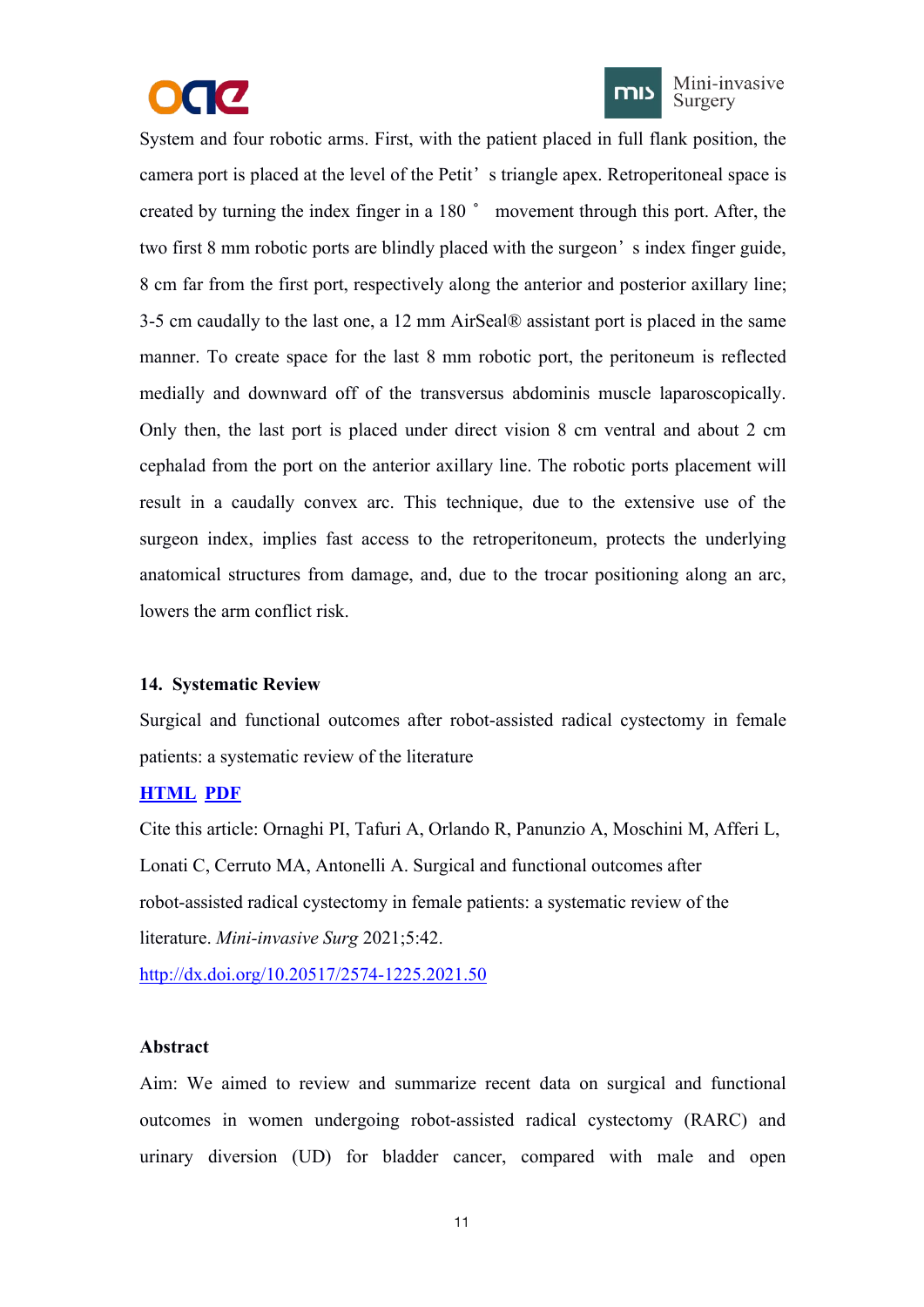System and four robotic arms. First, with the patient placed in full flank position, the camera port is placed at the level of the Petit's triangle apex. Retroperitoneal space is created by turning the index finger in a 180° movement through this port. After, the two first 8 mm robotic ports are blindly placed with the surgeon's index finger guide, 8 cm far from the first port, respectively along the anterior and posterior axillary line; 3-5 cm caudally to the last one, a 12 mm AirSeal® assistant port is placed in the same manner. To create space for the last 8 mm robotic port, the peritoneum is reflected medially and downward off of the transversus abdominis muscle laparoscopically. Only then, the last port is placed under direct vision 8 cm ventral and about 2 cm cephalad from the port on the anterior axillary line. The robotic ports placement will result in a caudally convex arc. This technique, due to the extensive use of the surgeon index, implies fast access to the retroperitoneum, protects the underlying anatomical structures from damage, and, due to the trocar positioning along an arc, lowers the arm conflict risk.

## 14. Systematic Review

Surgical and functional outcomes after robot-assisted radical cystectomy in female patients: a systematic review of the literature

**HTML** **PDF**

Cite this article: Ornaghi PI, Tafuri A, Orlando R, Panunzio A, Moschini M, Afferi L, Lonati C, Cerruto MA, Antonelli A. Surgical and functional outcomes after robot-assisted radical cystectomy in female patients: a systematic review of the literature. *Mini-invasive Surg* 2021;5:42.

http://dx.doi.org/10.20517/2574-1225.2021.50

### Abstract

Aim: We aimed to review and summarize recent data on surgical and functional outcomes in women undergoing robot-assisted radical cystectomy (RARC) and urinary diversion (UD) for bladder cancer, compared with male and open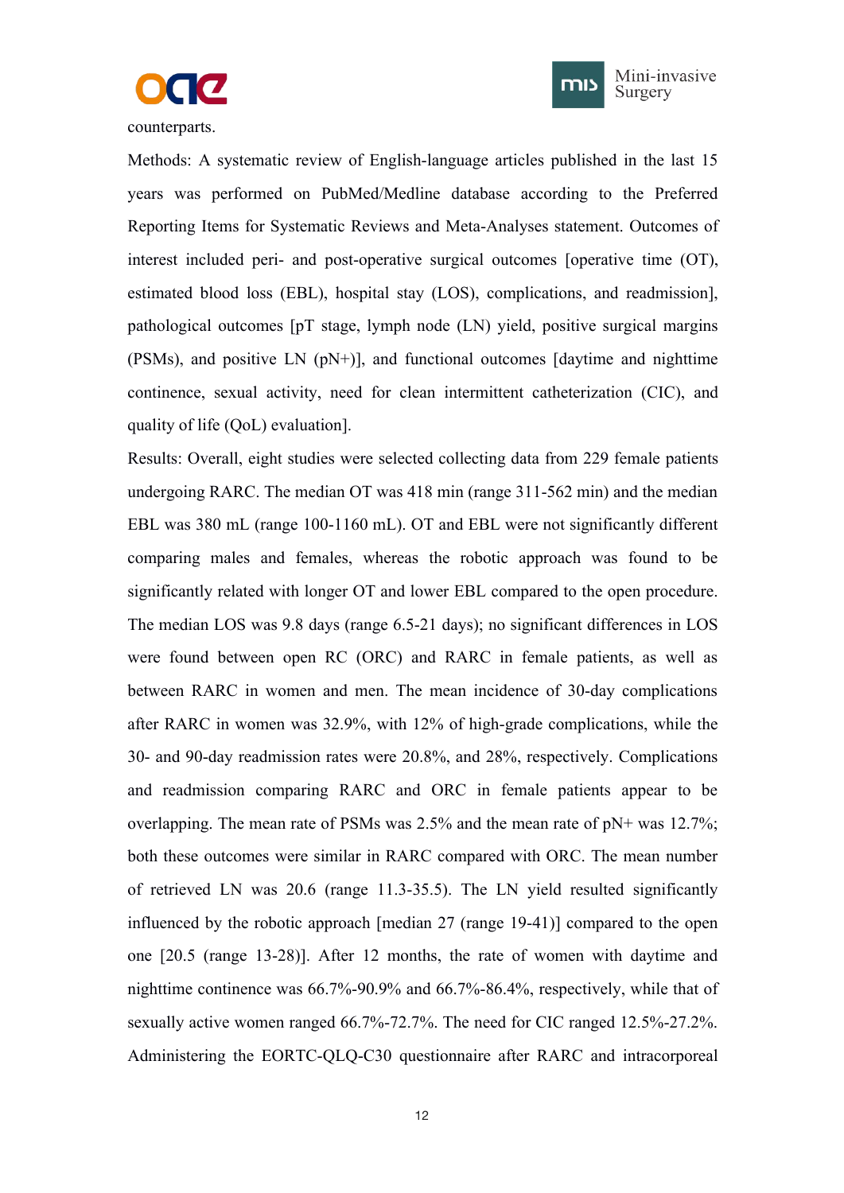counterparts.

Methods: A systematic review of English-language articles published in the last 15 years was performed on PubMed/Medline database according to the Preferred Reporting Items for Systematic Reviews and Meta-Analyses statement. Outcomes of interest included peri- and post-operative surgical outcomes [operative time (OT), estimated blood loss (EBL), hospital stay (LOS), complications, and readmission], pathological outcomes [pT stage, lymph node (LN) yield, positive surgical margins (PSMs), and positive LN (pN+)], and functional outcomes [daytime and nighttime continence, sexual activity, need for clean intermittent catheterization (CIC), and quality of life (QoL) evaluation].

Results: Overall, eight studies were selected collecting data from 229 female patients undergoing RARC. The median OT was 418 min (range 311-562 min) and the median EBL was 380 mL (range 100-1160 mL). OT and EBL were not significantly different comparing males and females, whereas the robotic approach was found to be significantly related with longer OT and lower EBL compared to the open procedure. The median LOS was 9.8 days (range 6.5-21 days); no significant differences in LOS were found between open RC (ORC) and RARC in female patients, as well as between RARC in women and men. The mean incidence of 30-day complications after RARC in women was 32.9%, with 12% of high-grade complications, while the 30- and 90-day readmission rates were 20.8%, and 28%, respectively. Complications and readmission comparing RARC and ORC in female patients appear to be overlapping. The mean rate of PSMs was 2.5% and the mean rate of pN+ was 12.7%; both these outcomes were similar in RARC compared with ORC. The mean number of retrieved LN was 20.6 (range 11.3-35.5). The LN yield resulted significantly influenced by the robotic approach [median 27 (range 19-41)] compared to the open one [20.5 (range 13-28)]. After 12 months, the rate of women with daytime and nighttime continence was 66.7%-90.9% and 66.7%-86.4%, respectively, while that of sexually active women ranged 66.7%-72.7%. The need for CIC ranged 12.5%-27.2%. Administering the EORTC-QLQ-C30 questionnaire after RARC and intracorporeal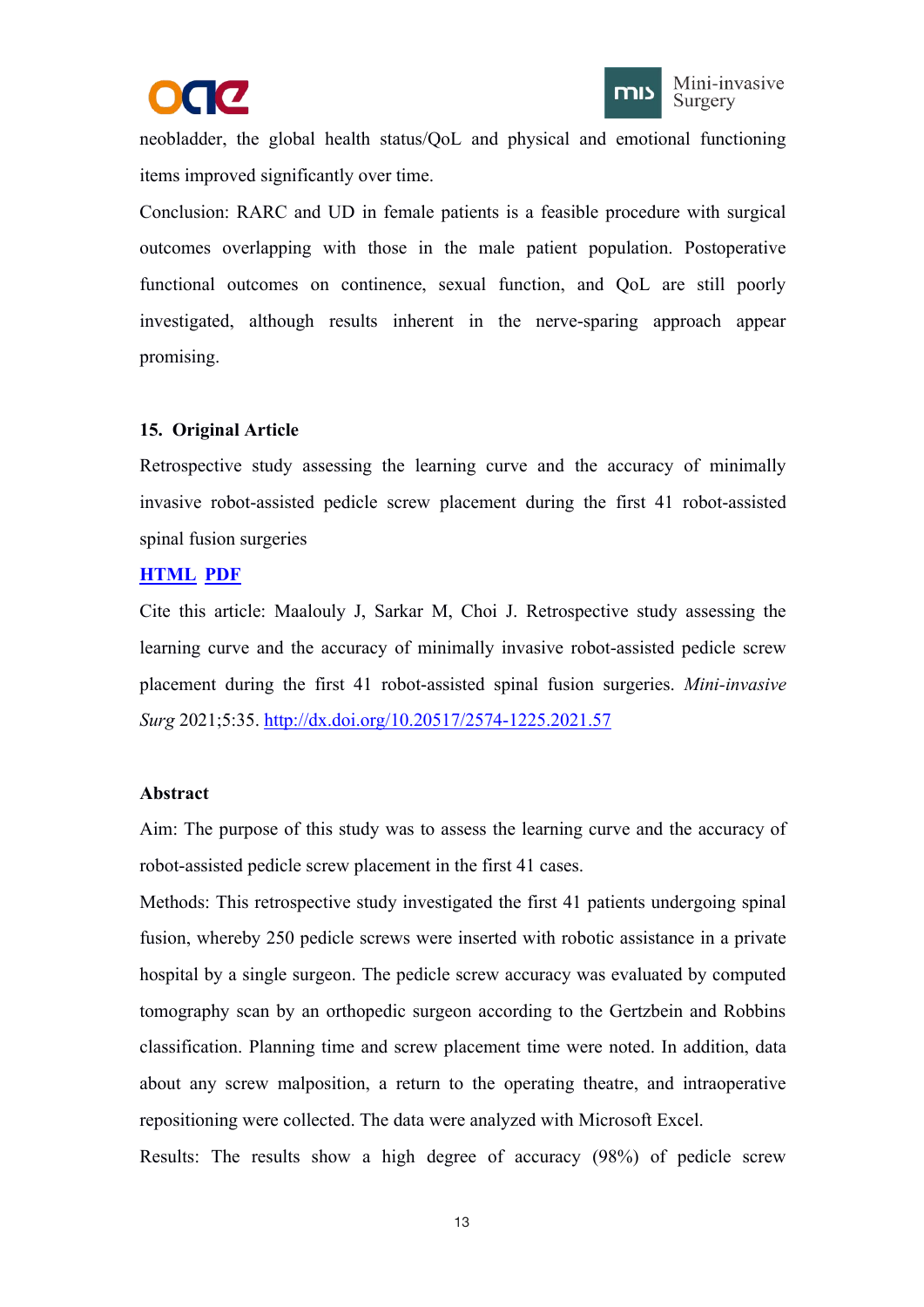neobladder, the global health status/QoL and physical and emotional functioning items improved significantly over time.

Conclusion: RARC and UD in female patients is a feasible procedure with surgical outcomes overlapping with those in the male patient population. Postoperative functional outcomes on continence, sexual function, and QoL are still poorly investigated, although results inherent in the nerve-sparing approach appear promising.

**15. Original Article**

Retrospective study assessing the learning curve and the accuracy of minimally invasive robot-assisted pedicle screw placement during the first 41 robot-assisted spinal fusion surgeries

**HTML** **PDF**

Cite this article: Maalouly J, Sarkar M, Choi J. Retrospective study assessing the learning curve and the accuracy of minimally invasive robot-assisted pedicle screw placement during the first 41 robot-assisted spinal fusion surgeries. *Mini-invasive Surg* 2021;5:35. http://dx.doi.org/10.20517/2574-1225.2021.57

**Abstract**

Aim: The purpose of this study was to assess the learning curve and the accuracy of robot-assisted pedicle screw placement in the first 41 cases.

Methods: This retrospective study investigated the first 41 patients undergoing spinal fusion, whereby 250 pedicle screws were inserted with robotic assistance in a private hospital by a single surgeon. The pedicle screw accuracy was evaluated by computed tomography scan by an orthopedic surgeon according to the Gertzbein and Robbins classification. Planning time and screw placement time were noted. In addition, data about any screw malposition, a return to the operating theatre, and intraoperative repositioning were collected. The data were analyzed with Microsoft Excel.

Results: The results show a high degree of accuracy (98%) of pedicle screw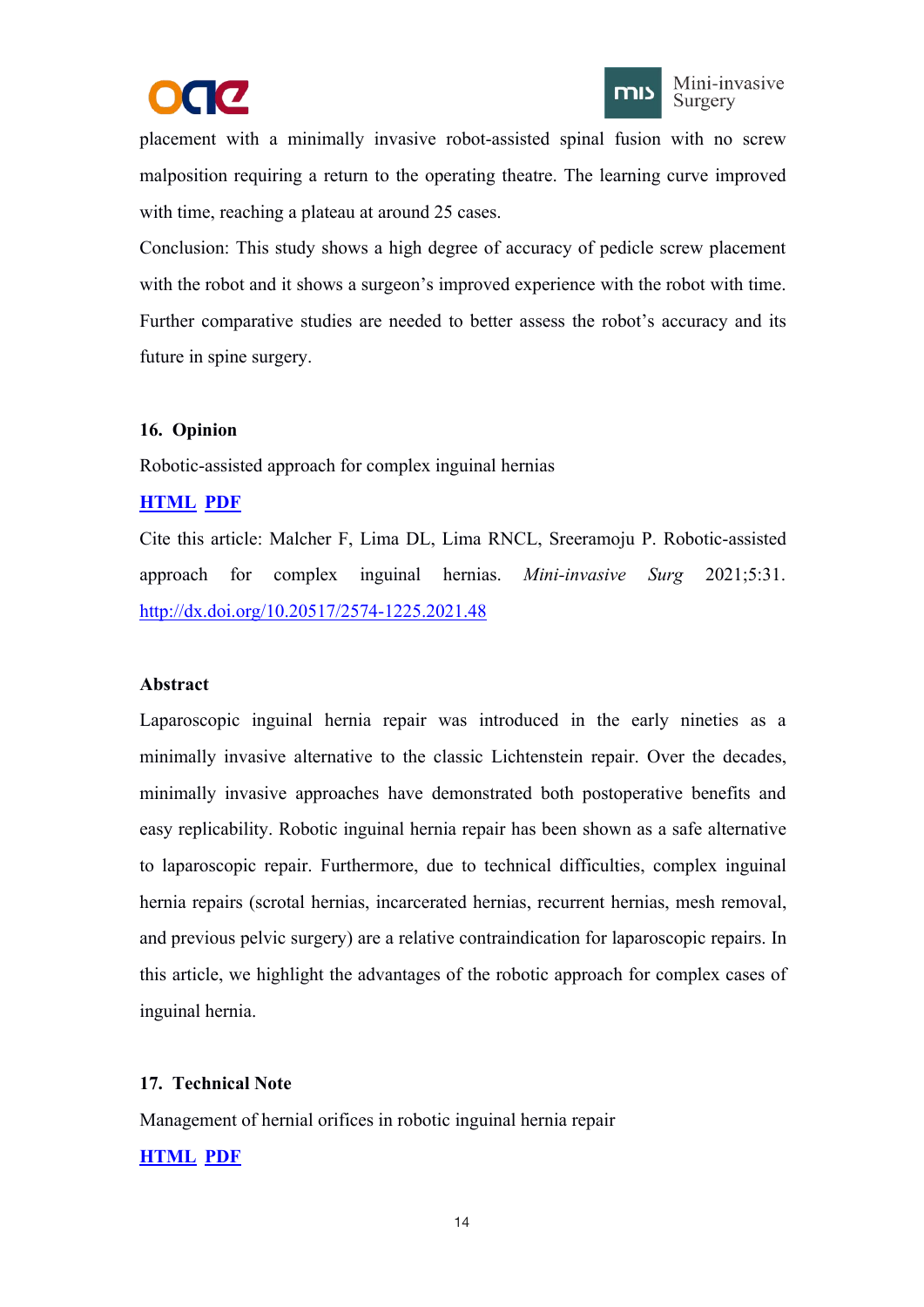placement with a minimally invasive robot-assisted spinal fusion with no screw malposition requiring a return to the operating theatre. The learning curve improved with time, reaching a plateau at around 25 cases.

Conclusion: This study shows a high degree of accuracy of pedicle screw placement with the robot and it shows a surgeon's improved experience with the robot with time. Further comparative studies are needed to better assess the robot's accuracy and its future in spine surgery.

**16. Opinion**

Robotic-assisted approach for complex inguinal hernias

**HTML PDF**

Cite this article: Malcher F, Lima DL, Lima RNCL, Sreeramoju P. Robotic-assisted approach for complex inguinal hernias. *Mini-invasive Surg* 2021;5:31. http://dx.doi.org/10.20517/2574-1225.2021.48

**Abstract**

Laparoscopic inguinal hernia repair was introduced in the early nineties as a minimally invasive alternative to the classic Lichtenstein repair. Over the decades, minimally invasive approaches have demonstrated both postoperative benefits and easy replicability. Robotic inguinal hernia repair has been shown as a safe alternative to laparoscopic repair. Furthermore, due to technical difficulties, complex inguinal hernia repairs (scrotal hernias, incarcerated hernias, recurrent hernias, mesh removal, and previous pelvic surgery) are a relative contraindication for laparoscopic repairs. In this article, we highlight the advantages of the robotic approach for complex cases of inguinal hernia.

**17. Technical Note**

Management of hernial orifices in robotic inguinal hernia repair

**HTML PDF**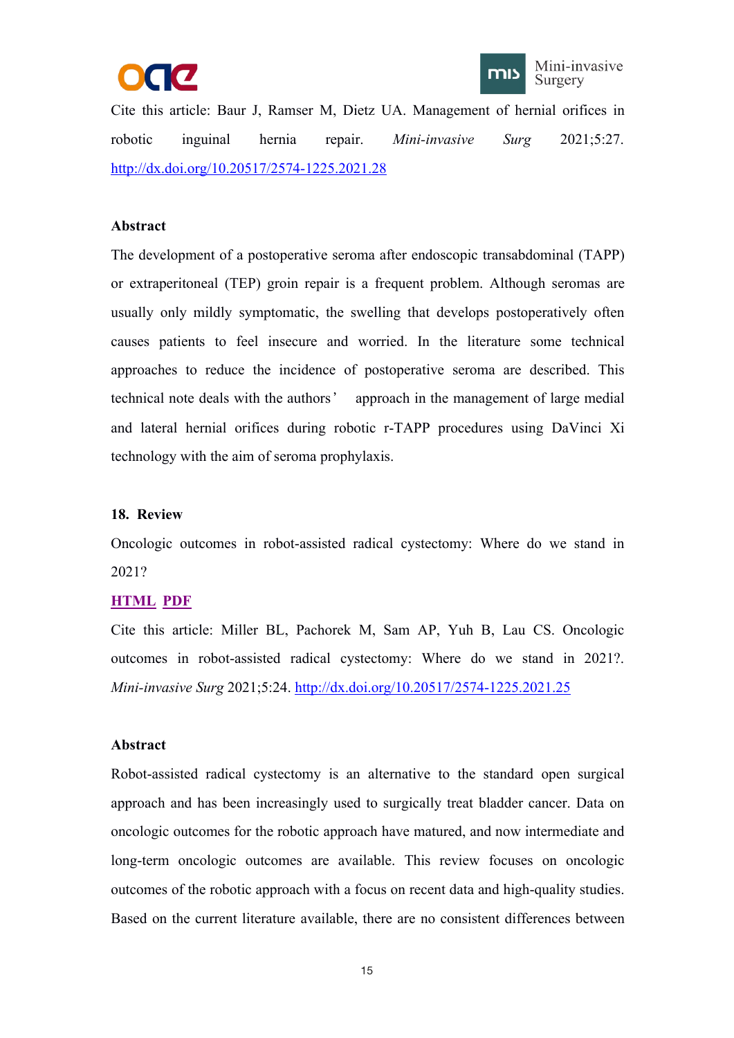Cite this article: Baur J, Ramser M, Dietz UA. Management of hernial orifices in robotic inguinal hernia repair. *Mini-invasive Surg* 2021;5:27. http://dx.doi.org/10.20517/2574-1225.2021.28

**Abstract**

The development of a postoperative seroma after endoscopic transabdominal (TAPP) or extraperitoneal (TEP) groin repair is a frequent problem. Although seromas are usually only mildly symptomatic, the swelling that develops postoperatively often causes patients to feel insecure and worried. In the literature some technical approaches to reduce the incidence of postoperative seroma are described. This technical note deals with the authors' approach in the management of large medial and lateral hernial orifices during robotic r-TAPP procedures using DaVinci Xi technology with the aim of seroma prophylaxis.

**18. Review**

Oncologic outcomes in robot-assisted radical cystectomy: Where do we stand in 2021?

**HTML PDF**

Cite this article: Miller BL, Pachorek M, Sam AP, Yuh B, Lau CS. Oncologic outcomes in robot-assisted radical cystectomy: Where do we stand in 2021?. *Mini-invasive Surg* 2021;5:24. http://dx.doi.org/10.20517/2574-1225.2021.25

**Abstract**

Robot-assisted radical cystectomy is an alternative to the standard open surgical approach and has been increasingly used to surgically treat bladder cancer. Data on oncologic outcomes for the robotic approach have matured, and now intermediate and long-term oncologic outcomes are available. This review focuses on oncologic outcomes of the robotic approach with a focus on recent data and high-quality studies. Based on the current literature available, there are no consistent differences between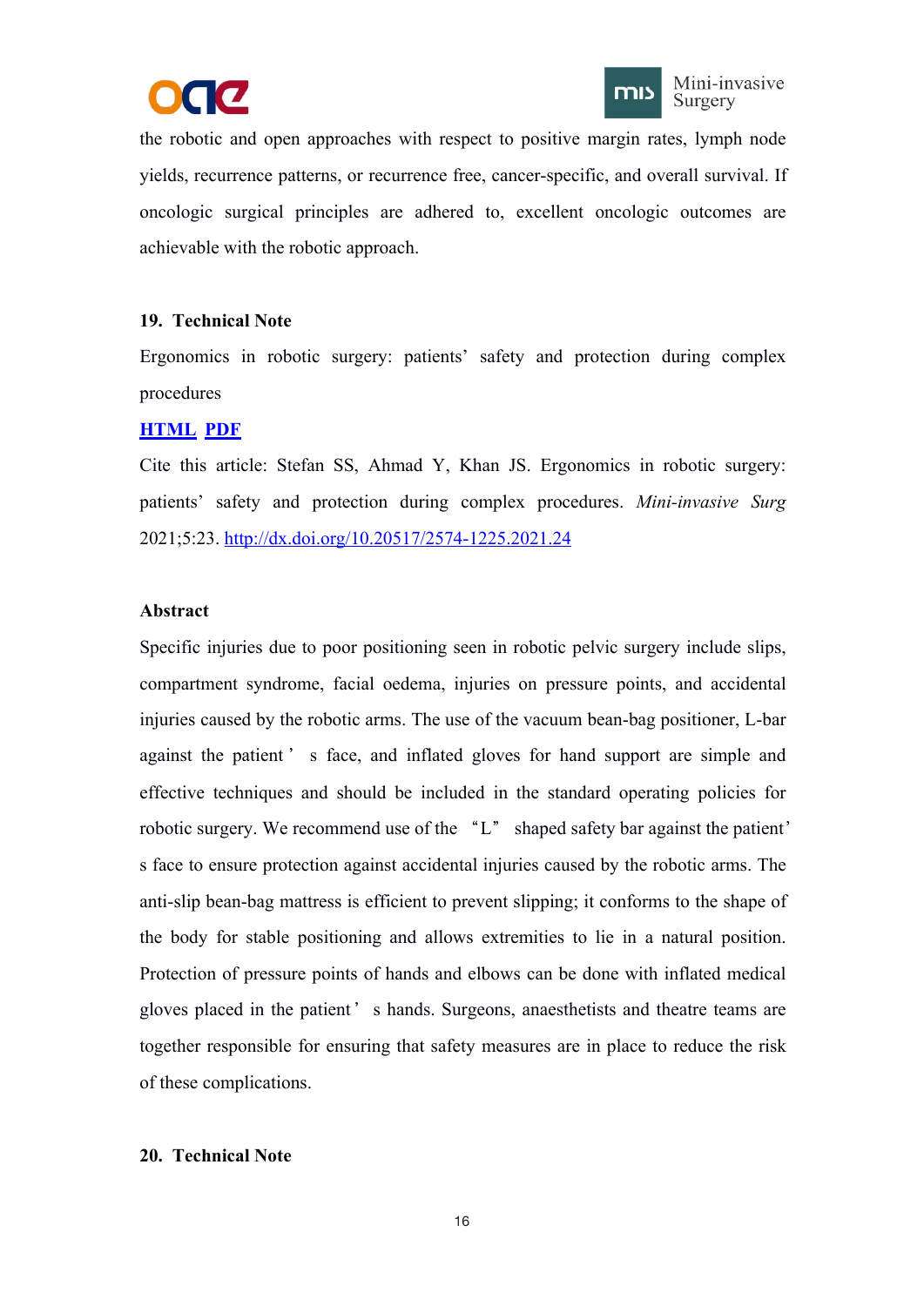the robotic and open approaches with respect to positive margin rates, lymph node yields, recurrence patterns, or recurrence free, cancer-specific, and overall survival. If oncologic surgical principles are adhered to, excellent oncologic outcomes are achievable with the robotic approach.

**19. Technical Note**

Ergonomics in robotic surgery: patients' safety and protection during complex procedures

**HTML** **PDF**

Cite this article: Stefan SS, Ahmad Y, Khan JS. Ergonomics in robotic surgery: patients' safety and protection during complex procedures. *Mini-invasive Surg* 2021;5:23. http://dx.doi.org/10.20517/2574-1225.2021.24

**Abstract**

Specific injuries due to poor positioning seen in robotic pelvic surgery include slips, compartment syndrome, facial oedema, injuries on pressure points, and accidental injuries caused by the robotic arms. The use of the vacuum bean-bag positioner, L-bar against the patient's face, and inflated gloves for hand support are simple and effective techniques and should be included in the standard operating policies for robotic surgery. We recommend use of the "L" shaped safety bar against the patient's face to ensure protection against accidental injuries caused by the robotic arms. The anti-slip bean-bag mattress is efficient to prevent slipping; it conforms to the shape of the body for stable positioning and allows extremities to lie in a natural position. Protection of pressure points of hands and elbows can be done with inflated medical gloves placed in the patient's hands. Surgeons, anaesthetists and theatre teams are together responsible for ensuring that safety measures are in place to reduce the risk of these complications.

**20. Technical Note**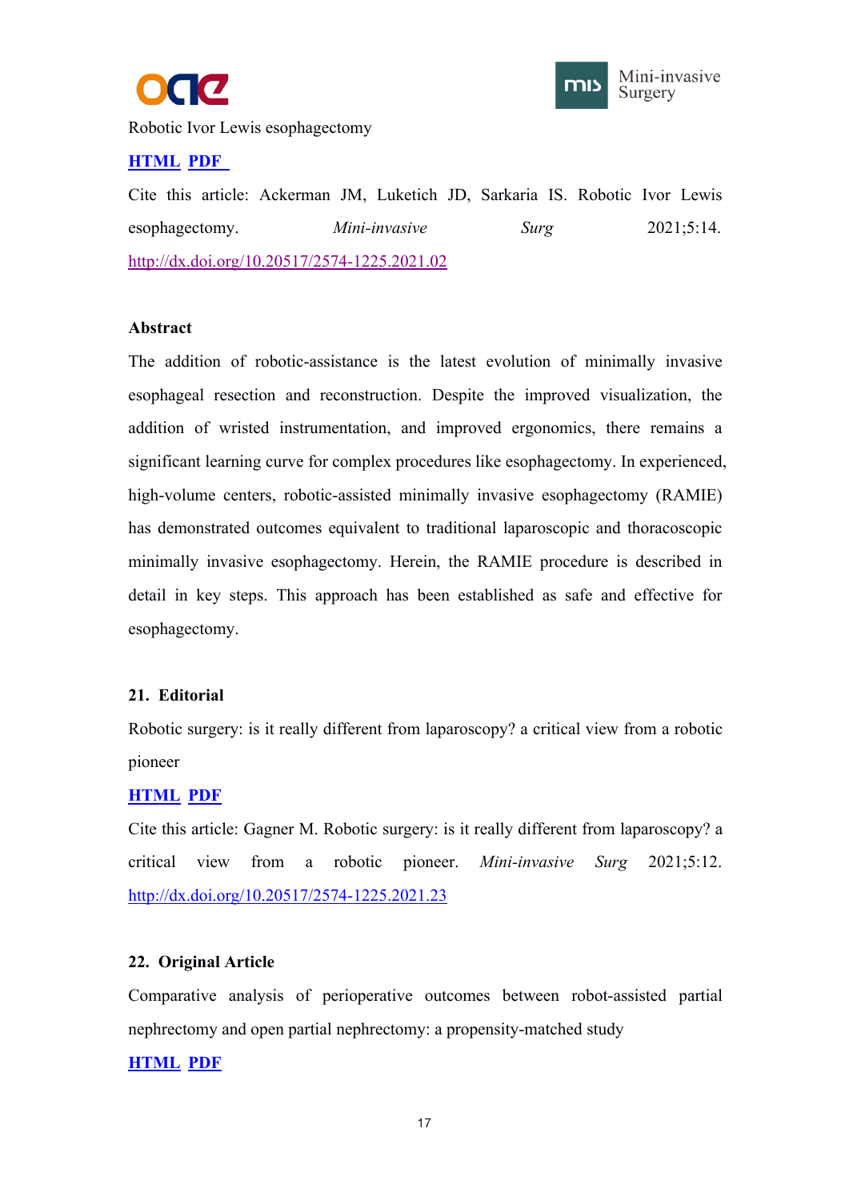Robotic Ivor Lewis esophagectomy

**HTML PDF**

Cite this article: Ackerman JM, Luketich JD, Sarkaria IS. Robotic Ivor Lewis esophagectomy. *Mini-invasive Surg* 2021;5:14. http://dx.doi.org/10.20517/2574-1225.2021.02

**Abstract**

The addition of robotic-assistance is the latest evolution of minimally invasive esophageal resection and reconstruction. Despite the improved visualization, the addition of wristed instrumentation, and improved ergonomics, there remains a significant learning curve for complex procedures like esophagectomy. In experienced, high-volume centers, robotic-assisted minimally invasive esophagectomy (RAMIE) has demonstrated outcomes equivalent to traditional laparoscopic and thoracoscopic minimally invasive esophagectomy. Herein, the RAMIE procedure is described in detail in key steps. This approach has been established as safe and effective for esophagectomy.

**21. Editorial**

Robotic surgery: is it really different from laparoscopy? a critical view from a robotic pioneer

**HTML PDF**

Cite this article: Gagner M. Robotic surgery: is it really different from laparoscopy? a critical view from a robotic pioneer. *Mini-invasive Surg* 2021;5:12. http://dx.doi.org/10.20517/2574-1225.2021.23

**22. Original Article**

Comparative analysis of perioperative outcomes between robot-assisted partial nephrectomy and open partial nephrectomy: a propensity-matched study

**HTML PDF**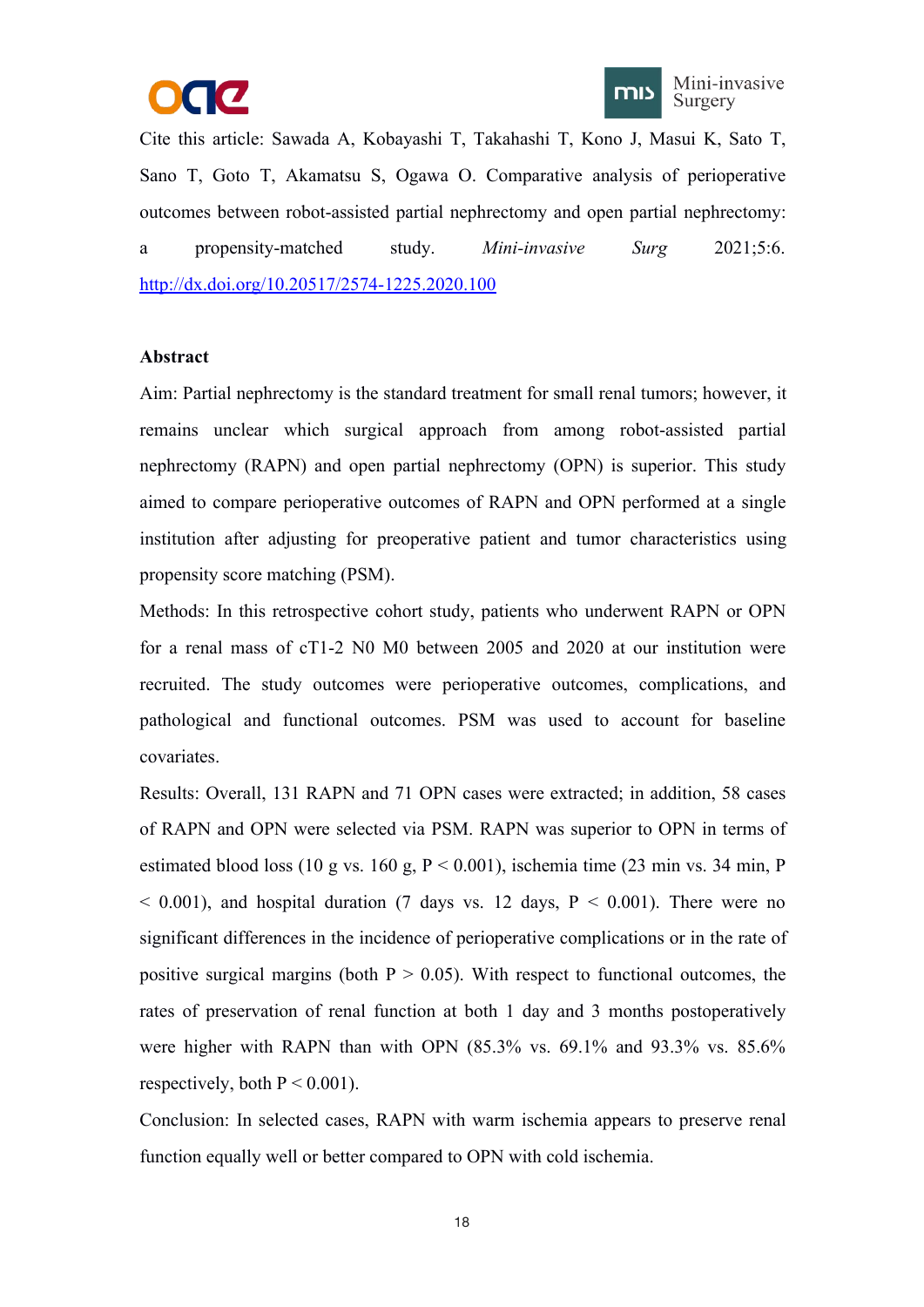Cite this article: Sawada A, Kobayashi T, Takahashi T, Kono J, Masui K, Sato T, Sano T, Goto T, Akamatsu S, Ogawa O. Comparative analysis of perioperative outcomes between robot-assisted partial nephrectomy and open partial nephrectomy: a propensity-matched study. *Mini-invasive Surg* 2021;5:6. http://dx.doi.org/10.20517/2574-1225.2020.100

**Abstract**

Aim: Partial nephrectomy is the standard treatment for small renal tumors; however, it remains unclear which surgical approach from among robot-assisted partial nephrectomy (RAPN) and open partial nephrectomy (OPN) is superior. This study aimed to compare perioperative outcomes of RAPN and OPN performed at a single institution after adjusting for preoperative patient and tumor characteristics using propensity score matching (PSM).

Methods: In this retrospective cohort study, patients who underwent RAPN or OPN for a renal mass of cT1-2 N0 M0 between 2005 and 2020 at our institution were recruited. The study outcomes were perioperative outcomes, complications, and pathological and functional outcomes. PSM was used to account for baseline covariates.

Results: Overall, 131 RAPN and 71 OPN cases were extracted; in addition, 58 cases of RAPN and OPN were selected via PSM. RAPN was superior to OPN in terms of estimated blood loss (10 g vs. 160 g, $P < 0.001$), ischemia time (23 min vs. 34 min, $P < 0.001$), and hospital duration (7 days vs. 12 days, $P < 0.001$). There were no significant differences in the incidence of perioperative complications or in the rate of positive surgical margins (both $P > 0.05$). With respect to functional outcomes, the rates of preservation of renal function at both 1 day and 3 months postoperatively were higher with RAPN than with OPN (85.3% vs. 69.1% and 93.3% vs. 85.6% respectively, both $P < 0.001$).

Conclusion: In selected cases, RAPN with warm ischemia appears to preserve renal function equally well or better compared to OPN with cold ischemia.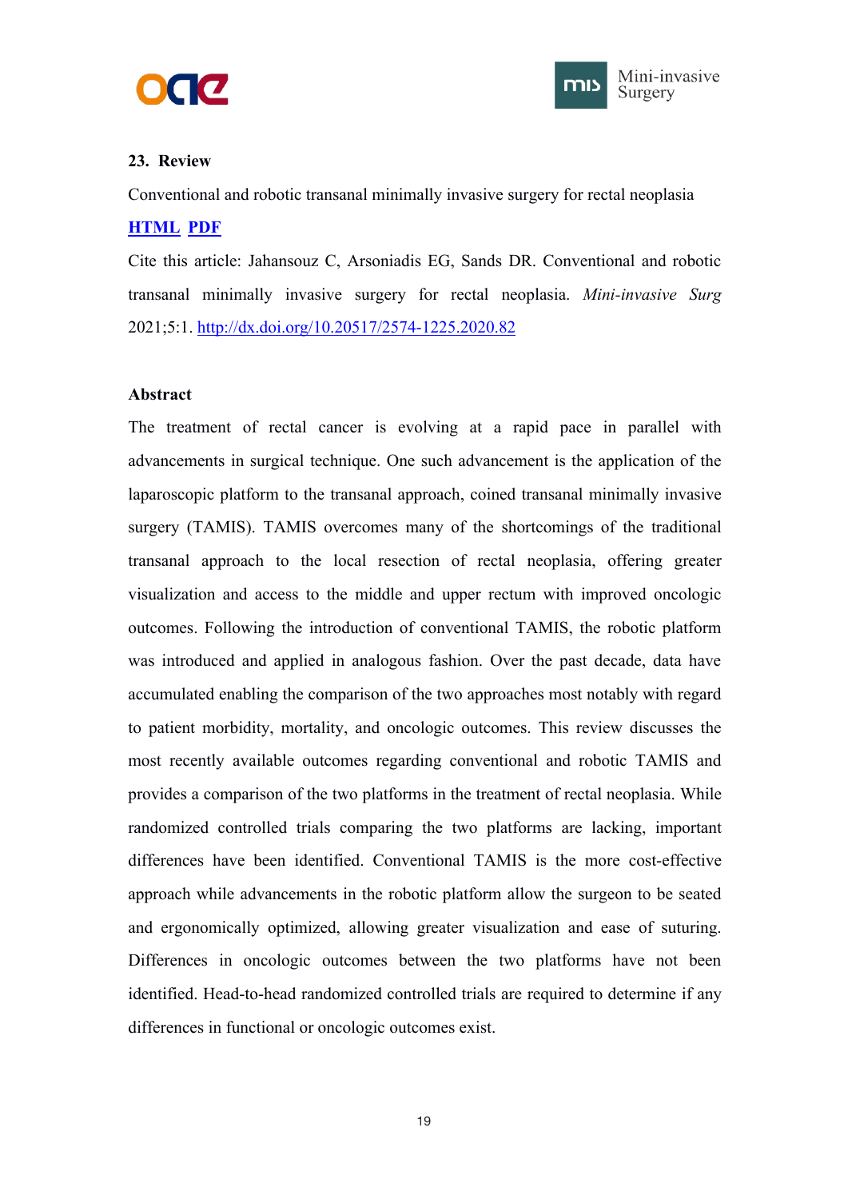**23. Review**

Conventional and robotic transanal minimally invasive surgery for rectal neoplasia

**HTML** **PDF**

Cite this article: Jahansouz C, Arsoniadis EG, Sands DR. Conventional and robotic transanal minimally invasive surgery for rectal neoplasia. *Mini-invasive Surg* 2021;5:1. http://dx.doi.org/10.20517/2574-1225.2020.82

**Abstract**

The treatment of rectal cancer is evolving at a rapid pace in parallel with advancements in surgical technique. One such advancement is the application of the laparoscopic platform to the transanal approach, coined transanal minimally invasive surgery (TAMIS). TAMIS overcomes many of the shortcomings of the traditional transanal approach to the local resection of rectal neoplasia, offering greater visualization and access to the middle and upper rectum with improved oncologic outcomes. Following the introduction of conventional TAMIS, the robotic platform was introduced and applied in analogous fashion. Over the past decade, data have accumulated enabling the comparison of the two approaches most notably with regard to patient morbidity, mortality, and oncologic outcomes. This review discusses the most recently available outcomes regarding conventional and robotic TAMIS and provides a comparison of the two platforms in the treatment of rectal neoplasia. While randomized controlled trials comparing the two platforms are lacking, important differences have been identified. Conventional TAMIS is the more cost-effective approach while advancements in the robotic platform allow the surgeon to be seated and ergonomically optimized, allowing greater visualization and ease of suturing. Differences in oncologic outcomes between the two platforms have not been identified. Head-to-head randomized controlled trials are required to determine if any differences in functional or oncologic outcomes exist.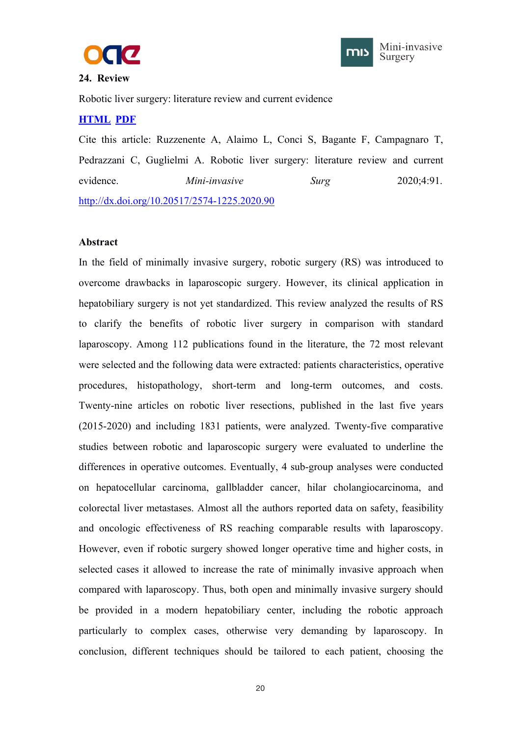**24. Review**

Robotic liver surgery: literature review and current evidence

[HTML](#) [PDF](#)

Cite this article: Ruzzenente A, Alaimo L, Conci S, Bagante F, Campagnaro T, Pedrazzani C, Guglielmi A. Robotic liver surgery: literature review and current evidence. *Mini-invasive Surg* 2020;4:91. http://dx.doi.org/10.20517/2574-1225.2020.90

**Abstract**

In the field of minimally invasive surgery, robotic surgery (RS) was introduced to overcome drawbacks in laparoscopic surgery. However, its clinical application in hepatobiliary surgery is not yet standardized. This review analyzed the results of RS to clarify the benefits of robotic liver surgery in comparison with standard laparoscopy. Among 112 publications found in the literature, the 72 most relevant were selected and the following data were extracted: patients characteristics, operative procedures, histopathology, short-term and long-term outcomes, and costs. Twenty-nine articles on robotic liver resections, published in the last five years (2015-2020) and including 1831 patients, were analyzed. Twenty-five comparative studies between robotic and laparoscopic surgery were evaluated to underline the differences in operative outcomes. Eventually, 4 sub-group analyses were conducted on hepatocellular carcinoma, gallbladder cancer, hilar cholangiocarcinoma, and colorectal liver metastases. Almost all the authors reported data on safety, feasibility and oncologic effectiveness of RS reaching comparable results with laparoscopy. However, even if robotic surgery showed longer operative time and higher costs, in selected cases it allowed to increase the rate of minimally invasive approach when compared with laparoscopy. Thus, both open and minimally invasive surgery should be provided in a modern hepatobiliary center, including the robotic approach particularly to complex cases, otherwise very demanding by laparoscopy. In conclusion, different techniques should be tailored to each patient, choosing the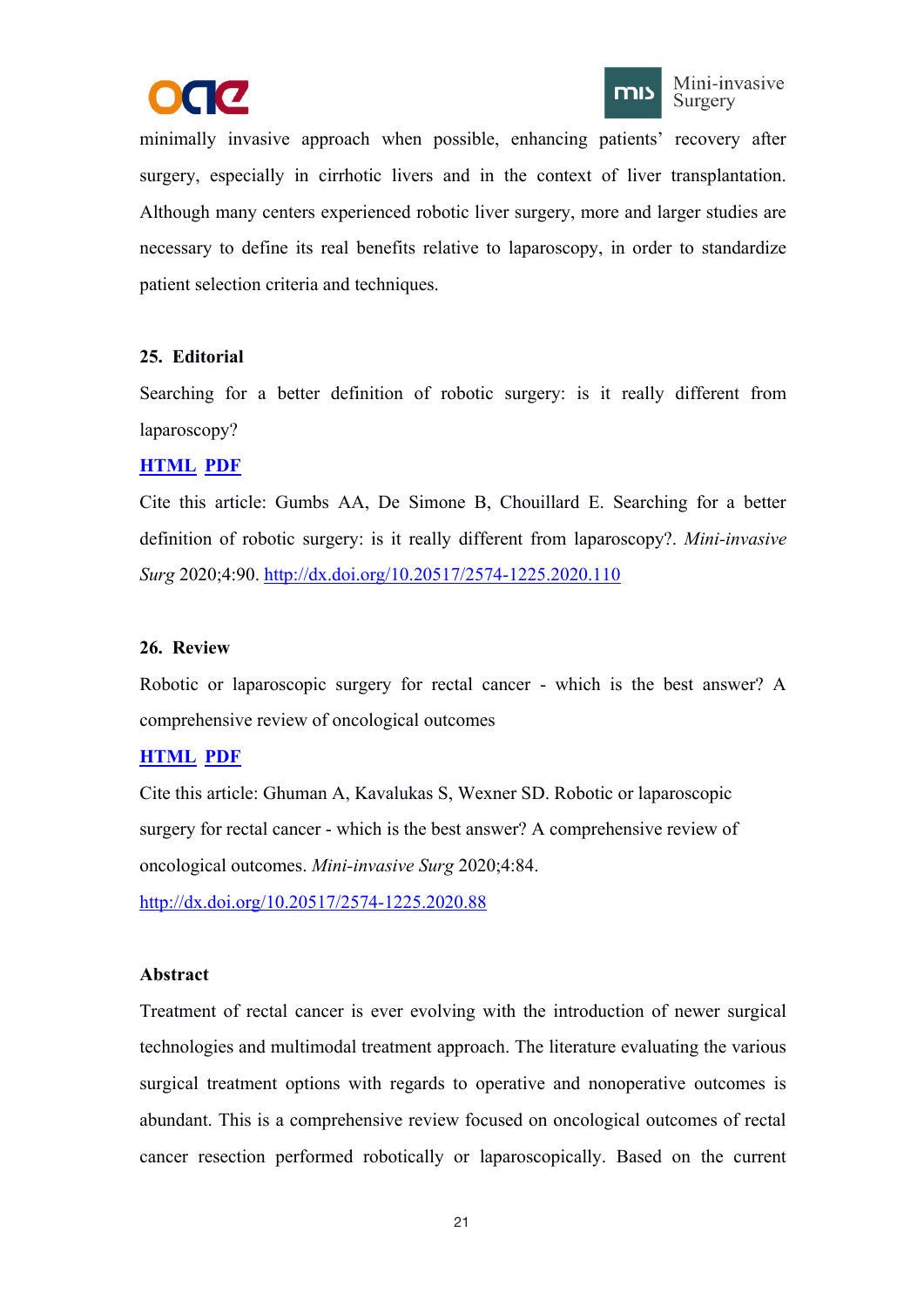minimally invasive approach when possible, enhancing patients' recovery after surgery, especially in cirrhotic livers and in the context of liver transplantation. Although many centers experienced robotic liver surgery, more and larger studies are necessary to define its real benefits relative to laparoscopy, in order to standardize patient selection criteria and techniques.

**25. Editorial**

Searching for a better definition of robotic surgery: is it really different from laparoscopy?

**HTML PDF**

Cite this article: Gumbs AA, De Simone B, Chouillard E. Searching for a better definition of robotic surgery: is it really different from laparoscopy?. *Mini-invasive Surg* 2020;4:90. http://dx.doi.org/10.20517/2574-1225.2020.110

**26. Review**

Robotic or laparoscopic surgery for rectal cancer - which is the best answer? A comprehensive review of oncological outcomes

**HTML PDF**

Cite this article: Ghuman A, Kavalukas S, Wexner SD. Robotic or laparoscopic surgery for rectal cancer - which is the best answer? A comprehensive review of oncological outcomes. *Mini-invasive Surg* 2020;4:84. http://dx.doi.org/10.20517/2574-1225.2020.88

**Abstract**

Treatment of rectal cancer is ever evolving with the introduction of newer surgical technologies and multimodal treatment approach. The literature evaluating the various surgical treatment options with regards to operative and nonoperative outcomes is abundant. This is a comprehensive review focused on oncological outcomes of rectal cancer resection performed robotically or laparoscopically. Based on the current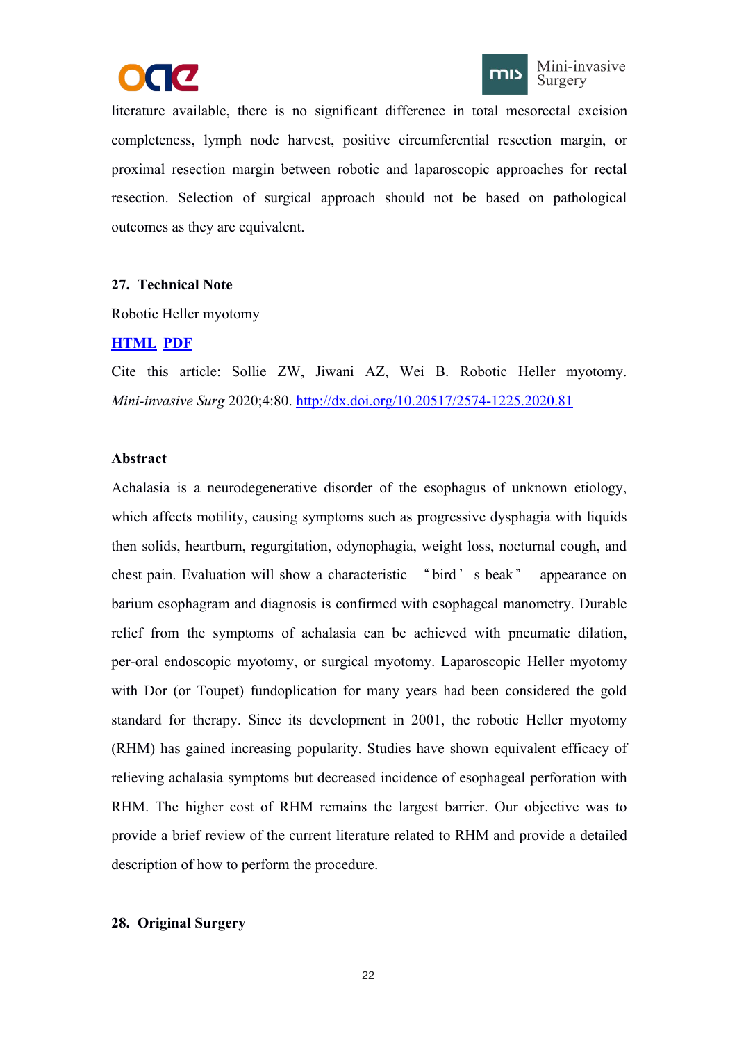literature available, there is no significant difference in total mesorectal excision completeness, lymph node harvest, positive circumferential resection margin, or proximal resection margin between robotic and laparoscopic approaches for rectal resection. Selection of surgical approach should not be based on pathological outcomes as they are equivalent.

**27. Technical Note**

Robotic Heller myotomy

**HTML** **PDF**

Cite this article: Sollie ZW, Jiwani AZ, Wei B. Robotic Heller myotomy. *Mini-invasive Surg* 2020;4:80. http://dx.doi.org/10.20517/2574-1225.2020.81

**Abstract**

Achalasia is a neurodegenerative disorder of the esophagus of unknown etiology, which affects motility, causing symptoms such as progressive dysphagia with liquids then solids, heartburn, regurgitation, odynophagia, weight loss, nocturnal cough, and chest pain. Evaluation will show a characteristic "bird's beak" appearance on barium esophagram and diagnosis is confirmed with esophageal manometry. Durable relief from the symptoms of achalasia can be achieved with pneumatic dilation, per-oral endoscopic myotomy, or surgical myotomy. Laparoscopic Heller myotomy with Dor (or Toupet) fundoplication for many years had been considered the gold standard for therapy. Since its development in 2001, the robotic Heller myotomy (RHM) has gained increasing popularity. Studies have shown equivalent efficacy of relieving achalasia symptoms but decreased incidence of esophageal perforation with RHM. The higher cost of RHM remains the largest barrier. Our objective was to provide a brief review of the current literature related to RHM and provide a detailed description of how to perform the procedure.

**28. Original Surgery**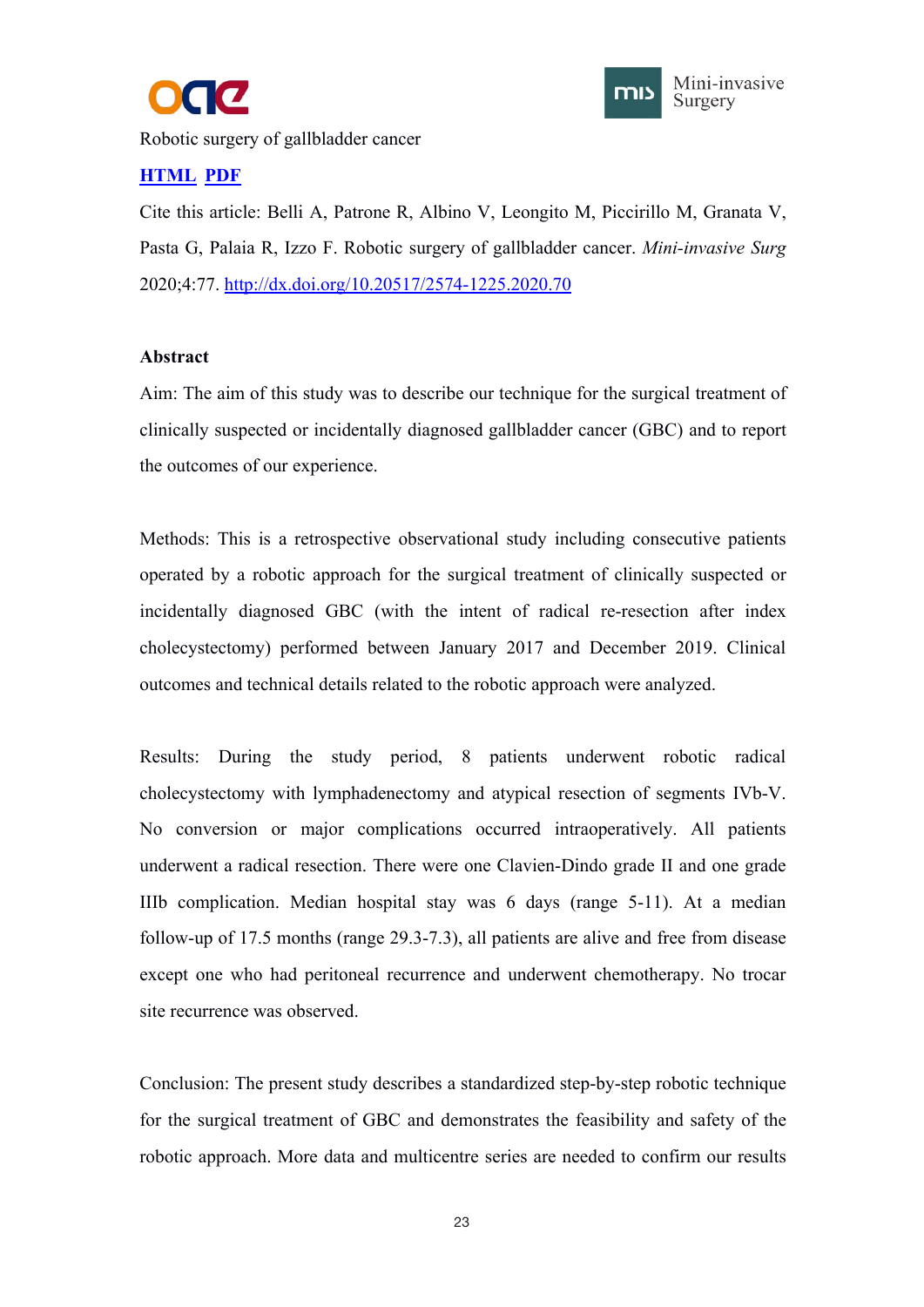Robotic surgery of gallbladder cancer

**HTML** **PDF**

Cite this article: Belli A, Patrone R, Albino V, Leongito M, Piccirillo M, Granata V, Pasta G, Palaia R, Izzo F. Robotic surgery of gallbladder cancer. *Mini-invasive Surg* 2020;4:77. http://dx.doi.org/10.20517/2574-1225.2020.70

**Abstract**

Aim: The aim of this study was to describe our technique for the surgical treatment of clinically suspected or incidentally diagnosed gallbladder cancer (GBC) and to report the outcomes of our experience.

Methods: This is a retrospective observational study including consecutive patients operated by a robotic approach for the surgical treatment of clinically suspected or incidentally diagnosed GBC (with the intent of radical re-resection after index cholecystectomy) performed between January 2017 and December 2019. Clinical outcomes and technical details related to the robotic approach were analyzed.

Results: During the study period, 8 patients underwent robotic radical cholecystectomy with lymphadenectomy and atypical resection of segments IVb-V. No conversion or major complications occurred intraoperatively. All patients underwent a radical resection. There were one Clavien-Dindo grade II and one grade IIIb complication. Median hospital stay was 6 days (range 5-11). At a median follow-up of 17.5 months (range 29.3-7.3), all patients are alive and free from disease except one who had peritoneal recurrence and underwent chemotherapy. No trocar site recurrence was observed.

Conclusion: The present study describes a standardized step-by-step robotic technique for the surgical treatment of GBC and demonstrates the feasibility and safety of the robotic approach. More data and multicentre series are needed to confirm our results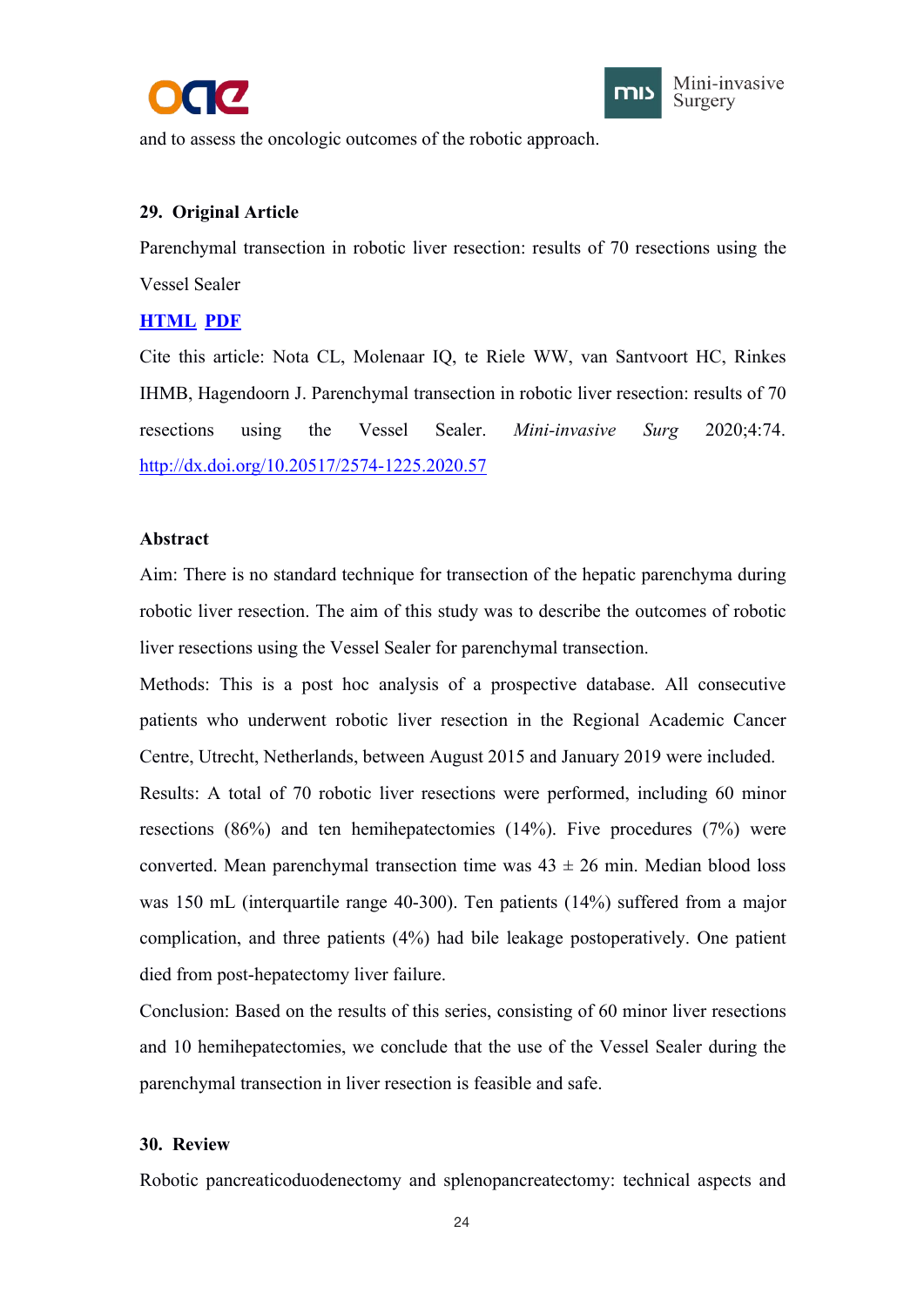and to assess the oncologic outcomes of the robotic approach.

**29. Original Article**

Parenchymal transection in robotic liver resection: results of 70 resections using the Vessel Sealer

**HTML** **PDF**

Cite this article: Nota CL, Molenaar IQ, te Riele WW, van Santvoort HC, Rinkes IHMB, Hagendoorn J. Parenchymal transection in robotic liver resection: results of 70 resections using the Vessel Sealer. *Mini-invasive Surg* 2020;4:74. http://dx.doi.org/10.20517/2574-1225.2020.57

**Abstract**

Aim: There is no standard technique for transection of the hepatic parenchyma during robotic liver resection. The aim of this study was to describe the outcomes of robotic liver resections using the Vessel Sealer for parenchymal transection.

Methods: This is a post hoc analysis of a prospective database. All consecutive patients who underwent robotic liver resection in the Regional Academic Cancer Centre, Utrecht, Netherlands, between August 2015 and January 2019 were included.

Results: A total of 70 robotic liver resections were performed, including 60 minor resections (86%) and ten hemihepatectomies (14%). Five procedures (7%) were converted. Mean parenchymal transection time was 43 ± 26 min. Median blood loss was 150 mL (interquartile range 40-300). Ten patients (14%) suffered from a major complication, and three patients (4%) had bile leakage postoperatively. One patient died from post-hepatectomy liver failure.

Conclusion: Based on the results of this series, consisting of 60 minor liver resections and 10 hemihepatectomies, we conclude that the use of the Vessel Sealer during the parenchymal transection in liver resection is feasible and safe.

**30. Review**

Robotic pancreaticoduodenectomy and splenopancreatectomy: technical aspects and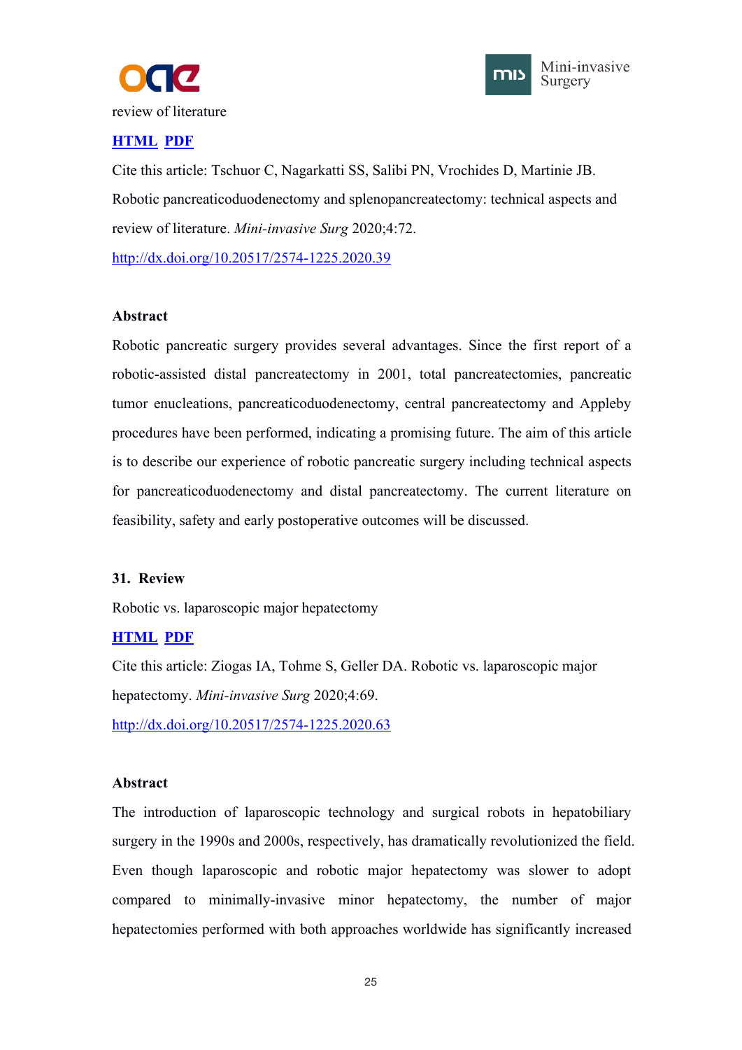review of literature

**HTML** **PDF**

Cite this article: Tschuor C, Nagarkatti SS, Salibi PN, Vrochides D, Martinie JB. Robotic pancreaticoduodenectomy and splenopancreatectomy: technical aspects and review of literature. *Mini-invasive Surg* 2020;4:72.

http://dx.doi.org/10.20517/2574-1225.2020.39

**Abstract**

Robotic pancreatic surgery provides several advantages. Since the first report of a robotic-assisted distal pancreatectomy in 2001, total pancreatectomies, pancreatic tumor enucleations, pancreaticoduodenectomy, central pancreatectomy and Appleby procedures have been performed, indicating a promising future. The aim of this article is to describe our experience of robotic pancreatic surgery including technical aspects for pancreaticoduodenectomy and distal pancreatectomy. The current literature on feasibility, safety and early postoperative outcomes will be discussed.

**31. Review**

Robotic vs. laparoscopic major hepatectomy

**HTML** **PDF**

Cite this article: Ziogas IA, Tohme S, Geller DA. Robotic vs. laparoscopic major hepatectomy. *Mini-invasive Surg* 2020;4:69.

http://dx.doi.org/10.20517/2574-1225.2020.63

**Abstract**

The introduction of laparoscopic technology and surgical robots in hepatobiliary surgery in the 1990s and 2000s, respectively, has dramatically revolutionized the field. Even though laparoscopic and robotic major hepatectomy was slower to adopt compared to minimally-invasive minor hepatectomy, the number of major hepatectomies performed with both approaches worldwide has significantly increased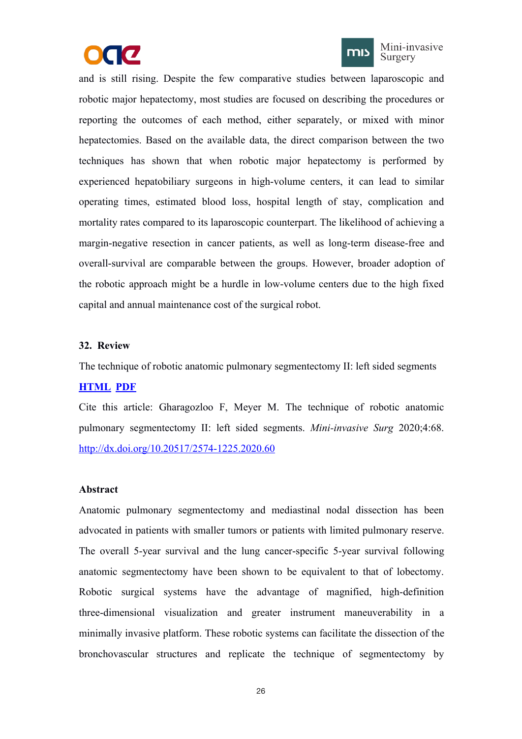and is still rising. Despite the few comparative studies between laparoscopic and robotic major hepatectomy, most studies are focused on describing the procedures or reporting the outcomes of each method, either separately, or mixed with minor hepatectomies. Based on the available data, the direct comparison between the two techniques has shown that when robotic major hepatectomy is performed by experienced hepatobiliary surgeons in high-volume centers, it can lead to similar operating times, estimated blood loss, hospital length of stay, complication and mortality rates compared to its laparoscopic counterpart. The likelihood of achieving a margin-negative resection in cancer patients, as well as long-term disease-free and overall-survival are comparable between the groups. However, broader adoption of the robotic approach might be a hurdle in low-volume centers due to the high fixed capital and annual maintenance cost of the surgical robot.

**32. Review**

The technique of robotic anatomic pulmonary segmentectomy II: left sided segments

**HTML PDF**

Cite this article: Gharagozloo F, Meyer M. The technique of robotic anatomic pulmonary segmentectomy II: left sided segments. *Mini-invasive Surg* 2020;4:68. http://dx.doi.org/10.20517/2574-1225.2020.60

**Abstract**

Anatomic pulmonary segmentectomy and mediastinal nodal dissection has been advocated in patients with smaller tumors or patients with limited pulmonary reserve. The overall 5-year survival and the lung cancer-specific 5-year survival following anatomic segmentectomy have been shown to be equivalent to that of lobectomy. Robotic surgical systems have the advantage of magnified, high-definition three-dimensional visualization and greater instrument maneuverability in a minimally invasive platform. These robotic systems can facilitate the dissection of the bronchovascular structures and replicate the technique of segmentectomy by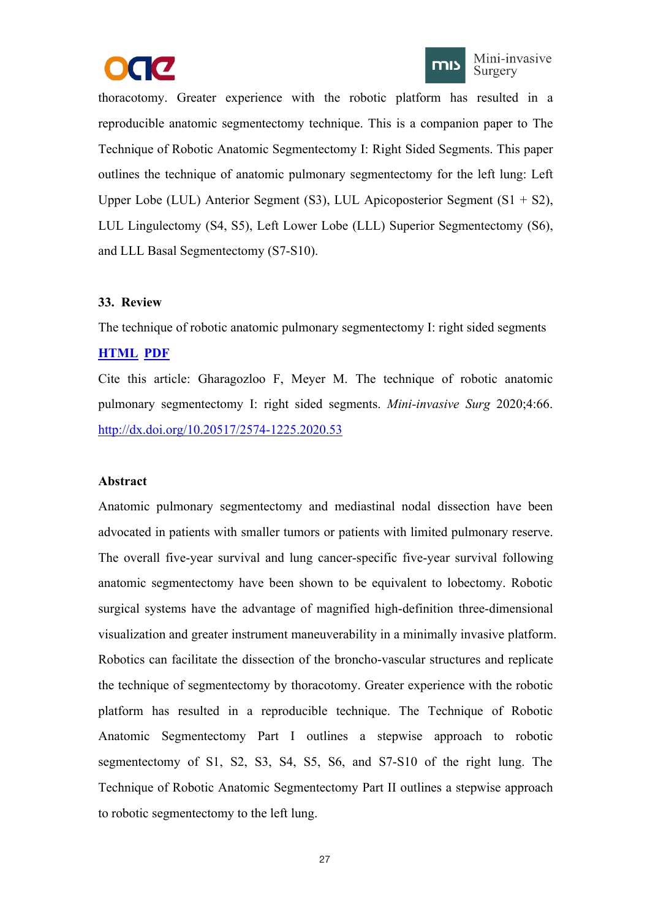thoracotomy. Greater experience with the robotic platform has resulted in a reproducible anatomic segmentectomy technique. This is a companion paper to The Technique of Robotic Anatomic Segmentectomy I: Right Sided Segments. This paper outlines the technique of anatomic pulmonary segmentectomy for the left lung: Left Upper Lobe (LUL) Anterior Segment (S3), LUL Apicoposterior Segment (S1 + S2), LUL Lingulectomy (S4, S5), Left Lower Lobe (LLL) Superior Segmentectomy (S6), and LLL Basal Segmentectomy (S7-S10).

**33. Review**

The technique of robotic anatomic pulmonary segmentectomy I: right sided segments

**HTML** **PDF**

Cite this article: Gharagozloo F, Meyer M. The technique of robotic anatomic pulmonary segmentectomy I: right sided segments. *Mini-invasive Surg* 2020;4:66. http://dx.doi.org/10.20517/2574-1225.2020.53

**Abstract**

Anatomic pulmonary segmentectomy and mediastinal nodal dissection have been advocated in patients with smaller tumors or patients with limited pulmonary reserve. The overall five-year survival and lung cancer-specific five-year survival following anatomic segmentectomy have been shown to be equivalent to lobectomy. Robotic surgical systems have the advantage of magnified high-definition three-dimensional visualization and greater instrument maneuverability in a minimally invasive platform. Robotics can facilitate the dissection of the broncho-vascular structures and replicate the technique of segmentectomy by thoracotomy. Greater experience with the robotic platform has resulted in a reproducible technique. The Technique of Robotic Anatomic Segmentectomy Part I outlines a stepwise approach to robotic segmentectomy of S1, S2, S3, S4, S5, S6, and S7-S10 of the right lung. The Technique of Robotic Anatomic Segmentectomy Part II outlines a stepwise approach to robotic segmentectomy to the left lung.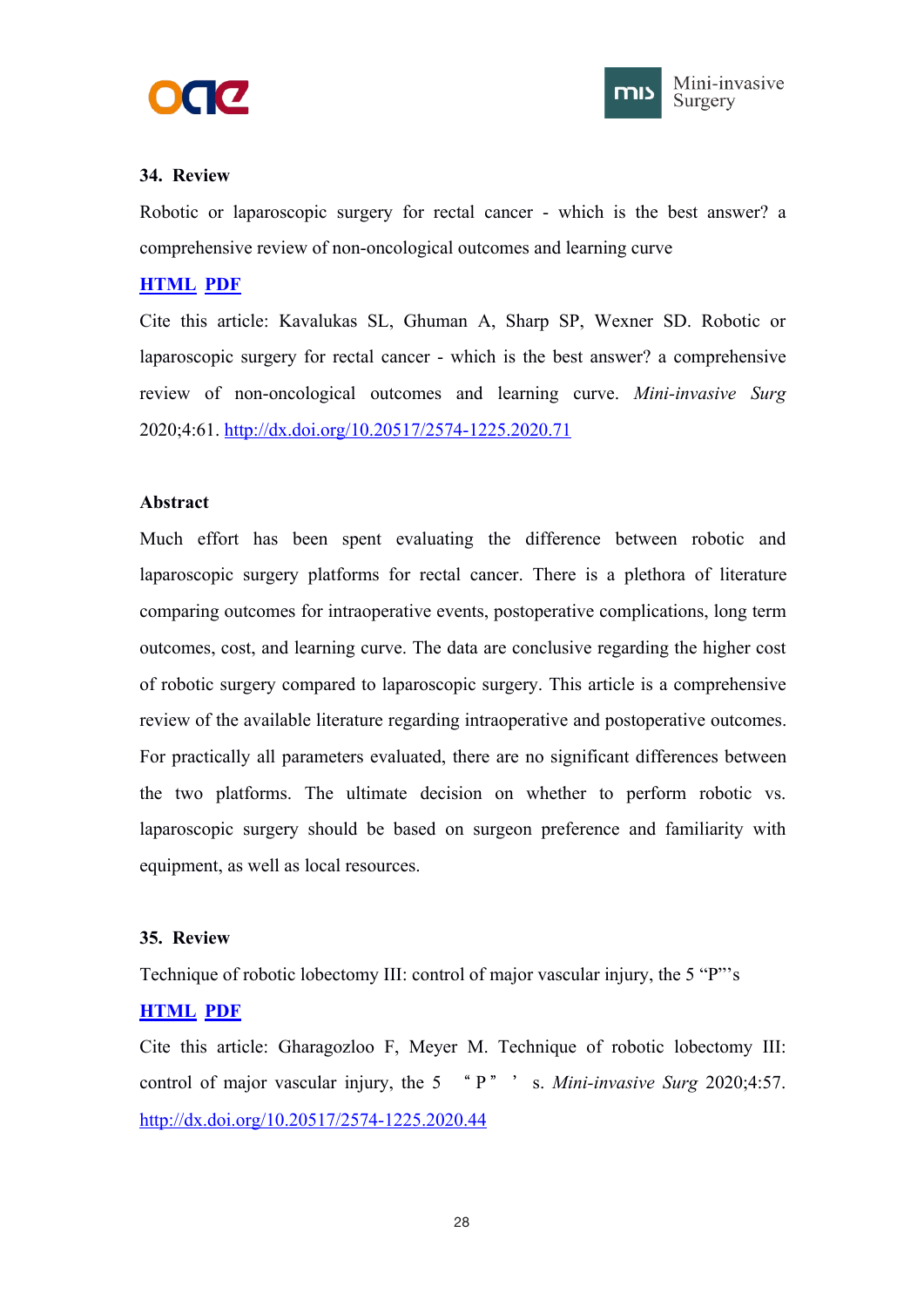**34. Review**

Robotic or laparoscopic surgery for rectal cancer - which is the best answer? a comprehensive review of non-oncological outcomes and learning curve

**HTML** **PDF**

Cite this article: Kavalukas SL, Ghuman A, Sharp SP, Wexner SD. Robotic or laparoscopic surgery for rectal cancer - which is the best answer? a comprehensive review of non-oncological outcomes and learning curve. *Mini-invasive Surg* 2020;4:61. http://dx.doi.org/10.20517/2574-1225.2020.71

**Abstract**

Much effort has been spent evaluating the difference between robotic and laparoscopic surgery platforms for rectal cancer. There is a plethora of literature comparing outcomes for intraoperative events, postoperative complications, long term outcomes, cost, and learning curve. The data are conclusive regarding the higher cost of robotic surgery compared to laparoscopic surgery. This article is a comprehensive review of the available literature regarding intraoperative and postoperative outcomes. For practically all parameters evaluated, there are no significant differences between the two platforms. The ultimate decision on whether to perform robotic vs. laparoscopic surgery should be based on surgeon preference and familiarity with equipment, as well as local resources.

**35. Review**

Technique of robotic lobectomy III: control of major vascular injury, the 5 “P”’s

**HTML** **PDF**

Cite this article: Gharagozloo F, Meyer M. Technique of robotic lobectomy III: control of major vascular injury, the 5 “P”’s. *Mini-invasive Surg* 2020;4:57. http://dx.doi.org/10.20517/2574-1225.2020.44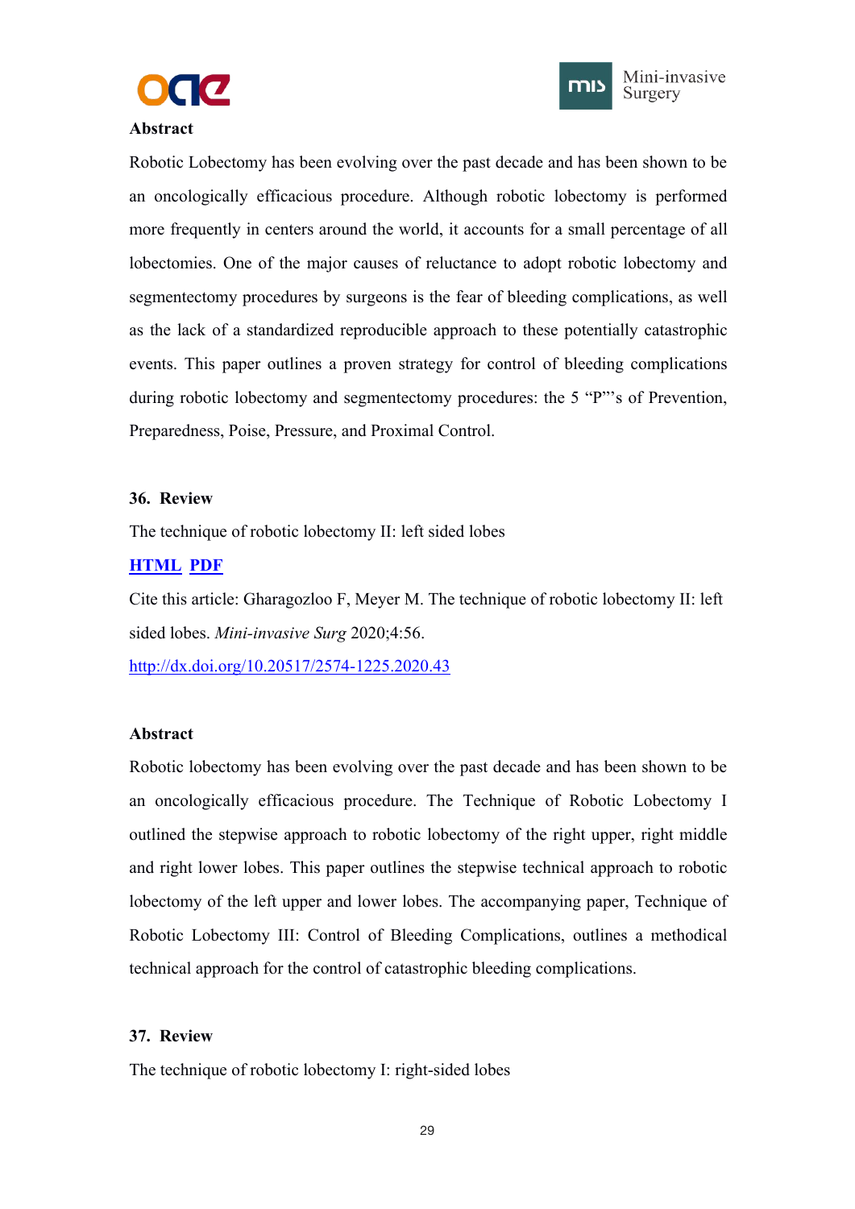**Abstract**

Robotic Lobectomy has been evolving over the past decade and has been shown to be an oncologically efficacious procedure. Although robotic lobectomy is performed more frequently in centers around the world, it accounts for a small percentage of all lobectomies. One of the major causes of reluctance to adopt robotic lobectomy and segmentectomy procedures by surgeons is the fear of bleeding complications, as well as the lack of a standardized reproducible approach to these potentially catastrophic events. This paper outlines a proven strategy for control of bleeding complications during robotic lobectomy and segmentectomy procedures: the 5 "P"'s of Prevention, Preparedness, Poise, Pressure, and Proximal Control.

**36. Review**

The technique of robotic lobectomy II: left sided lobes

**HTML** **PDF**

Cite this article: Gharagozloo F, Meyer M. The technique of robotic lobectomy II: left sided lobes. *Mini-invasive Surg* 2020;4:56.

http://dx.doi.org/10.20517/2574-1225.2020.43

**Abstract**

Robotic lobectomy has been evolving over the past decade and has been shown to be an oncologically efficacious procedure. The Technique of Robotic Lobectomy I outlined the stepwise approach to robotic lobectomy of the right upper, right middle and right lower lobes. This paper outlines the stepwise technical approach to robotic lobectomy of the left upper and lower lobes. The accompanying paper, Technique of Robotic Lobectomy III: Control of Bleeding Complications, outlines a methodical technical approach for the control of catastrophic bleeding complications.

**37. Review**

The technique of robotic lobectomy I: right-sided lobes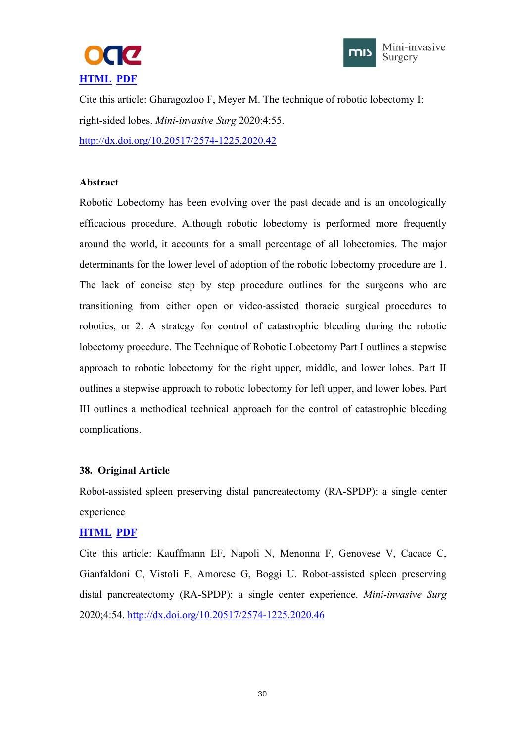[HTML](#) [PDF](#)

Cite this article: Gharagozloo F, Meyer M. The technique of robotic lobectomy I: right-sided lobes. *Mini-invasive Surg* 2020;4:55. [http://dx.doi.org/10.20517/2574-1225.2020.42](http://dx.doi.org/10.20517/2574-1225.2020.42)

**Abstract**

Robotic Lobectomy has been evolving over the past decade and is an oncologically efficacious procedure. Although robotic lobectomy is performed more frequently around the world, it accounts for a small percentage of all lobectomies. The major determinants for the lower level of adoption of the robotic lobectomy procedure are 1. The lack of concise step by step procedure outlines for the surgeons who are transitioning from either open or video-assisted thoracic surgical procedures to robotics, or 2. A strategy for control of catastrophic bleeding during the robotic lobectomy procedure. The Technique of Robotic Lobectomy Part I outlines a stepwise approach to robotic lobectomy for the right upper, middle, and lower lobes. Part II outlines a stepwise approach to robotic lobectomy for left upper, and lower lobes. Part III outlines a methodical technical approach for the control of catastrophic bleeding complications.

**38. Original Article**

Robot-assisted spleen preserving distal pancreatectomy (RA-SPDP): a single center experience

[HTML](#) [PDF](#)

Cite this article: Kauffmann EF, Napoli N, Menonna F, Genovese V, Cacace C, Gianfaldoni C, Vistoli F, Amorese G, Boggi U. Robot-assisted spleen preserving distal pancreatectomy (RA-SPDP): a single center experience. *Mini-invasive Surg* 2020;4:54. [http://dx.doi.org/10.20517/2574-1225.2020.46](http://dx.doi.org/10.20517/2574-1225.2020.46)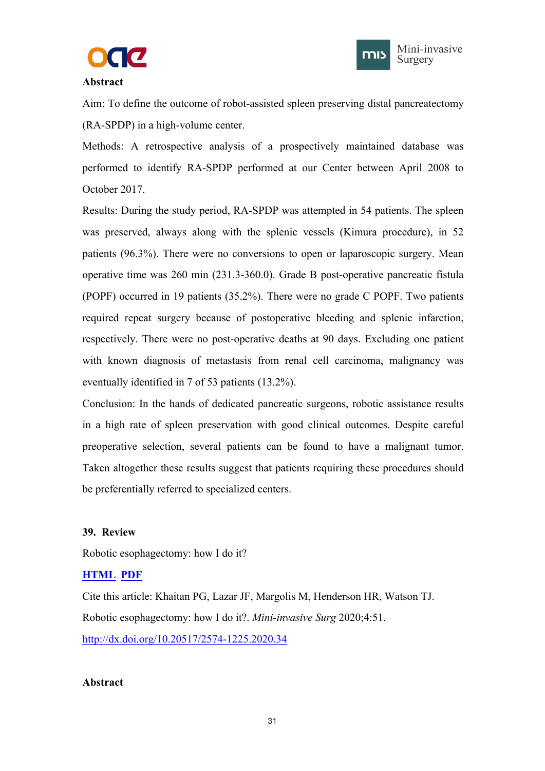**Abstract**

Aim: To define the outcome of robot-assisted spleen preserving distal pancreatectomy (RA-SPDP) in a high-volume center.

Methods: A retrospective analysis of a prospectively maintained database was performed to identify RA-SPDP performed at our Center between April 2008 to October 2017.

Results: During the study period, RA-SPDP was attempted in 54 patients. The spleen was preserved, always along with the splenic vessels (Kimura procedure), in 52 patients (96.3%). There were no conversions to open or laparoscopic surgery. Mean operative time was 260 min (231.3-360.0). Grade B post-operative pancreatic fistula (POPF) occurred in 19 patients (35.2%). There were no grade C POPF. Two patients required repeat surgery because of postoperative bleeding and splenic infarction, respectively. There were no post-operative deaths at 90 days. Excluding one patient with known diagnosis of metastasis from renal cell carcinoma, malignancy was eventually identified in 7 of 53 patients (13.2%).

Conclusion: In the hands of dedicated pancreatic surgeons, robotic assistance results in a high rate of spleen preservation with good clinical outcomes. Despite careful preoperative selection, several patients can be found to have a malignant tumor. Taken altogether these results suggest that patients requiring these procedures should be preferentially referred to specialized centers.

**39. Review**

Robotic esophagectomy: how I do it?

**HTML** **PDF**

Cite this article: Khaitan PG, Lazar JF, Margolis M, Henderson HR, Watson TJ. Robotic esophagectomy: how I do it?. *Mini-invasive Surg* 2020;4:51.

http://dx.doi.org/10.20517/2574-1225.2020.34

**Abstract**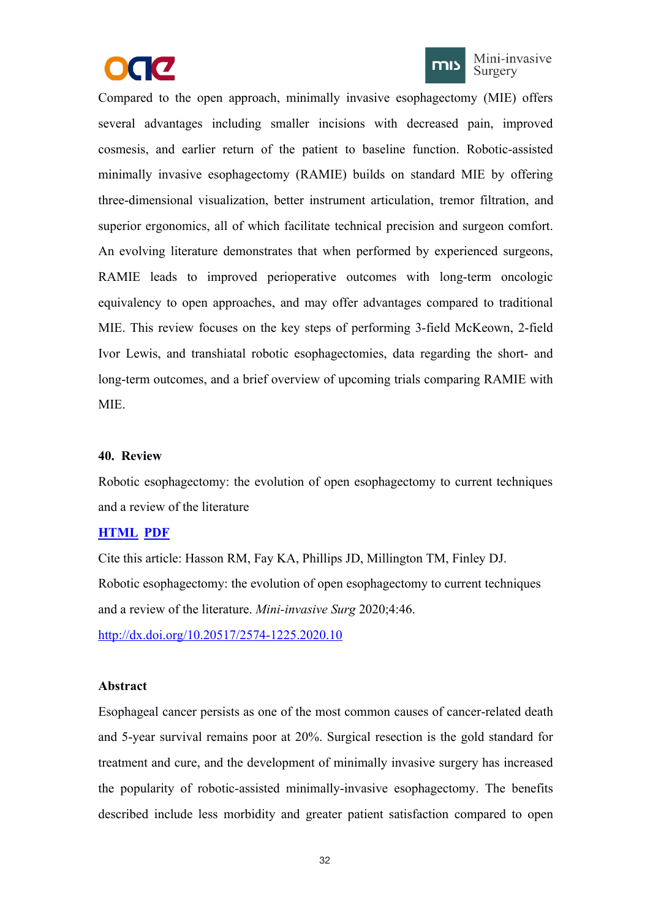Compared to the open approach, minimally invasive esophagectomy (MIE) offers several advantages including smaller incisions with decreased pain, improved cosmesis, and earlier return of the patient to baseline function. Robotic-assisted minimally invasive esophagectomy (RAMIE) builds on standard MIE by offering three-dimensional visualization, better instrument articulation, tremor filtration, and superior ergonomics, all of which facilitate technical precision and surgeon comfort. An evolving literature demonstrates that when performed by experienced surgeons, RAMIE leads to improved perioperative outcomes with long-term oncologic equivalency to open approaches, and may offer advantages compared to traditional MIE. This review focuses on the key steps of performing 3-field McKeown, 2-field Ivor Lewis, and transhiatal robotic esophagectomies, data regarding the short- and long-term outcomes, and a brief overview of upcoming trials comparing RAMIE with MIE.

**40. Review**

Robotic esophagectomy: the evolution of open esophagectomy to current techniques and a review of the literature

**HTML** **PDF**

Cite this article: Hasson RM, Fay KA, Phillips JD, Millington TM, Finley DJ. Robotic esophagectomy: the evolution of open esophagectomy to current techniques and a review of the literature. *Mini-invasive Surg* 2020;4:46.

http://dx.doi.org/10.20517/2574-1225.2020.10

**Abstract**

Esophageal cancer persists as one of the most common causes of cancer-related death and 5-year survival remains poor at 20%. Surgical resection is the gold standard for treatment and cure, and the development of minimally invasive surgery has increased the popularity of robotic-assisted minimally-invasive esophagectomy. The benefits described include less morbidity and greater patient satisfaction compared to open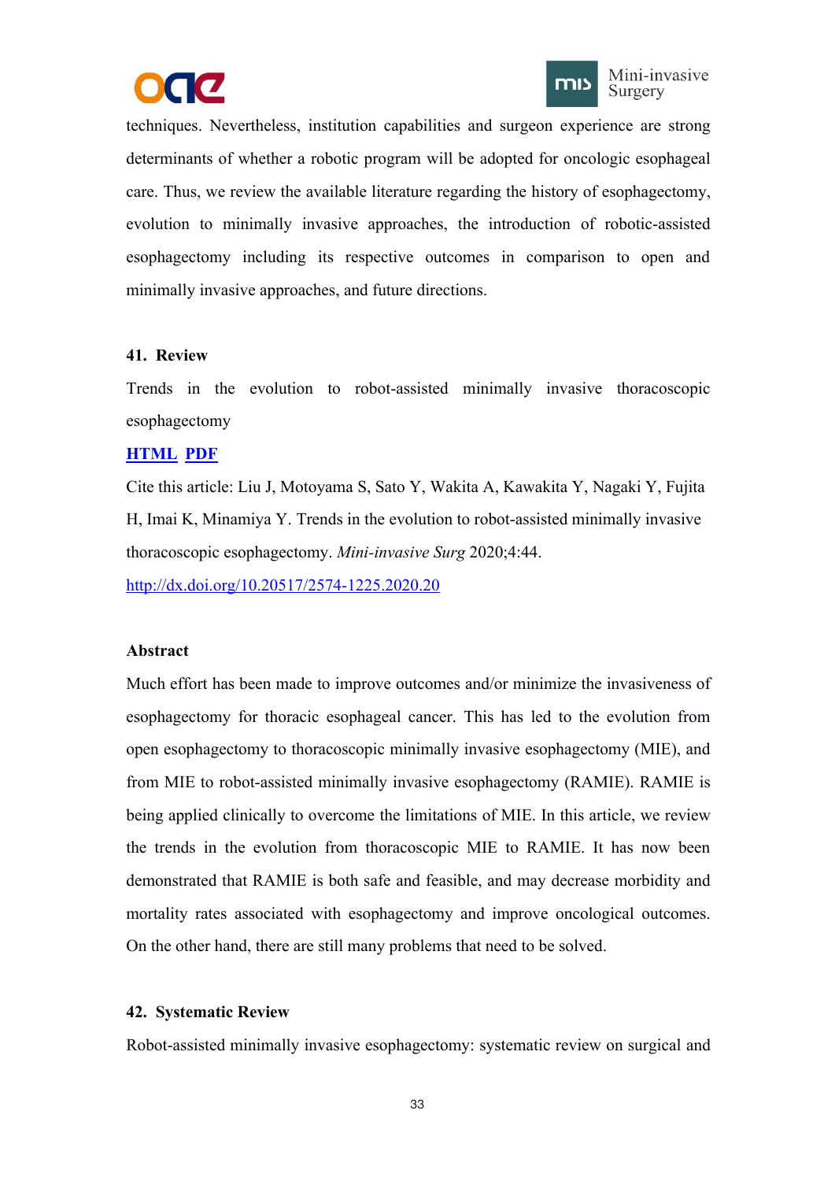techniques. Nevertheless, institution capabilities and surgeon experience are strong determinants of whether a robotic program will be adopted for oncologic esophageal care. Thus, we review the available literature regarding the history of esophagectomy, evolution to minimally invasive approaches, the introduction of robotic-assisted esophagectomy including its respective outcomes in comparison to open and minimally invasive approaches, and future directions.

**41. Review**

Trends in the evolution to robot-assisted minimally invasive thoracoscopic esophagectomy

**HTML** **PDF**

Cite this article: Liu J, Motoyama S, Sato Y, Wakita A, Kawakita Y, Nagaki Y, Fujita H, Imai K, Minamiya Y. Trends in the evolution to robot-assisted minimally invasive thoracoscopic esophagectomy. *Mini-invasive Surg* 2020;4:44.

http://dx.doi.org/10.20517/2574-1225.2020.20

**Abstract**

Much effort has been made to improve outcomes and/or minimize the invasiveness of esophagectomy for thoracic esophageal cancer. This has led to the evolution from open esophagectomy to thoracoscopic minimally invasive esophagectomy (MIE), and from MIE to robot-assisted minimally invasive esophagectomy (RAMIE). RAMIE is being applied clinically to overcome the limitations of MIE. In this article, we review the trends in the evolution from thoracoscopic MIE to RAMIE. It has now been demonstrated that RAMIE is both safe and feasible, and may decrease morbidity and mortality rates associated with esophagectomy and improve oncological outcomes. On the other hand, there are still many problems that need to be solved.

**42. Systematic Review**

Robot-assisted minimally invasive esophagectomy: systematic review on surgical and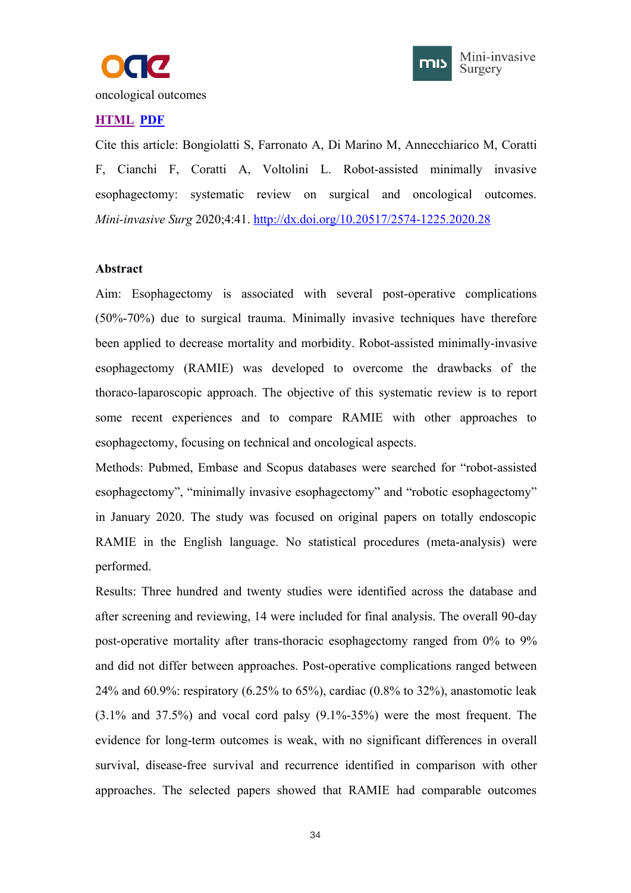oncological outcomes

**HTML** **PDF**

Cite this article: Bongiolatti S, Farronato A, Di Marino M, Annecchiarico M, Coratti F, Cianchi F, Coratti A, Voltolini L. Robot-assisted minimally invasive esophagectomy: systematic review on surgical and oncological outcomes. *Mini-invasive Surg* 2020;4:41. http://dx.doi.org/10.20517/2574-1225.2020.28

**Abstract**

Aim: Esophagectomy is associated with several post-operative complications (50%-70%) due to surgical trauma. Minimally invasive techniques have therefore been applied to decrease mortality and morbidity. Robot-assisted minimally-invasive esophagectomy (RAMIE) was developed to overcome the drawbacks of the thoraco-laparoscopic approach. The objective of this systematic review is to report some recent experiences and to compare RAMIE with other approaches to esophagectomy, focusing on technical and oncological aspects.

Methods: Pubmed, Embase and Scopus databases were searched for "robot-assisted esophagectomy", "minimally invasive esophagectomy" and "robotic esophagectomy" in January 2020. The study was focused on original papers on totally endoscopic RAMIE in the English language. No statistical procedures (meta-analysis) were performed.

Results: Three hundred and twenty studies were identified across the database and after screening and reviewing, 14 were included for final analysis. The overall 90-day post-operative mortality after trans-thoracic esophagectomy ranged from 0% to 9% and did not differ between approaches. Post-operative complications ranged between 24% and 60.9%: respiratory (6.25% to 65%), cardiac (0.8% to 32%), anastomotic leak (3.1% and 37.5%) and vocal cord palsy (9.1%-35%) were the most frequent. The evidence for long-term outcomes is weak, with no significant differences in overall survival, disease-free survival and recurrence identified in comparison with other approaches. The selected papers showed that RAMIE had comparable outcomes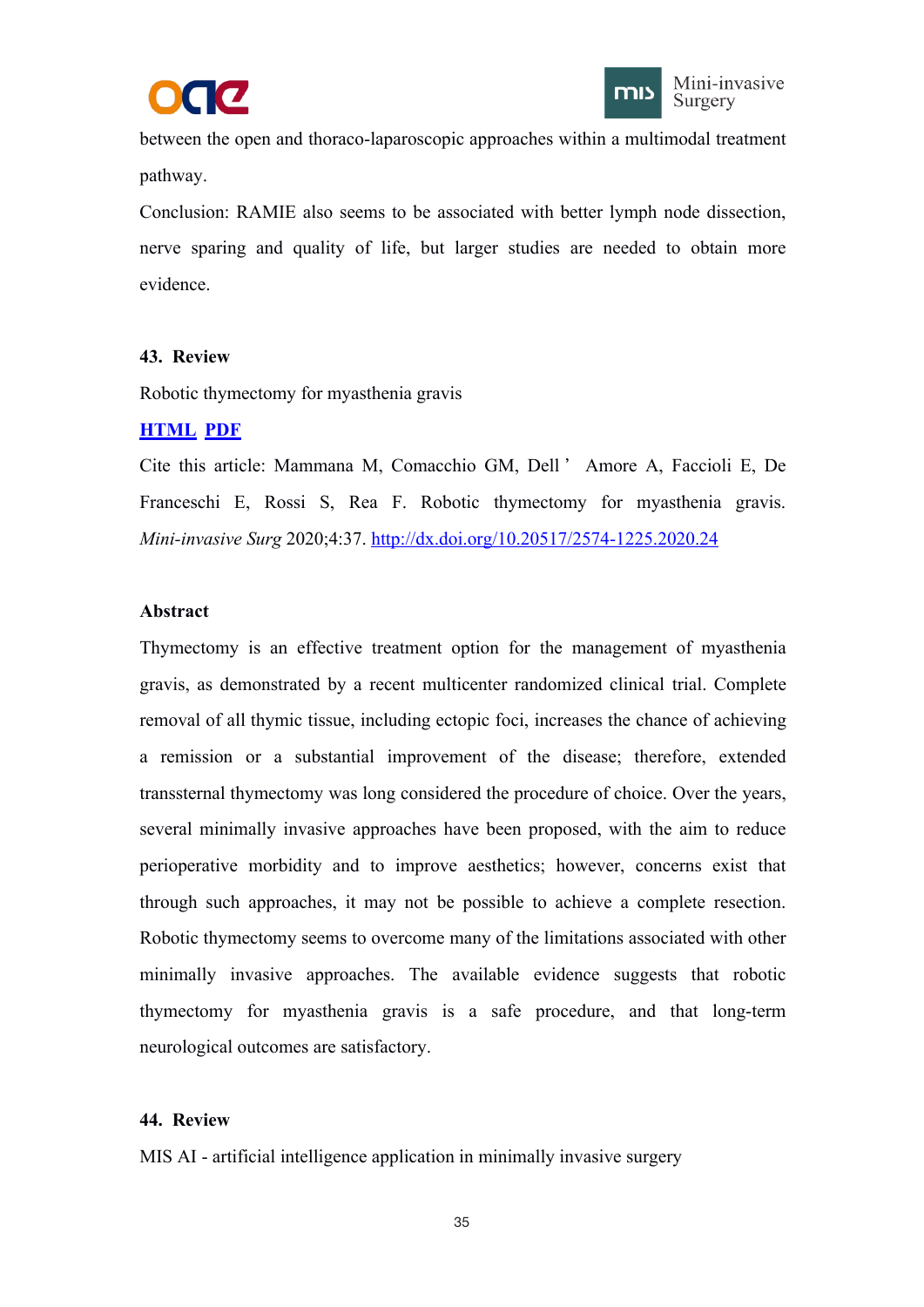between the open and thoraco-laparoscopic approaches within a multimodal treatment pathway.

Conclusion: RAMIE also seems to be associated with better lymph node dissection, nerve sparing and quality of life, but larger studies are needed to obtain more evidence.

**43. Review**

Robotic thymectomy for myasthenia gravis

**HTML PDF**

Cite this article: Mammana M, Comacchio GM, Dell' Amore A, Faccioli E, De Franceschi E, Rossi S, Rea F. Robotic thymectomy for myasthenia gravis. *Mini-invasive Surg* 2020;4:37. http://dx.doi.org/10.20517/2574-1225.2020.24

**Abstract**

Thymectomy is an effective treatment option for the management of myasthenia gravis, as demonstrated by a recent multicenter randomized clinical trial. Complete removal of all thymic tissue, including ectopic foci, increases the chance of achieving a remission or a substantial improvement of the disease; therefore, extended transsternal thymectomy was long considered the procedure of choice. Over the years, several minimally invasive approaches have been proposed, with the aim to reduce perioperative morbidity and to improve aesthetics; however, concerns exist that through such approaches, it may not be possible to achieve a complete resection. Robotic thymectomy seems to overcome many of the limitations associated with other minimally invasive approaches. The available evidence suggests that robotic thymectomy for myasthenia gravis is a safe procedure, and that long-term neurological outcomes are satisfactory.

**44. Review**

MIS AI - artificial intelligence application in minimally invasive surgery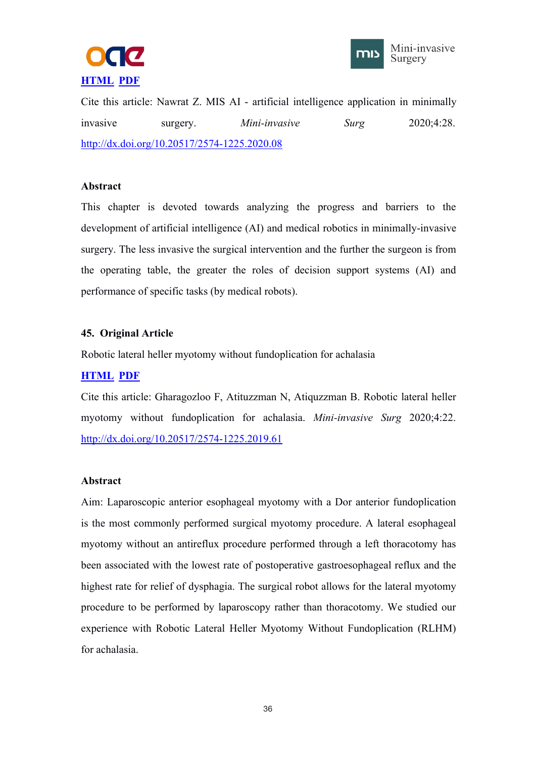[HTML](#) [PDF](#)

Cite this article: Nawrat Z. MIS AI - artificial intelligence application in minimally invasive surgery. *Mini-invasive Surg* 2020;4:28. http://dx.doi.org/10.20517/2574-1225.2020.08

**Abstract**

This chapter is devoted towards analyzing the progress and barriers to the development of artificial intelligence (AI) and medical robotics in minimally-invasive surgery. The less invasive the surgical intervention and the further the surgeon is from the operating table, the greater the roles of decision support systems (AI) and performance of specific tasks (by medical robots).

**45. Original Article**

Robotic lateral heller myotomy without fundoplication for achalasia

[HTML](#) [PDF](#)

Cite this article: Gharagozloo F, Atituzzman N, Atiquzzman B. Robotic lateral heller myotomy without fundoplication for achalasia. *Mini-invasive Surg* 2020;4:22. http://dx.doi.org/10.20517/2574-1225.2019.61

**Abstract**

Aim: Laparoscopic anterior esophageal myotomy with a Dor anterior fundoplication is the most commonly performed surgical myotomy procedure. A lateral esophageal myotomy without an antireflux procedure performed through a left thoracotomy has been associated with the lowest rate of postoperative gastroesophageal reflux and the highest rate for relief of dysphagia. The surgical robot allows for the lateral myotomy procedure to be performed by laparoscopy rather than thoracotomy. We studied our experience with Robotic Lateral Heller Myotomy Without Fundoplication (RLHM) for achalasia.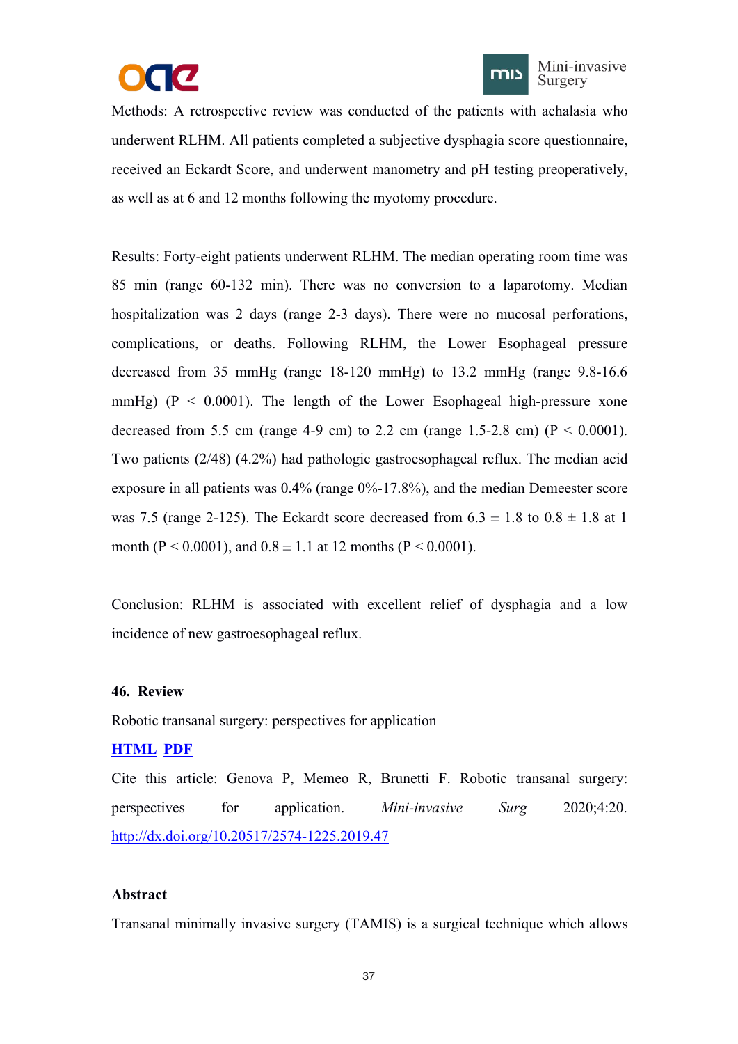Methods: A retrospective review was conducted of the patients with achalasia who underwent RLHM. All patients completed a subjective dysphagia score questionnaire, received an Eckardt Score, and underwent manometry and pH testing preoperatively, as well as at 6 and 12 months following the myotomy procedure.

Results: Forty-eight patients underwent RLHM. The median operating room time was 85 min (range 60-132 min). There was no conversion to a laparotomy. Median hospitalization was 2 days (range 2-3 days). There were no mucosal perforations, complications, or deaths. Following RLHM, the Lower Esophageal pressure decreased from 35 mmHg (range 18-120 mmHg) to 13.2 mmHg (range 9.8-16.6 mmHg) ($P < 0.0001$). The length of the Lower Esophageal high-pressure xone decreased from 5.5 cm (range 4-9 cm) to 2.2 cm (range 1.5-2.8 cm) ($P < 0.0001$). Two patients (2/48) (4.2%) had pathologic gastroesophageal reflux. The median acid exposure in all patients was 0.4% (range 0%-17.8%), and the median Demeester score was 7.5 (range 2-125). The Eckardt score decreased from $6.3 \pm 1.8$ to $0.8 \pm 1.8$ at 1 month ($P < 0.0001$), and $0.8 \pm 1.1$ at 12 months ($P < 0.0001$).

Conclusion: RLHM is associated with excellent relief of dysphagia and a low incidence of new gastroesophageal reflux.

**46. Review**

Robotic transanal surgery: perspectives for application

**HTML PDF**

Cite this article: Genova P, Memeo R, Brunetti F. Robotic transanal surgery: perspectives for application. *Mini-invasive Surg* 2020;4:20. http://dx.doi.org/10.20517/2574-1225.2019.47

**Abstract**

Transanal minimally invasive surgery (TAMIS) is a surgical technique which allows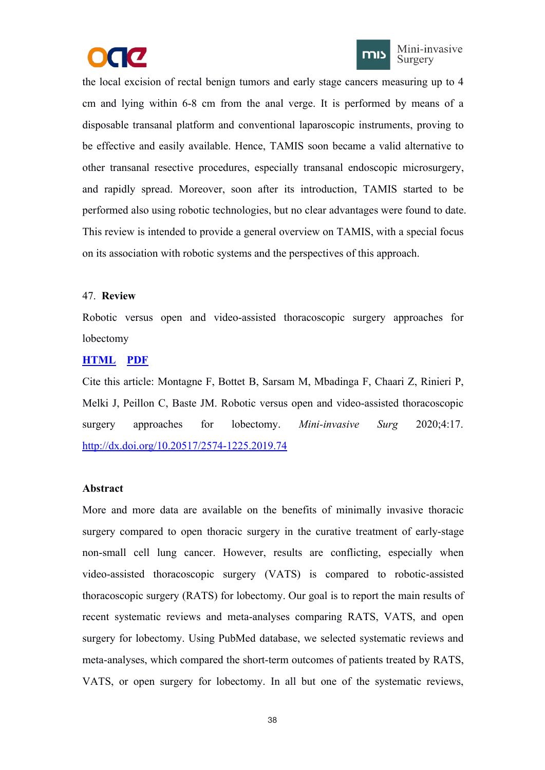the local excision of rectal benign tumors and early stage cancers measuring up to 4 cm and lying within 6-8 cm from the anal verge. It is performed by means of a disposable transanal platform and conventional laparoscopic instruments, proving to be effective and easily available. Hence, TAMIS soon became a valid alternative to other transanal resective procedures, especially transanal endoscopic microsurgery, and rapidly spread. Moreover, soon after its introduction, TAMIS started to be performed also using robotic technologies, but no clear advantages were found to date. This review is intended to provide a general overview on TAMIS, with a special focus on its association with robotic systems and the perspectives of this approach.

47. **Review**

Robotic versus open and video-assisted thoracoscopic surgery approaches for lobectomy

[**HTML**](#) [**PDF**](#)

Cite this article: Montagne F, Bottet B, Sarsam M, Mbadinga F, Chaari Z, Rinieri P, Melki J, Peillon C, Baste JM. Robotic versus open and video-assisted thoracoscopic surgery approaches for lobectomy. *Mini-invasive Surg* 2020;4:17. [http://dx.doi.org/10.20517/2574-1225.2019.74](http://dx.doi.org/10.20517/2574-1225.2019.74)

**Abstract**

More and more data are available on the benefits of minimally invasive thoracic surgery compared to open thoracic surgery in the curative treatment of early-stage non-small cell lung cancer. However, results are conflicting, especially when video-assisted thoracoscopic surgery (VATS) is compared to robotic-assisted thoracoscopic surgery (RATS) for lobectomy. Our goal is to report the main results of recent systematic reviews and meta-analyses comparing RATS, VATS, and open surgery for lobectomy. Using PubMed database, we selected systematic reviews and meta-analyses, which compared the short-term outcomes of patients treated by RATS, VATS, or open surgery for lobectomy. In all but one of the systematic reviews,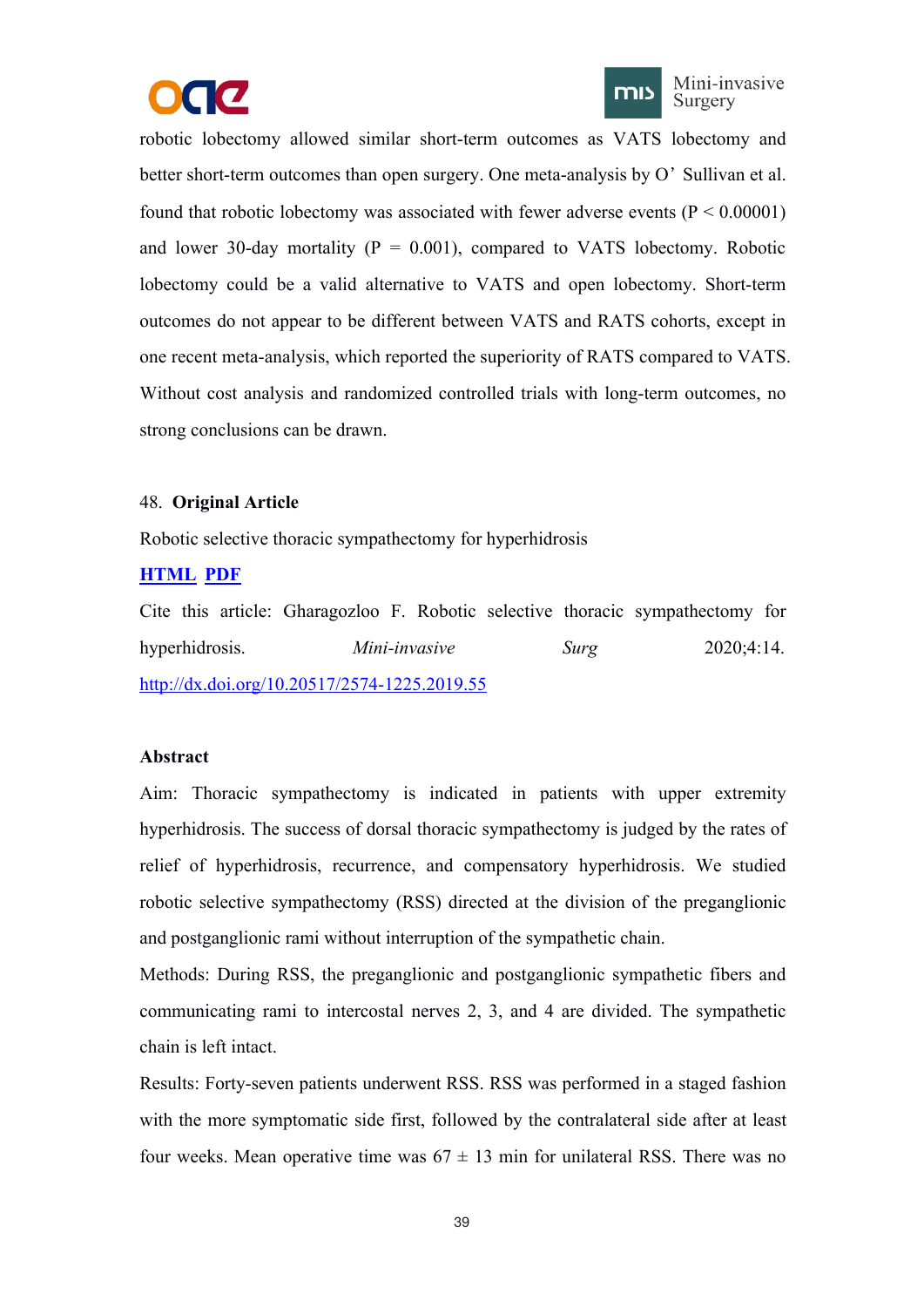robotic lobectomy allowed similar short-term outcomes as VATS lobectomy and better short-term outcomes than open surgery. One meta-analysis by O' Sullivan et al. found that robotic lobectomy was associated with fewer adverse events ($P < 0.00001$) and lower 30-day mortality ($P = 0.001$), compared to VATS lobectomy. Robotic lobectomy could be a valid alternative to VATS and open lobectomy. Short-term outcomes do not appear to be different between VATS and RATS cohorts, except in one recent meta-analysis, which reported the superiority of RATS compared to VATS. Without cost analysis and randomized controlled trials with long-term outcomes, no strong conclusions can be drawn.

48. **Original Article**

Robotic selective thoracic sympathectomy for hyperhidrosis

**HTML** **PDF**

Cite this article: Gharagozloo F. Robotic selective thoracic sympathectomy for hyperhidrosis. *Mini-invasive Surg* 2020;4:14. http://dx.doi.org/10.20517/2574-1225.2019.55

**Abstract**

Aim: Thoracic sympathectomy is indicated in patients with upper extremity hyperhidrosis. The success of dorsal thoracic sympathectomy is judged by the rates of relief of hyperhidrosis, recurrence, and compensatory hyperhidrosis. We studied robotic selective sympathectomy (RSS) directed at the division of the preganglionic and postganglionic rami without interruption of the sympathetic chain.

Methods: During RSS, the preganglionic and postganglionic sympathetic fibers and communicating rami to intercostal nerves 2, 3, and 4 are divided. The sympathetic chain is left intact.

Results: Forty-seven patients underwent RSS. RSS was performed in a staged fashion with the more symptomatic side first, followed by the contralateral side after at least four weeks. Mean operative time was 67 ± 13 min for unilateral RSS. There was no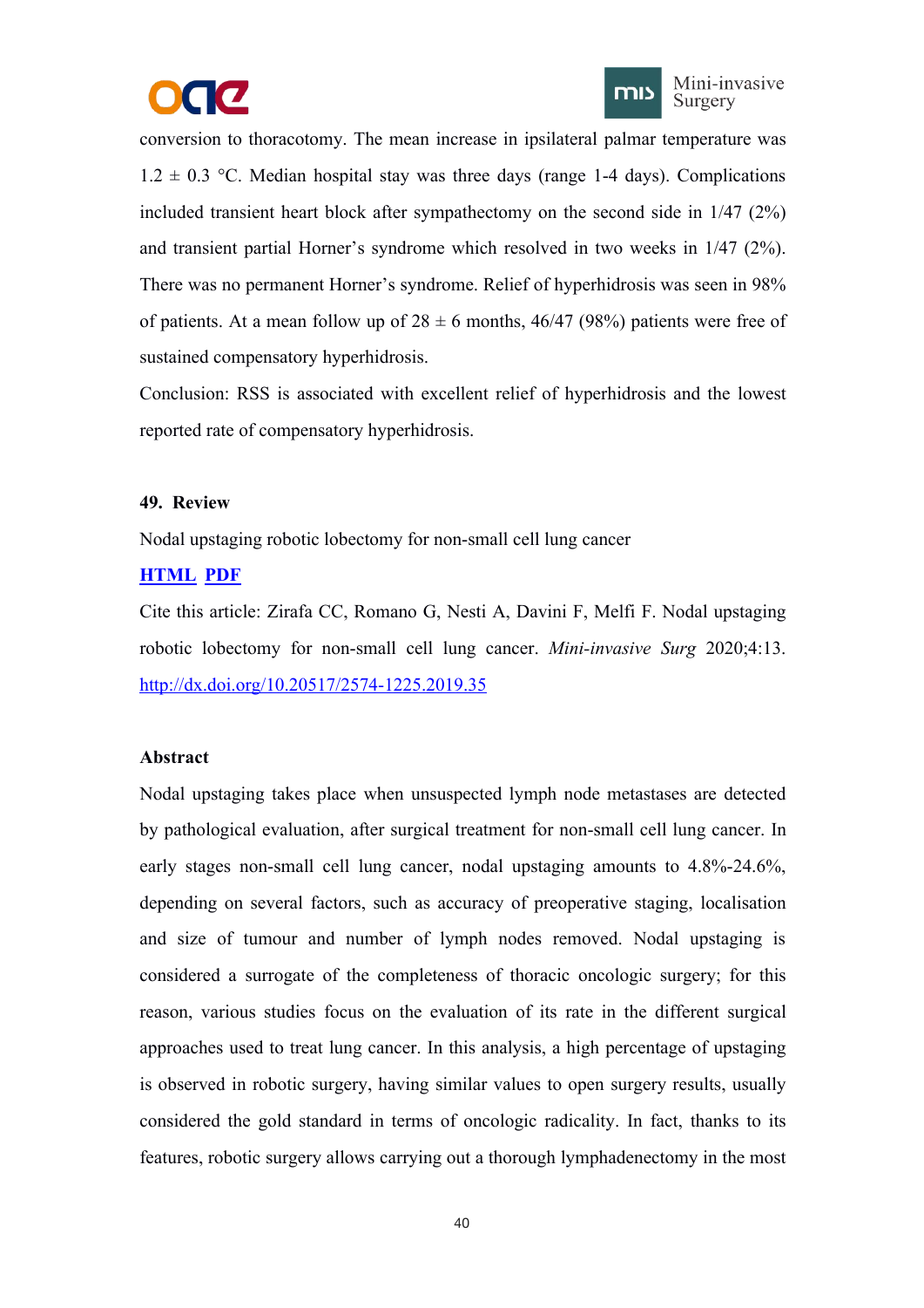conversion to thoracotomy. The mean increase in ipsilateral palmar temperature was 1.2 ± 0.3 °C. Median hospital stay was three days (range 1-4 days). Complications included transient heart block after sympathectomy on the second side in 1/47 (2%) and transient partial Horner's syndrome which resolved in two weeks in 1/47 (2%). There was no permanent Horner's syndrome. Relief of hyperhidrosis was seen in 98% of patients. At a mean follow up of 28 ± 6 months, 46/47 (98%) patients were free of sustained compensatory hyperhidrosis.

Conclusion: RSS is associated with excellent relief of hyperhidrosis and the lowest reported rate of compensatory hyperhidrosis.

**49. Review**

Nodal upstaging robotic lobectomy for non-small cell lung cancer

**HTML PDF**

Cite this article: Zirafa CC, Romano G, Nesti A, Davini F, Melfi F. Nodal upstaging robotic lobectomy for non-small cell lung cancer. *Mini-invasive Surg* 2020;4:13. http://dx.doi.org/10.20517/2574-1225.2019.35

**Abstract**

Nodal upstaging takes place when unsuspected lymph node metastases are detected by pathological evaluation, after surgical treatment for non-small cell lung cancer. In early stages non-small cell lung cancer, nodal upstaging amounts to 4.8%-24.6%, depending on several factors, such as accuracy of preoperative staging, localisation and size of tumour and number of lymph nodes removed. Nodal upstaging is considered a surrogate of the completeness of thoracic oncologic surgery; for this reason, various studies focus on the evaluation of its rate in the different surgical approaches used to treat lung cancer. In this analysis, a high percentage of upstaging is observed in robotic surgery, having similar values to open surgery results, usually considered the gold standard in terms of oncologic radicality. In fact, thanks to its features, robotic surgery allows carrying out a thorough lymphadenectomy in the most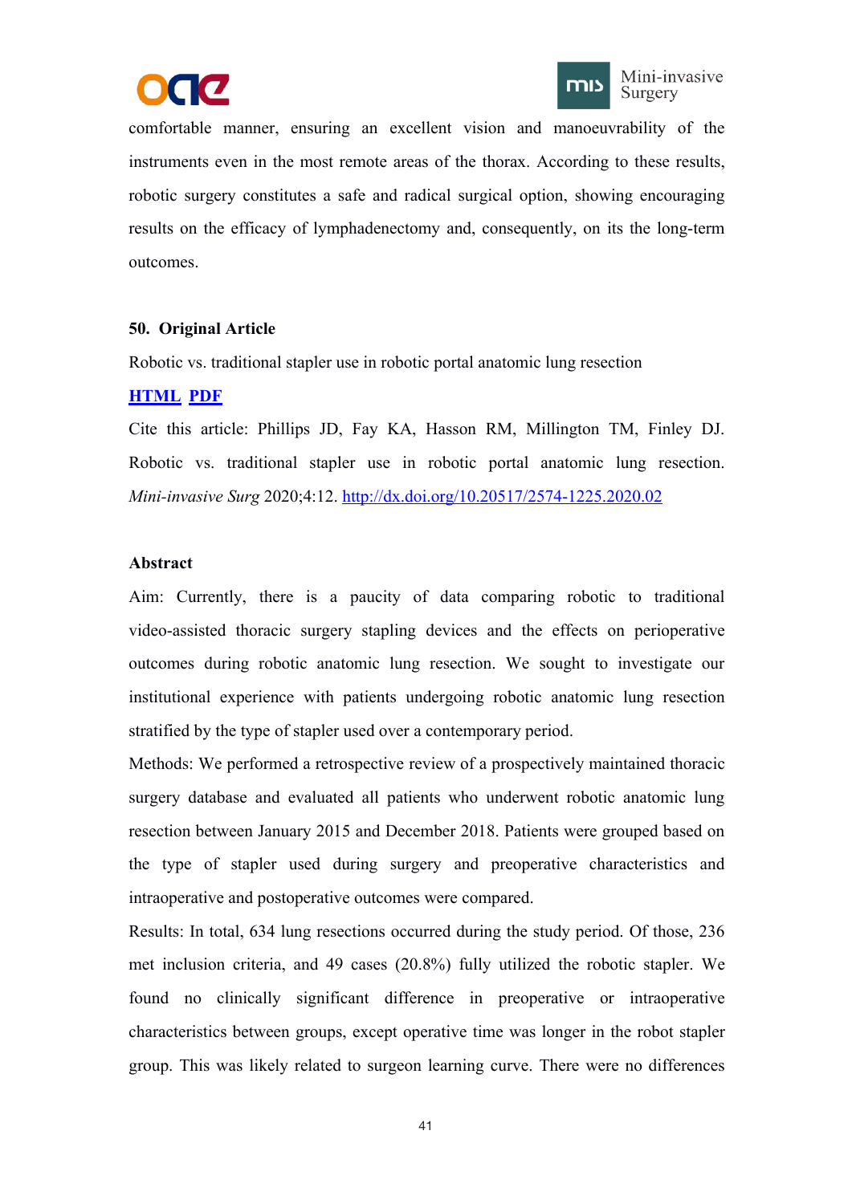comfortable manner, ensuring an excellent vision and manoeuvrability of the instruments even in the most remote areas of the thorax. According to these results, robotic surgery constitutes a safe and radical surgical option, showing encouraging results on the efficacy of lymphadenectomy and, consequently, on its the long-term outcomes.

**50. Original Article**

Robotic vs. traditional stapler use in robotic portal anatomic lung resection

**HTML** **PDF**

Cite this article: Phillips JD, Fay KA, Hasson RM, Millington TM, Finley DJ. Robotic vs. traditional stapler use in robotic portal anatomic lung resection. *Mini-invasive Surg* 2020;4:12. http://dx.doi.org/10.20517/2574-1225.2020.02

**Abstract**

Aim: Currently, there is a paucity of data comparing robotic to traditional video-assisted thoracic surgery stapling devices and the effects on perioperative outcomes during robotic anatomic lung resection. We sought to investigate our institutional experience with patients undergoing robotic anatomic lung resection stratified by the type of stapler used over a contemporary period.

Methods: We performed a retrospective review of a prospectively maintained thoracic surgery database and evaluated all patients who underwent robotic anatomic lung resection between January 2015 and December 2018. Patients were grouped based on the type of stapler used during surgery and preoperative characteristics and intraoperative and postoperative outcomes were compared.

Results: In total, 634 lung resections occurred during the study period. Of those, 236 met inclusion criteria, and 49 cases (20.8%) fully utilized the robotic stapler. We found no clinically significant difference in preoperative or intraoperative characteristics between groups, except operative time was longer in the robot stapler group. This was likely related to surgeon learning curve. There were no differences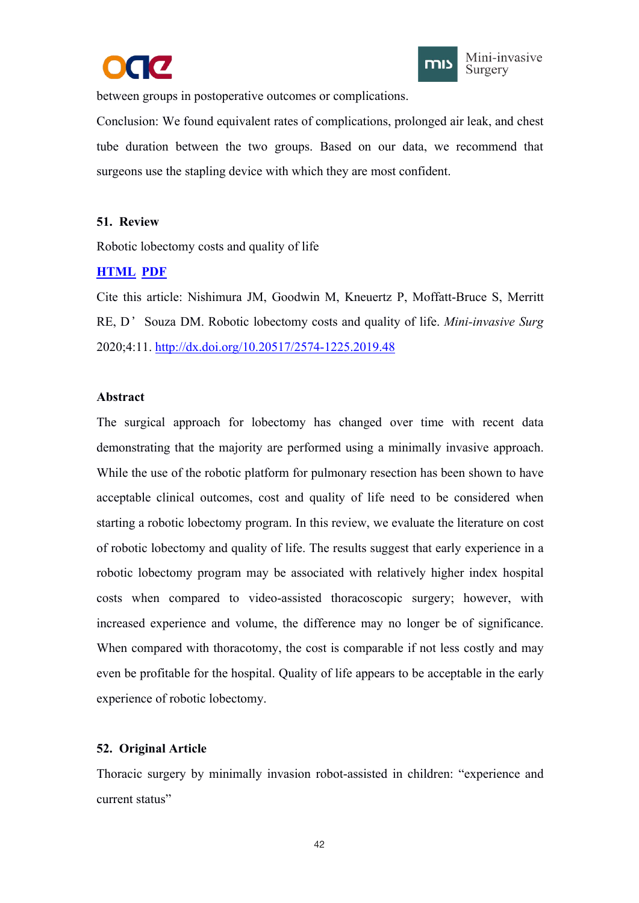between groups in postoperative outcomes or complications.

Conclusion: We found equivalent rates of complications, prolonged air leak, and chest tube duration between the two groups. Based on our data, we recommend that surgeons use the stapling device with which they are most confident.

**51. Review**

Robotic lobectomy costs and quality of life

**HTML** **PDF**

Cite this article: Nishimura JM, Goodwin M, Kneuertz P, Moffatt-Bruce S, Merritt RE, D' Souza DM. Robotic lobectomy costs and quality of life. *Mini-invasive Surg* 2020;4:11. http://dx.doi.org/10.20517/2574-1225.2019.48

**Abstract**

The surgical approach for lobectomy has changed over time with recent data demonstrating that the majority are performed using a minimally invasive approach. While the use of the robotic platform for pulmonary resection has been shown to have acceptable clinical outcomes, cost and quality of life need to be considered when starting a robotic lobectomy program. In this review, we evaluate the literature on cost of robotic lobectomy and quality of life. The results suggest that early experience in a robotic lobectomy program may be associated with relatively higher index hospital costs when compared to video-assisted thoracoscopic surgery; however, with increased experience and volume, the difference may no longer be of significance. When compared with thoracotomy, the cost is comparable if not less costly and may even be profitable for the hospital. Quality of life appears to be acceptable in the early experience of robotic lobectomy.

**52. Original Article**

Thoracic surgery by minimally invasion robot-assisted in children: "experience and current status"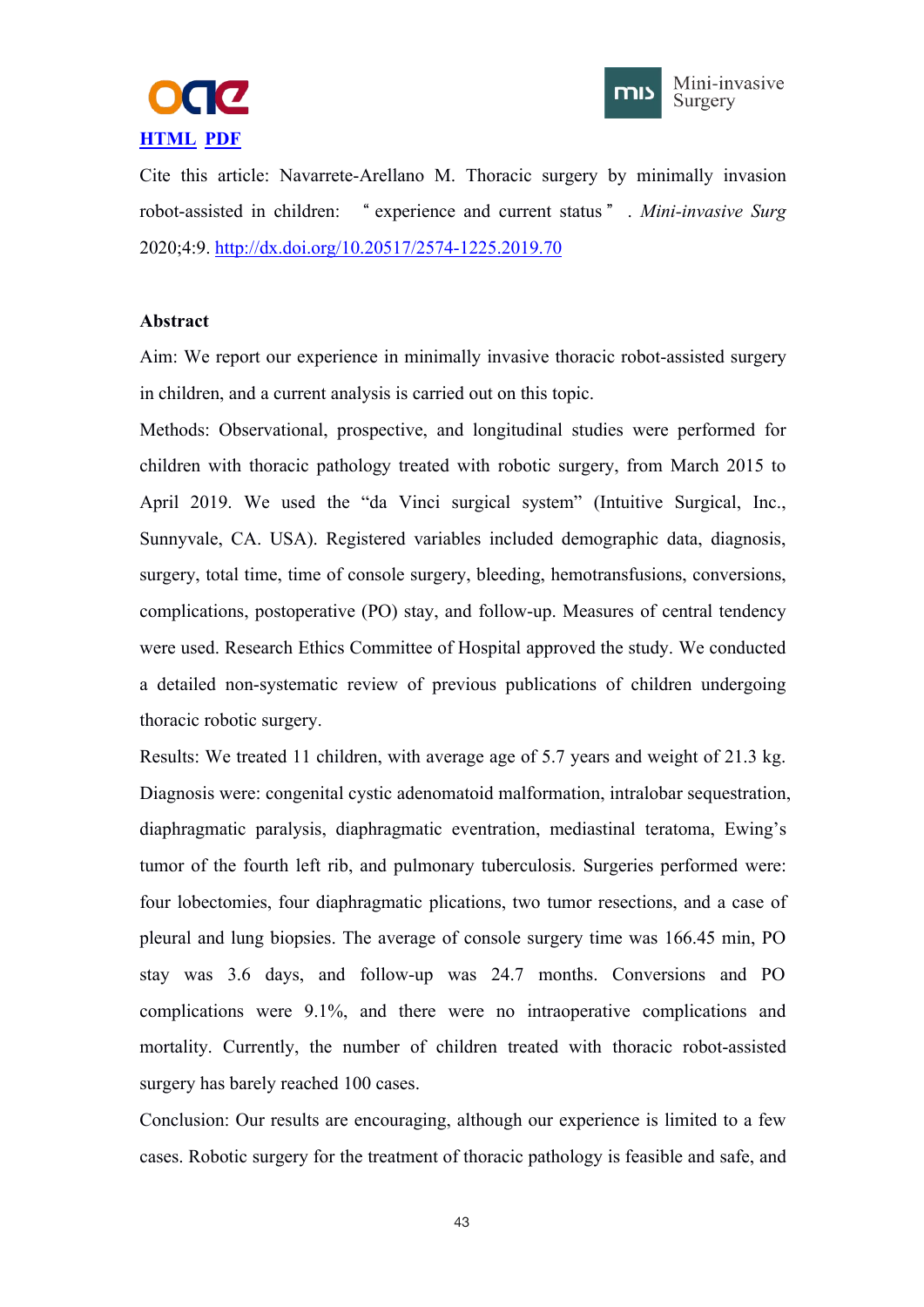**HTML** **PDF**

Cite this article: Navarrete-Arellano M. Thoracic surgery by minimally invasion robot-assisted in children: "experience and current status". *Mini-invasive Surg* 2020;4:9. http://dx.doi.org/10.20517/2574-1225.2019.70

**Abstract**

Aim: We report our experience in minimally invasive thoracic robot-assisted surgery in children, and a current analysis is carried out on this topic.

Methods: Observational, prospective, and longitudinal studies were performed for children with thoracic pathology treated with robotic surgery, from March 2015 to April 2019. We used the "da Vinci surgical system" (Intuitive Surgical, Inc., Sunnyvale, CA. USA). Registered variables included demographic data, diagnosis, surgery, total time, time of console surgery, bleeding, hemotransfusions, conversions, complications, postoperative (PO) stay, and follow-up. Measures of central tendency were used. Research Ethics Committee of Hospital approved the study. We conducted a detailed non-systematic review of previous publications of children undergoing thoracic robotic surgery.

Results: We treated 11 children, with average age of 5.7 years and weight of 21.3 kg. Diagnosis were: congenital cystic adenomatoid malformation, intralobar sequestration, diaphragmatic paralysis, diaphragmatic eventration, mediastinal teratoma, Ewing's tumor of the fourth left rib, and pulmonary tuberculosis. Surgeries performed were: four lobectomies, four diaphragmatic plications, two tumor resections, and a case of pleural and lung biopsies. The average of console surgery time was 166.45 min, PO stay was 3.6 days, and follow-up was 24.7 months. Conversions and PO complications were 9.1%, and there were no intraoperative complications and mortality. Currently, the number of children treated with thoracic robot-assisted surgery has barely reached 100 cases.

Conclusion: Our results are encouraging, although our experience is limited to a few cases. Robotic surgery for the treatment of thoracic pathology is feasible and safe, and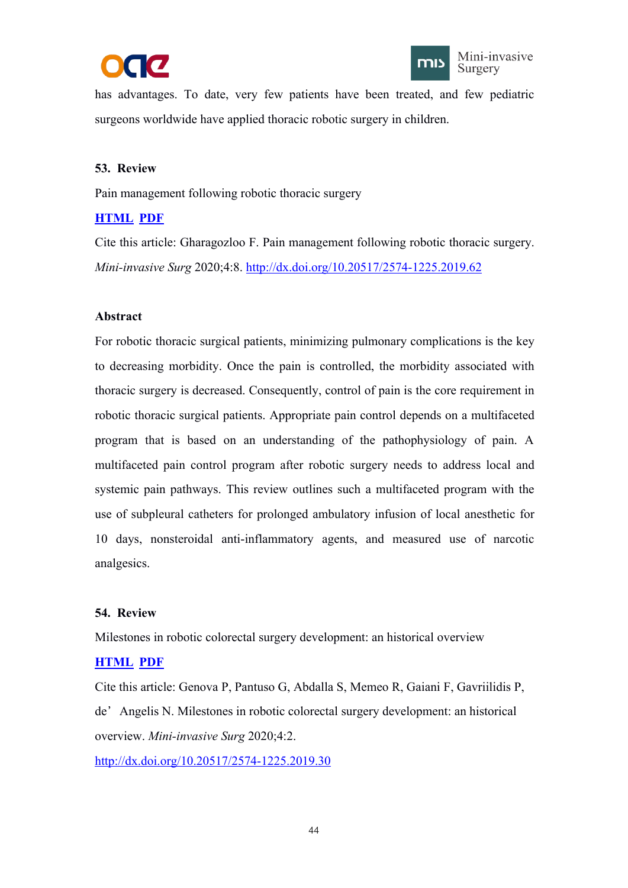has advantages. To date, very few patients have been treated, and few pediatric surgeons worldwide have applied thoracic robotic surgery in children.

**53. Review**

Pain management following robotic thoracic surgery

**HTML** **PDF**

Cite this article: Gharagozloo F. Pain management following robotic thoracic surgery. *Mini-invasive Surg* 2020;4:8. http://dx.doi.org/10.20517/2574-1225.2019.62

**Abstract**

For robotic thoracic surgical patients, minimizing pulmonary complications is the key to decreasing morbidity. Once the pain is controlled, the morbidity associated with thoracic surgery is decreased. Consequently, control of pain is the core requirement in robotic thoracic surgical patients. Appropriate pain control depends on a multifaceted program that is based on an understanding of the pathophysiology of pain. A multifaceted pain control program after robotic surgery needs to address local and systemic pain pathways. This review outlines such a multifaceted program with the use of subpleural catheters for prolonged ambulatory infusion of local anesthetic for 10 days, nonsteroidal anti-inflammatory agents, and measured use of narcotic analgesics.

**54. Review**

Milestones in robotic colorectal surgery development: an historical overview

**HTML** **PDF**

Cite this article: Genova P, Pantuso G, Abdalla S, Memeo R, Gaiani F, Gavriilidis P, de’ Angelis N. Milestones in robotic colorectal surgery development: an historical overview. *Mini-invasive Surg* 2020;4:2.

http://dx.doi.org/10.20517/2574-1225.2019.30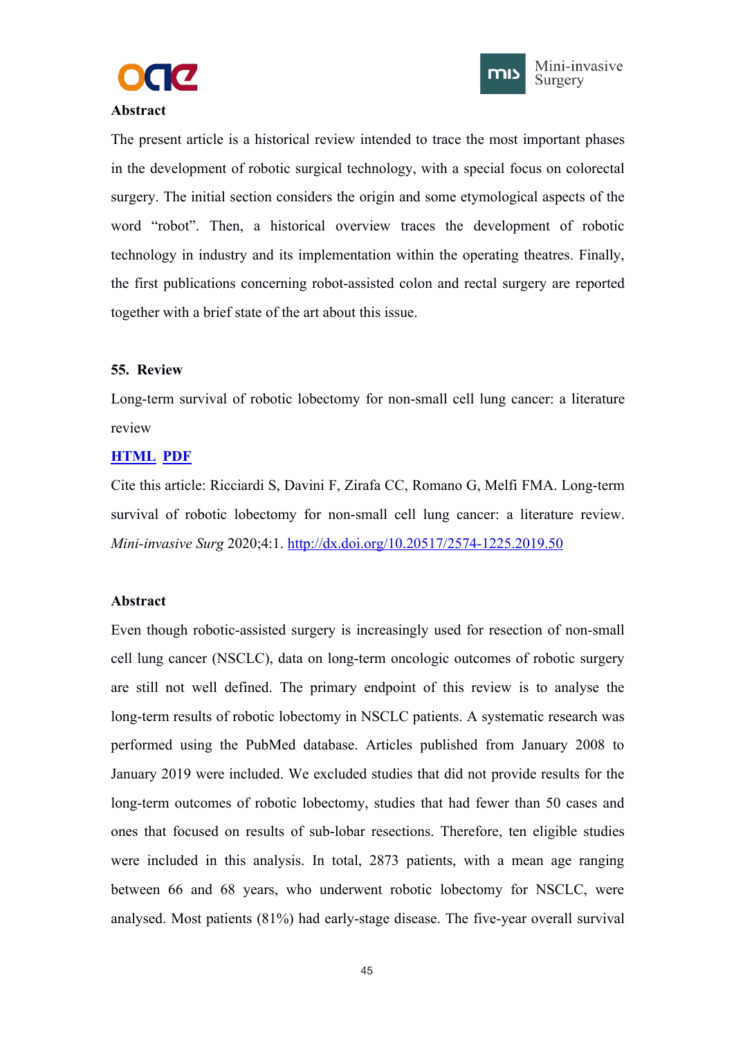**Abstract**

The present article is a historical review intended to trace the most important phases in the development of robotic surgical technology, with a special focus on colorectal surgery. The initial section considers the origin and some etymological aspects of the word "robot". Then, a historical overview traces the development of robotic technology in industry and its implementation within the operating theatres. Finally, the first publications concerning robot-assisted colon and rectal surgery are reported together with a brief state of the art about this issue.

**55. Review**

Long-term survival of robotic lobectomy for non-small cell lung cancer: a literature review

**HTML PDF**

Cite this article: Ricciardi S, Davini F, Zirafa CC, Romano G, Melfi FMA. Long-term survival of robotic lobectomy for non-small cell lung cancer: a literature review. *Mini-invasive Surg* 2020;4:1. http://dx.doi.org/10.20517/2574-1225.2019.50

**Abstract**

Even though robotic-assisted surgery is increasingly used for resection of non-small cell lung cancer (NSCLC), data on long-term oncologic outcomes of robotic surgery are still not well defined. The primary endpoint of this review is to analyse the long-term results of robotic lobectomy in NSCLC patients. A systematic research was performed using the PubMed database. Articles published from January 2008 to January 2019 were included. We excluded studies that did not provide results for the long-term outcomes of robotic lobectomy, studies that had fewer than 50 cases and ones that focused on results of sub-lobar resections. Therefore, ten eligible studies were included in this analysis. In total, 2873 patients, with a mean age ranging between 66 and 68 years, who underwent robotic lobectomy for NSCLC, were analysed. Most patients (81%) had early-stage disease. The five-year overall survival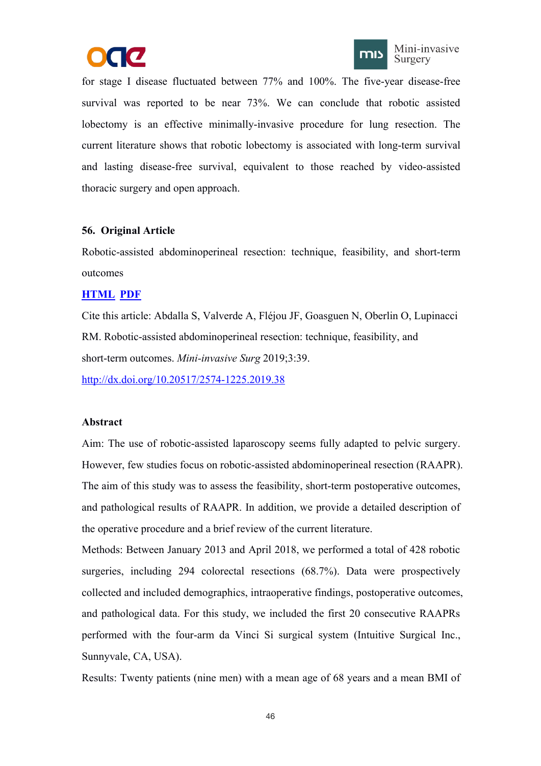for stage I disease fluctuated between 77% and 100%. The five-year disease-free survival was reported to be near 73%. We can conclude that robotic assisted lobectomy is an effective minimally-invasive procedure for lung resection. The current literature shows that robotic lobectomy is associated with long-term survival and lasting disease-free survival, equivalent to those reached by video-assisted thoracic surgery and open approach.

**56. Original Article**

Robotic-assisted abdominoperineal resection: technique, feasibility, and short-term outcomes

**HTML PDF**

Cite this article: Abdalla S, Valverde A, Fléjou JF, Goasguen N, Oberlin O, Lupinacci RM. Robotic-assisted abdominoperineal resection: technique, feasibility, and short-term outcomes. *Mini-invasive Surg* 2019;3:39.

http://dx.doi.org/10.20517/2574-1225.2019.38

**Abstract**

Aim: The use of robotic-assisted laparoscopy seems fully adapted to pelvic surgery. However, few studies focus on robotic-assisted abdominoperineal resection (RAAPR). The aim of this study was to assess the feasibility, short-term postoperative outcomes, and pathological results of RAAPR. In addition, we provide a detailed description of the operative procedure and a brief review of the current literature.

Methods: Between January 2013 and April 2018, we performed a total of 428 robotic surgeries, including 294 colorectal resections (68.7%). Data were prospectively collected and included demographics, intraoperative findings, postoperative outcomes, and pathological data. For this study, we included the first 20 consecutive RAAPRs performed with the four-arm da Vinci Si surgical system (Intuitive Surgical Inc., Sunnyvale, CA, USA).

Results: Twenty patients (nine men) with a mean age of 68 years and a mean BMI of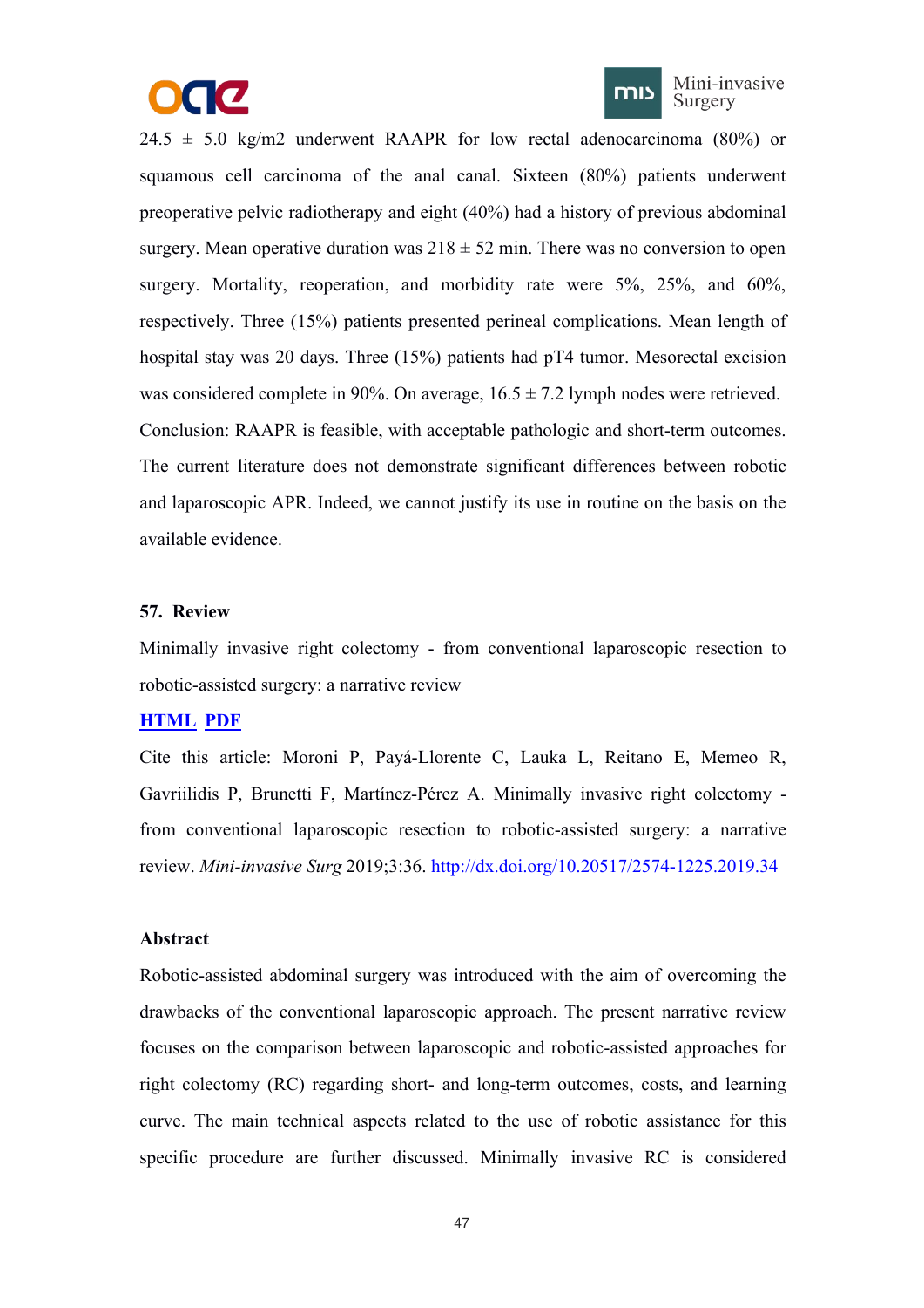24.5 ± 5.0 kg/m2 underwent RAAPR for low rectal adenocarcinoma (80%) or squamous cell carcinoma of the anal canal. Sixteen (80%) patients underwent preoperative pelvic radiotherapy and eight (40%) had a history of previous abdominal surgery. Mean operative duration was 218 ± 52 min. There was no conversion to open surgery. Mortality, reoperation, and morbidity rate were 5%, 25%, and 60%, respectively. Three (15%) patients presented perineal complications. Mean length of hospital stay was 20 days. Three (15%) patients had pT4 tumor. Mesorectal excision was considered complete in 90%. On average, 16.5 ± 7.2 lymph nodes were retrieved.

Conclusion: RAAPR is feasible, with acceptable pathologic and short-term outcomes. The current literature does not demonstrate significant differences between robotic and laparoscopic APR. Indeed, we cannot justify its use in routine on the basis on the available evidence.

**57. Review**

Minimally invasive right colectomy - from conventional laparoscopic resection to robotic-assisted surgery: a narrative review

**HTML** **PDF**

Cite this article: Moroni P, Payá-Llorente C, Lauka L, Reitano E, Memeo R, Gavriilidis P, Brunetti F, Martínez-Pérez A. Minimally invasive right colectomy - from conventional laparoscopic resection to robotic-assisted surgery: a narrative review. *Mini-invasive Surg* 2019;3:36. http://dx.doi.org/10.20517/2574-1225.2019.34

**Abstract**

Robotic-assisted abdominal surgery was introduced with the aim of overcoming the drawbacks of the conventional laparoscopic approach. The present narrative review focuses on the comparison between laparoscopic and robotic-assisted approaches for right colectomy (RC) regarding short- and long-term outcomes, costs, and learning curve. The main technical aspects related to the use of robotic assistance for this specific procedure are further discussed. Minimally invasive RC is considered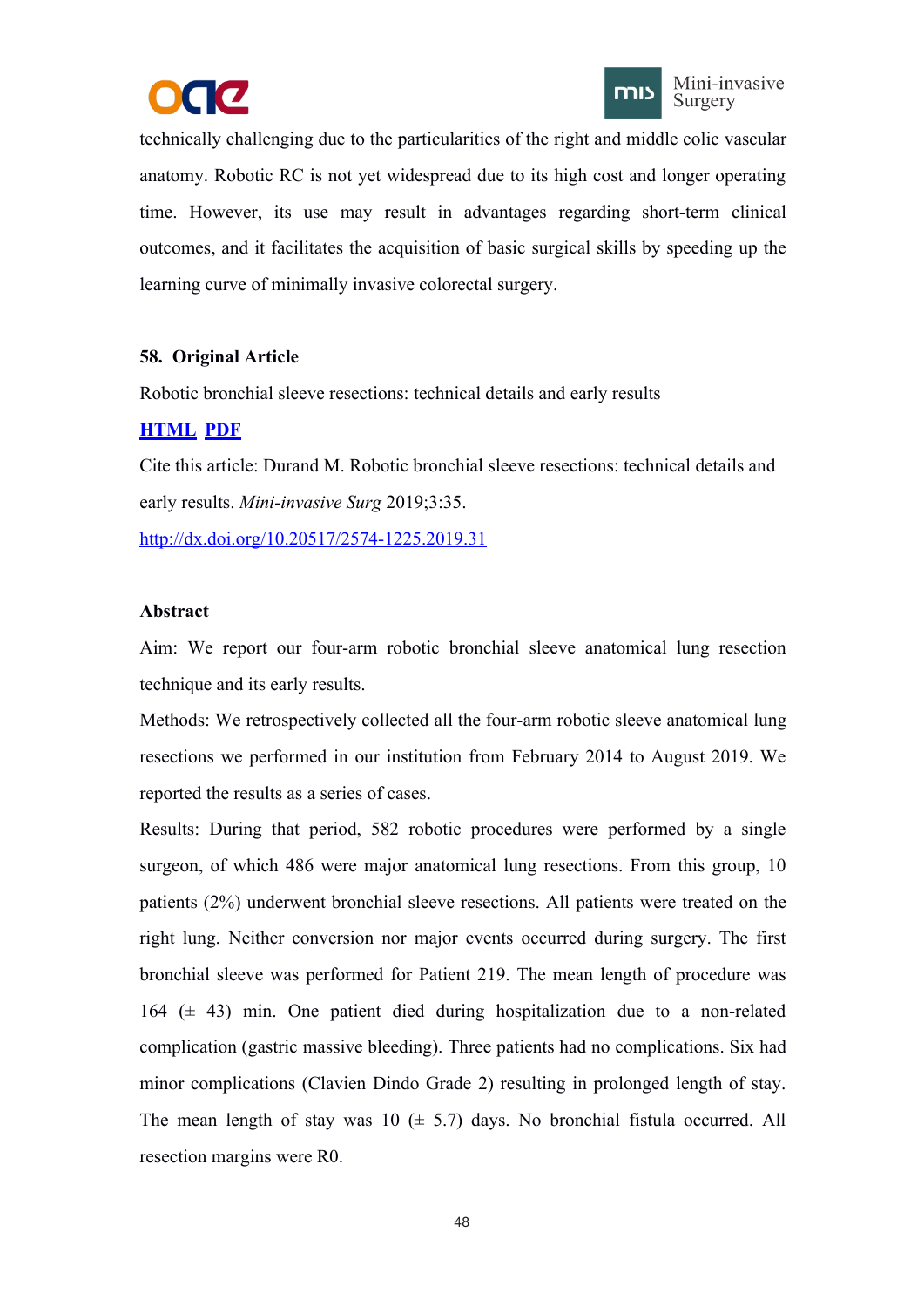technically challenging due to the particularities of the right and middle colic vascular anatomy. Robotic RC is not yet widespread due to its high cost and longer operating time. However, its use may result in advantages regarding short-term clinical outcomes, and it facilitates the acquisition of basic surgical skills by speeding up the learning curve of minimally invasive colorectal surgery.

**58. Original Article**

Robotic bronchial sleeve resections: technical details and early results

**HTML PDF**

Cite this article: Durand M. Robotic bronchial sleeve resections: technical details and early results. *Mini-invasive Surg* 2019;3:35.

http://dx.doi.org/10.20517/2574-1225.2019.31

**Abstract**

Aim: We report our four-arm robotic bronchial sleeve anatomical lung resection technique and its early results.

Methods: We retrospectively collected all the four-arm robotic sleeve anatomical lung resections we performed in our institution from February 2014 to August 2019. We reported the results as a series of cases.

Results: During that period, 582 robotic procedures were performed by a single surgeon, of which 486 were major anatomical lung resections. From this group, 10 patients (2%) underwent bronchial sleeve resections. All patients were treated on the right lung. Neither conversion nor major events occurred during surgery. The first bronchial sleeve was performed for Patient 219. The mean length of procedure was 164 (± 43) min. One patient died during hospitalization due to a non-related complication (gastric massive bleeding). Three patients had no complications. Six had minor complications (Clavien Dindo Grade 2) resulting in prolonged length of stay. The mean length of stay was 10 (± 5.7) days. No bronchial fistula occurred. All resection margins were R0.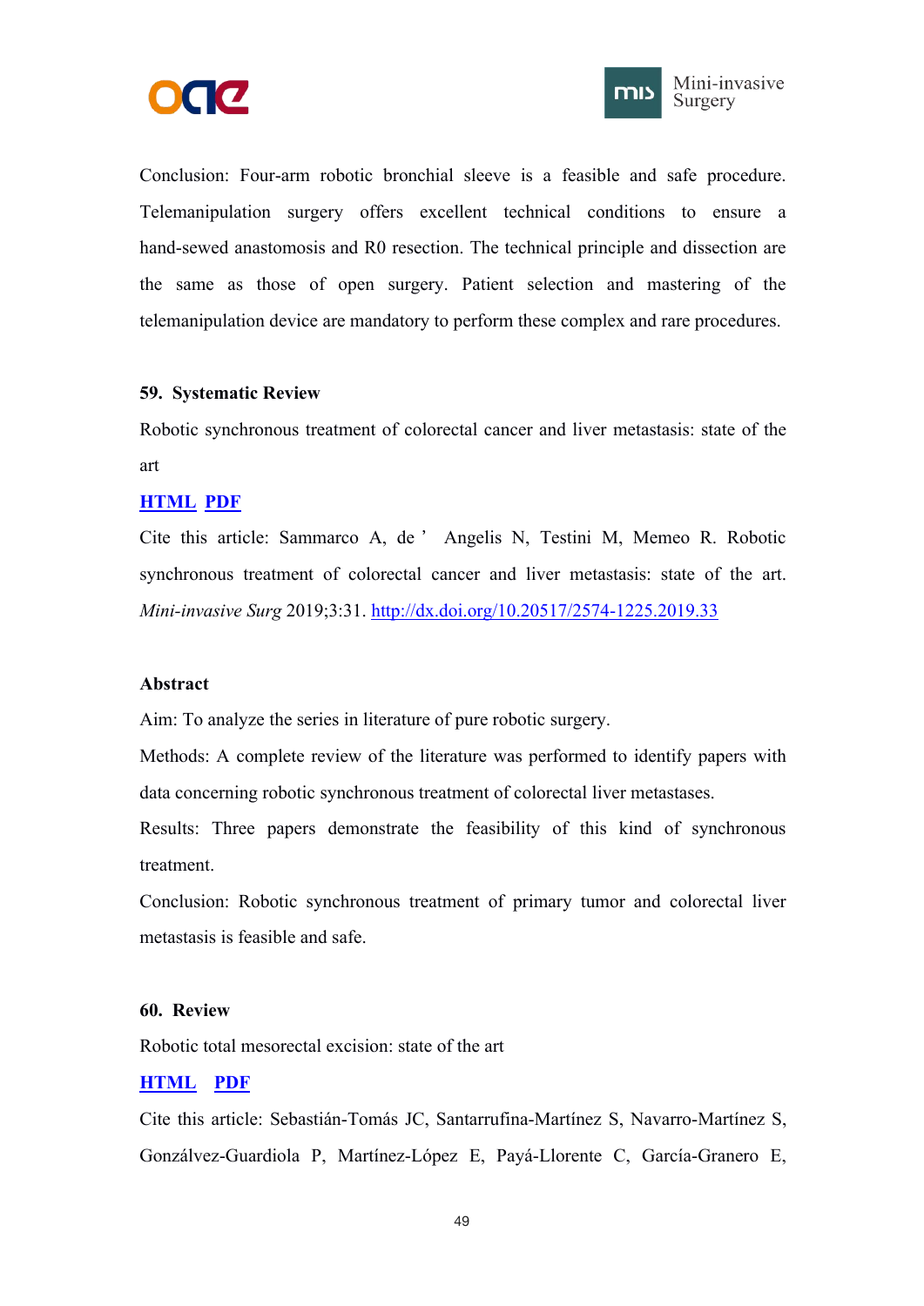Conclusion: Four-arm robotic bronchial sleeve is a feasible and safe procedure. Telemanipulation surgery offers excellent technical conditions to ensure a hand-sewed anastomosis and R0 resection. The technical principle and dissection are the same as those of open surgery. Patient selection and mastering of the telemanipulation device are mandatory to perform these complex and rare procedures.

**59. Systematic Review**

Robotic synchronous treatment of colorectal cancer and liver metastasis: state of the art

**HTML** **PDF**

Cite this article: Sammarco A, de ' Angelis N, Testini M, Memeo R. Robotic synchronous treatment of colorectal cancer and liver metastasis: state of the art. *Mini-invasive Surg* 2019;3:31. http://dx.doi.org/10.20517/2574-1225.2019.33

**Abstract**

Aim: To analyze the series in literature of pure robotic surgery.

Methods: A complete review of the literature was performed to identify papers with data concerning robotic synchronous treatment of colorectal liver metastases.

Results: Three papers demonstrate the feasibility of this kind of synchronous treatment.

Conclusion: Robotic synchronous treatment of primary tumor and colorectal liver metastasis is feasible and safe.

**60. Review**

Robotic total mesorectal excision: state of the art

**HTML** **PDF**

Cite this article: Sebastián-Tomás JC, Santarrufina-Martínez S, Navarro-Martínez S, Gonzálvez-Guardiola P, Martínez-López E, Payá-Llorente C, García-Granero E,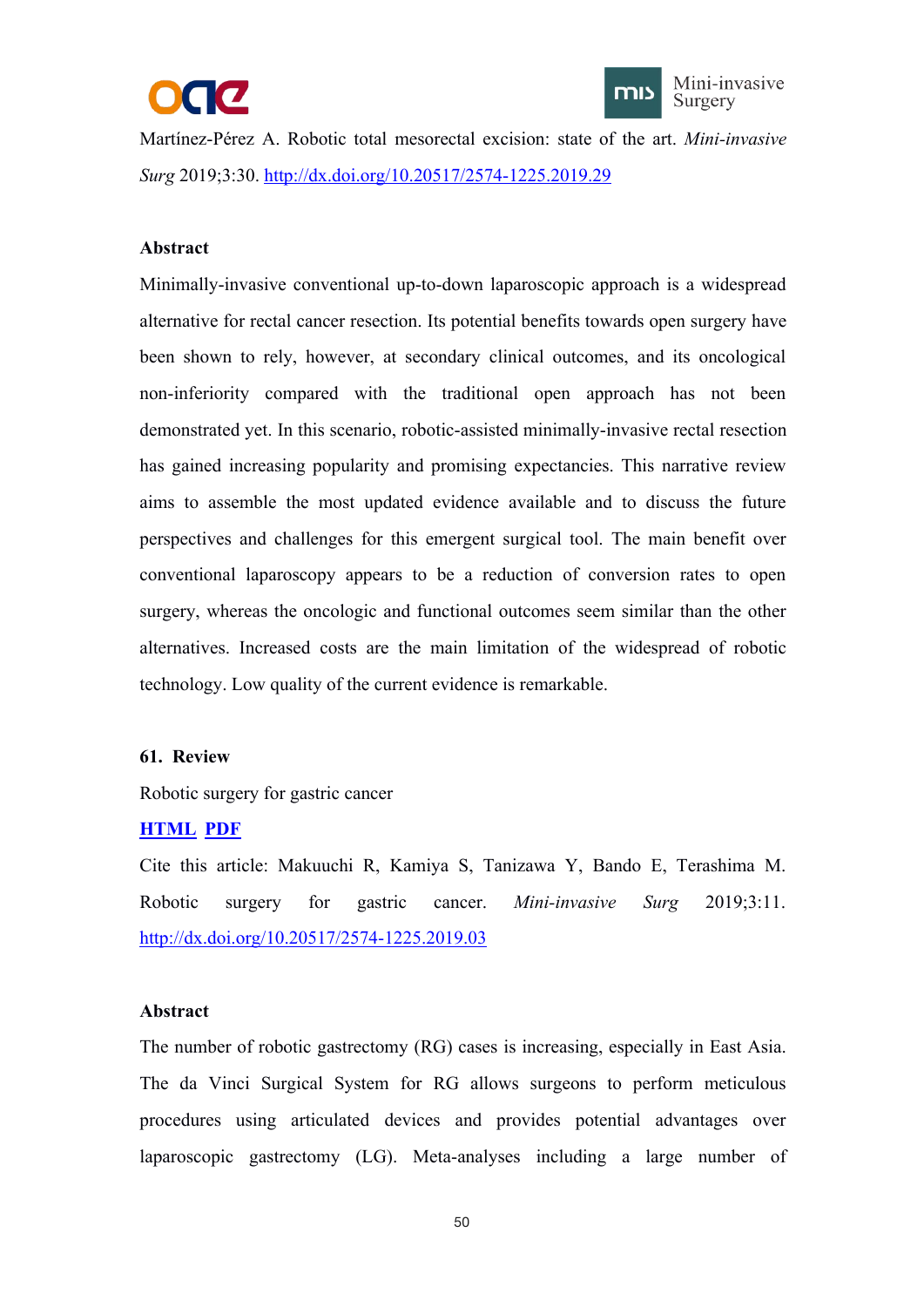Martínez-Pérez A. Robotic total mesorectal excision: state of the art. *Mini-invasive Surg* 2019;3:30. http://dx.doi.org/10.20517/2574-1225.2019.29

**Abstract**

Minimally-invasive conventional up-to-down laparoscopic approach is a widespread alternative for rectal cancer resection. Its potential benefits towards open surgery have been shown to rely, however, at secondary clinical outcomes, and its oncological non-inferiority compared with the traditional open approach has not been demonstrated yet. In this scenario, robotic-assisted minimally-invasive rectal resection has gained increasing popularity and promising expectancies. This narrative review aims to assemble the most updated evidence available and to discuss the future perspectives and challenges for this emergent surgical tool. The main benefit over conventional laparoscopy appears to be a reduction of conversion rates to open surgery, whereas the oncologic and functional outcomes seem similar than the other alternatives. Increased costs are the main limitation of the widespread of robotic technology. Low quality of the current evidence is remarkable.

**61. Review**

Robotic surgery for gastric cancer

**HTML** **PDF**

Cite this article: Makuuchi R, Kamiya S, Tanizawa Y, Bando E, Terashima M. Robotic surgery for gastric cancer. *Mini-invasive Surg* 2019;3:11. http://dx.doi.org/10.20517/2574-1225.2019.03

**Abstract**

The number of robotic gastrectomy (RG) cases is increasing, especially in East Asia. The da Vinci Surgical System for RG allows surgeons to perform meticulous procedures using articulated devices and provides potential advantages over laparoscopic gastrectomy (LG). Meta-analyses including a large number of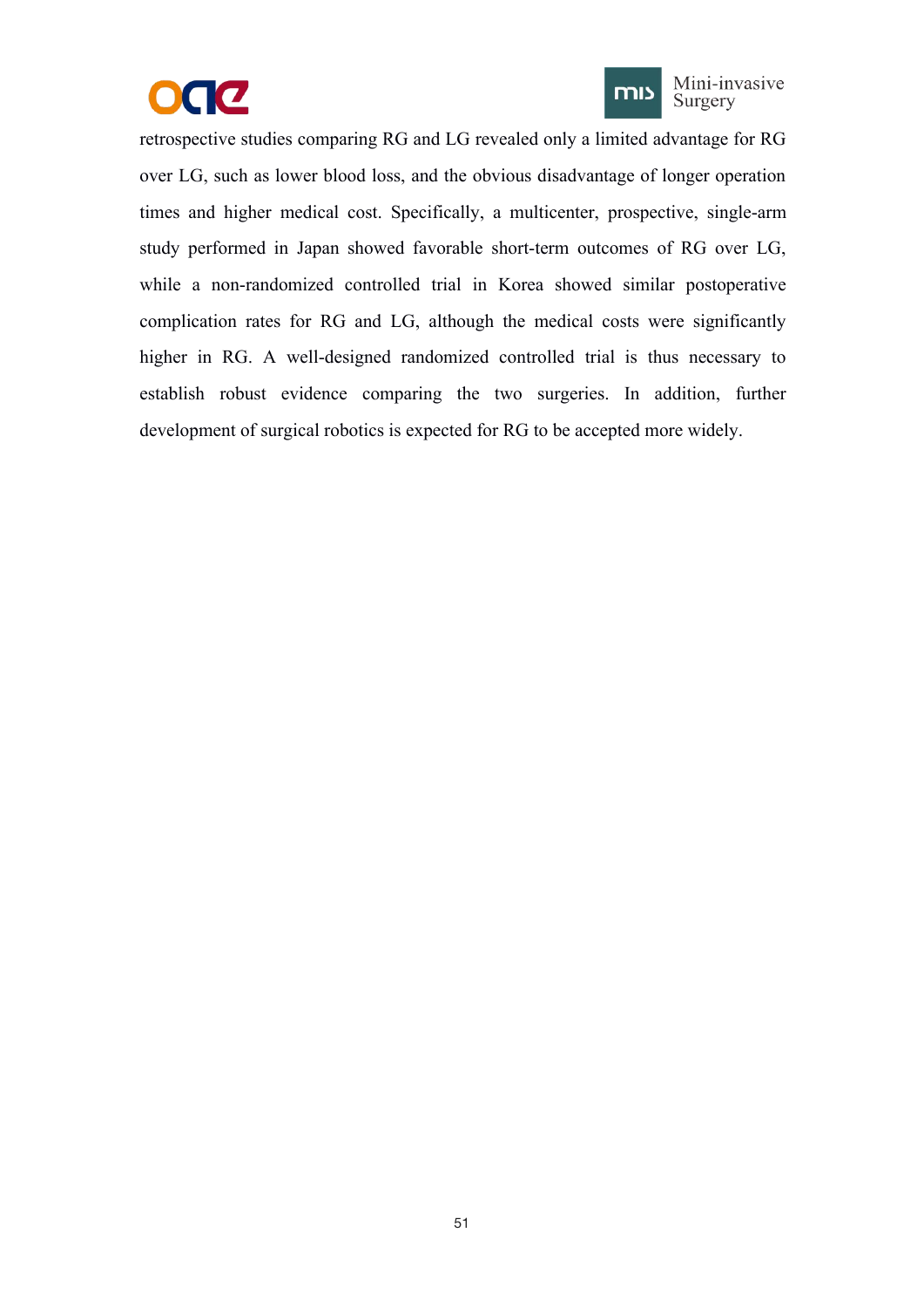retrospective studies comparing RG and LG revealed only a limited advantage for RG over LG, such as lower blood loss, and the obvious disadvantage of longer operation times and higher medical cost. Specifically, a multicenter, prospective, single-arm study performed in Japan showed favorable short-term outcomes of RG over LG, while a non-randomized controlled trial in Korea showed similar postoperative complication rates for RG and LG, although the medical costs were significantly higher in RG. A well-designed randomized controlled trial is thus necessary to establish robust evidence comparing the two surgeries. In addition, further development of surgical robotics is expected for RG to be accepted more widely.